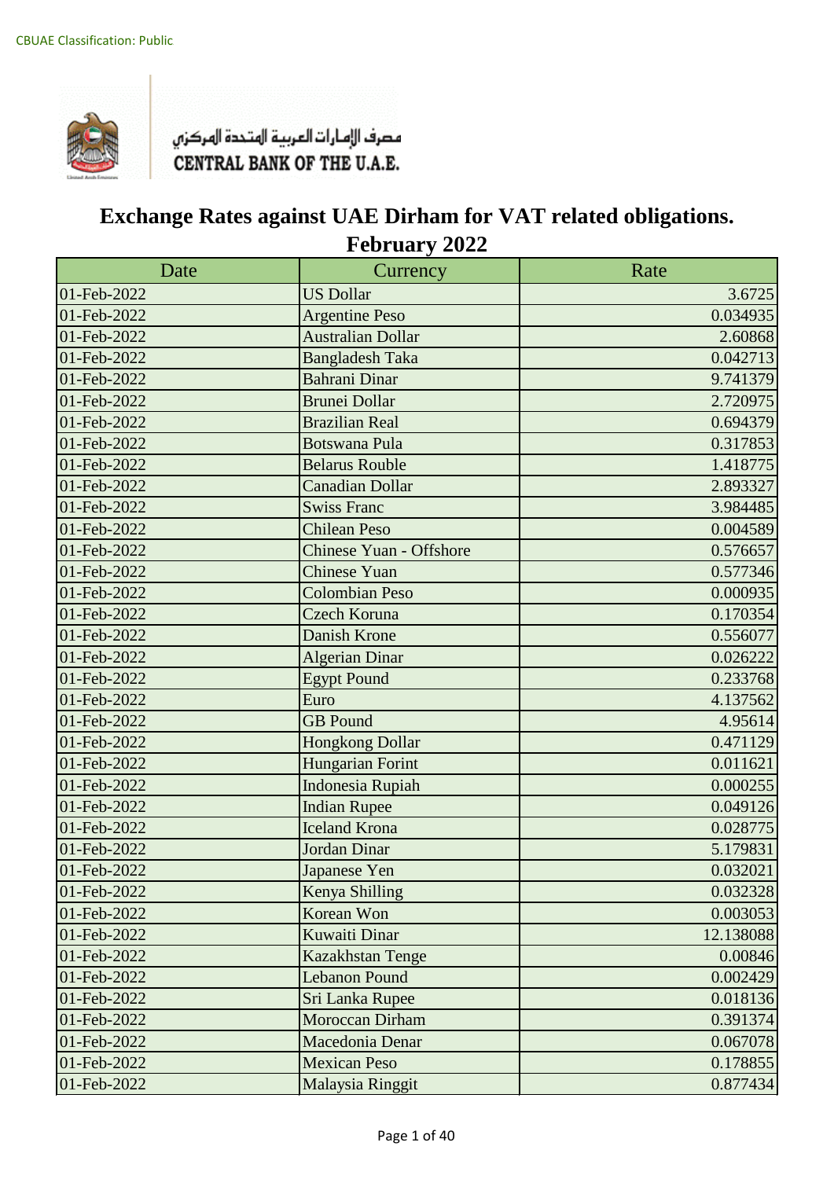CBUAE Classification: Public

مصرف الإمارات العربية المتحدة المركزي
CENTRAL BANK OF THE U.A.E.

# Exchange Rates against UAE Dirham for VAT related obligations.
## February 2022

| Date | Currency | Rate |
|---|---|---|
| 01-Feb-2022 | US Dollar | 3.6725 |
| 01-Feb-2022 | Argentine Peso | 0.034935 |
| 01-Feb-2022 | Australian Dollar | 2.60868 |
| 01-Feb-2022 | Bangladesh Taka | 0.042713 |
| 01-Feb-2022 | Bahrani Dinar | 9.741379 |
| 01-Feb-2022 | Brunei Dollar | 2.720975 |
| 01-Feb-2022 | Brazilian Real | 0.694379 |
| 01-Feb-2022 | Botswana Pula | 0.317853 |
| 01-Feb-2022 | Belarus Rouble | 1.418775 |
| 01-Feb-2022 | Canadian Dollar | 2.893327 |
| 01-Feb-2022 | Swiss Franc | 3.984485 |
| 01-Feb-2022 | Chilean Peso | 0.004589 |
| 01-Feb-2022 | Chinese Yuan - Offshore | 0.576657 |
| 01-Feb-2022 | Chinese Yuan | 0.577346 |
| 01-Feb-2022 | Colombian Peso | 0.000935 |
| 01-Feb-2022 | Czech Koruna | 0.170354 |
| 01-Feb-2022 | Danish Krone | 0.556077 |
| 01-Feb-2022 | Algerian Dinar | 0.026222 |
| 01-Feb-2022 | Egypt Pound | 0.233768 |
| 01-Feb-2022 | Euro | 4.137562 |
| 01-Feb-2022 | GB Pound | 4.95614 |
| 01-Feb-2022 | Hongkong Dollar | 0.471129 |
| 01-Feb-2022 | Hungarian Forint | 0.011621 |
| 01-Feb-2022 | Indonesia Rupiah | 0.000255 |
| 01-Feb-2022 | Indian Rupee | 0.049126 |
| 01-Feb-2022 | Iceland Krona | 0.028775 |
| 01-Feb-2022 | Jordan Dinar | 5.179831 |
| 01-Feb-2022 | Japanese Yen | 0.032021 |
| 01-Feb-2022 | Kenya Shilling | 0.032328 |
| 01-Feb-2022 | Korean Won | 0.003053 |
| 01-Feb-2022 | Kuwaiti Dinar | 12.138088 |
| 01-Feb-2022 | Kazakhstan Tenge | 0.00846 |
| 01-Feb-2022 | Lebanon Pound | 0.002429 |
| 01-Feb-2022 | Sri Lanka Rupee | 0.018136 |
| 01-Feb-2022 | Moroccan Dirham | 0.391374 |
| 01-Feb-2022 | Macedonia Denar | 0.067078 |
| 01-Feb-2022 | Mexican Peso | 0.178855 |
| 01-Feb-2022 | Malaysia Ringgit | 0.877434 |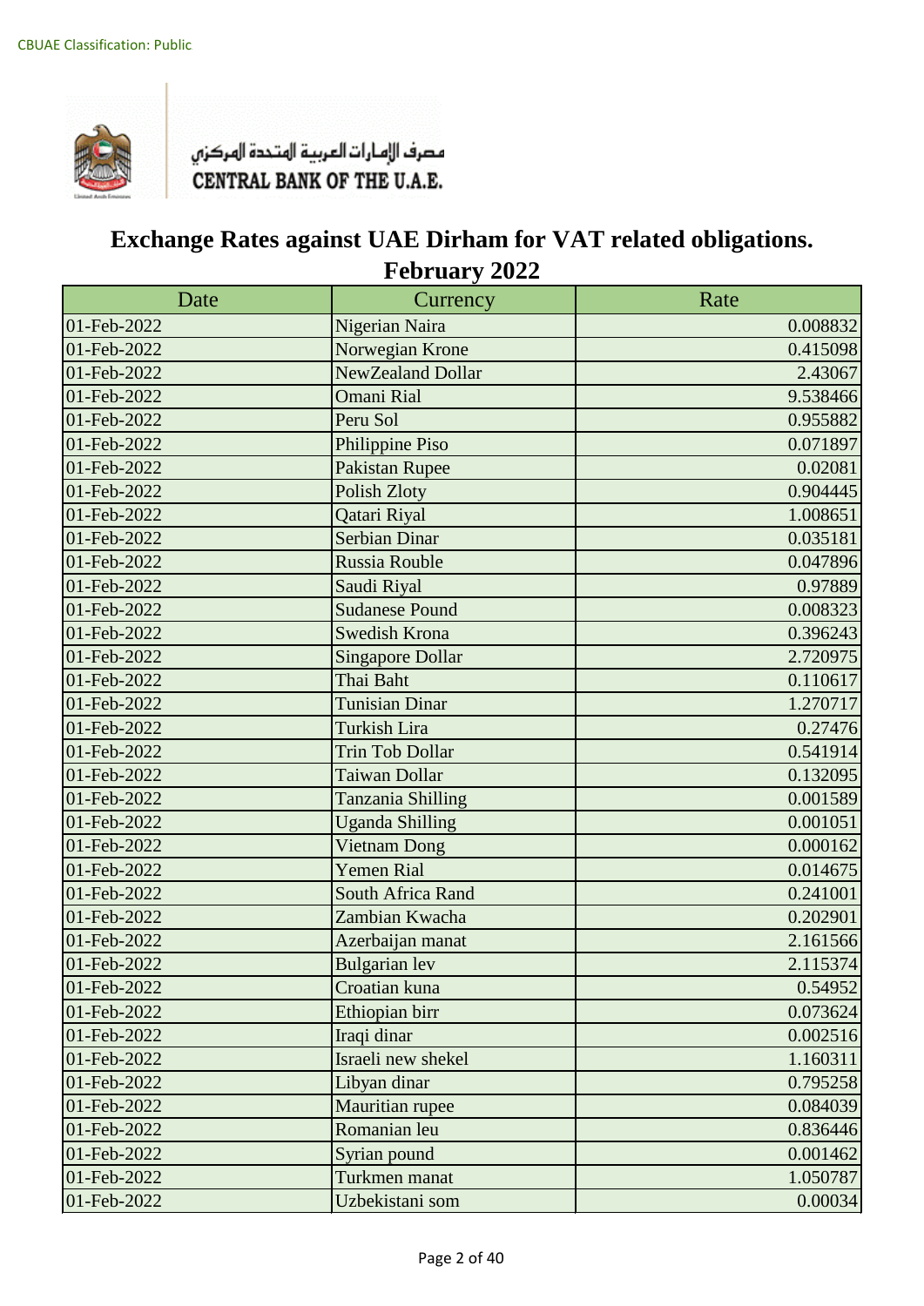CBUAE Classification: Public

مصرف الإمارات العربية المتحدة المركزي
CENTRAL BANK OF THE U.A.E.

# Exchange Rates against UAE Dirham for VAT related obligations.
## February 2022

| Date | Currency | Rate |
|---|---|---|
| 01-Feb-2022 | Nigerian Naira | 0.008832 |
| 01-Feb-2022 | Norwegian Krone | 0.415098 |
| 01-Feb-2022 | NewZealand Dollar | 2.43067 |
| 01-Feb-2022 | Omani Rial | 9.538466 |
| 01-Feb-2022 | Peru Sol | 0.955882 |
| 01-Feb-2022 | Philippine Piso | 0.071897 |
| 01-Feb-2022 | Pakistan Rupee | 0.02081 |
| 01-Feb-2022 | Polish Zloty | 0.904445 |
| 01-Feb-2022 | Qatari Riyal | 1.008651 |
| 01-Feb-2022 | Serbian Dinar | 0.035181 |
| 01-Feb-2022 | Russia Rouble | 0.047896 |
| 01-Feb-2022 | Saudi Riyal | 0.97889 |
| 01-Feb-2022 | Sudanese Pound | 0.008323 |
| 01-Feb-2022 | Swedish Krona | 0.396243 |
| 01-Feb-2022 | Singapore Dollar | 2.720975 |
| 01-Feb-2022 | Thai Baht | 0.110617 |
| 01-Feb-2022 | Tunisian Dinar | 1.270717 |
| 01-Feb-2022 | Turkish Lira | 0.27476 |
| 01-Feb-2022 | Trin Tob Dollar | 0.541914 |
| 01-Feb-2022 | Taiwan Dollar | 0.132095 |
| 01-Feb-2022 | Tanzania Shilling | 0.001589 |
| 01-Feb-2022 | Uganda Shilling | 0.001051 |
| 01-Feb-2022 | Vietnam Dong | 0.000162 |
| 01-Feb-2022 | Yemen Rial | 0.014675 |
| 01-Feb-2022 | South Africa Rand | 0.241001 |
| 01-Feb-2022 | Zambian Kwacha | 0.202901 |
| 01-Feb-2022 | Azerbaijan manat | 2.161566 |
| 01-Feb-2022 | Bulgarian lev | 2.115374 |
| 01-Feb-2022 | Croatian kuna | 0.54952 |
| 01-Feb-2022 | Ethiopian birr | 0.073624 |
| 01-Feb-2022 | Iraqi dinar | 0.002516 |
| 01-Feb-2022 | Israeli new shekel | 1.160311 |
| 01-Feb-2022 | Libyan dinar | 0.795258 |
| 01-Feb-2022 | Mauritian rupee | 0.084039 |
| 01-Feb-2022 | Romanian leu | 0.836446 |
| 01-Feb-2022 | Syrian pound | 0.001462 |
| 01-Feb-2022 | Turkmen manat | 1.050787 |
| 01-Feb-2022 | Uzbekistani som | 0.00034 |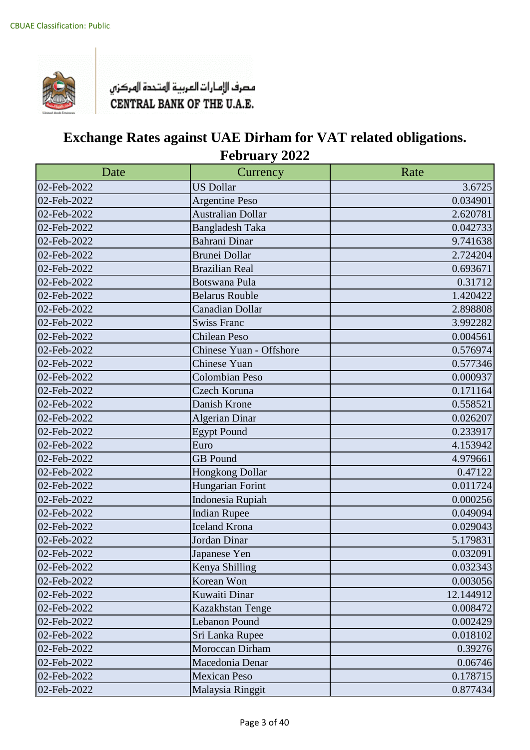CBUAE Classification: Public

مصرف الإمارات العربية المتحدة المركزي
CENTRAL BANK OF THE U.A.E.

# Exchange Rates against UAE Dirham for VAT related obligations. February 2022

| Date | Currency | Rate |
|---|---|---|
| 02-Feb-2022 | US Dollar | 3.6725 |
| 02-Feb-2022 | Argentine Peso | 0.034901 |
| 02-Feb-2022 | Australian Dollar | 2.620781 |
| 02-Feb-2022 | Bangladesh Taka | 0.042733 |
| 02-Feb-2022 | Bahrani Dinar | 9.741638 |
| 02-Feb-2022 | Brunei Dollar | 2.724204 |
| 02-Feb-2022 | Brazilian Real | 0.693671 |
| 02-Feb-2022 | Botswana Pula | 0.31712 |
| 02-Feb-2022 | Belarus Rouble | 1.420422 |
| 02-Feb-2022 | Canadian Dollar | 2.898808 |
| 02-Feb-2022 | Swiss Franc | 3.992282 |
| 02-Feb-2022 | Chilean Peso | 0.004561 |
| 02-Feb-2022 | Chinese Yuan - Offshore | 0.576974 |
| 02-Feb-2022 | Chinese Yuan | 0.577346 |
| 02-Feb-2022 | Colombian Peso | 0.000937 |
| 02-Feb-2022 | Czech Koruna | 0.171164 |
| 02-Feb-2022 | Danish Krone | 0.558521 |
| 02-Feb-2022 | Algerian Dinar | 0.026207 |
| 02-Feb-2022 | Egypt Pound | 0.233917 |
| 02-Feb-2022 | Euro | 4.153942 |
| 02-Feb-2022 | GB Pound | 4.979661 |
| 02-Feb-2022 | Hongkong Dollar | 0.47122 |
| 02-Feb-2022 | Hungarian Forint | 0.011724 |
| 02-Feb-2022 | Indonesia Rupiah | 0.000256 |
| 02-Feb-2022 | Indian Rupee | 0.049094 |
| 02-Feb-2022 | Iceland Krona | 0.029043 |
| 02-Feb-2022 | Jordan Dinar | 5.179831 |
| 02-Feb-2022 | Japanese Yen | 0.032091 |
| 02-Feb-2022 | Kenya Shilling | 0.032343 |
| 02-Feb-2022 | Korean Won | 0.003056 |
| 02-Feb-2022 | Kuwaiti Dinar | 12.144912 |
| 02-Feb-2022 | Kazakhstan Tenge | 0.008472 |
| 02-Feb-2022 | Lebanon Pound | 0.002429 |
| 02-Feb-2022 | Sri Lanka Rupee | 0.018102 |
| 02-Feb-2022 | Moroccan Dirham | 0.39276 |
| 02-Feb-2022 | Macedonia Denar | 0.06746 |
| 02-Feb-2022 | Mexican Peso | 0.178715 |
| 02-Feb-2022 | Malaysia Ringgit | 0.877434 |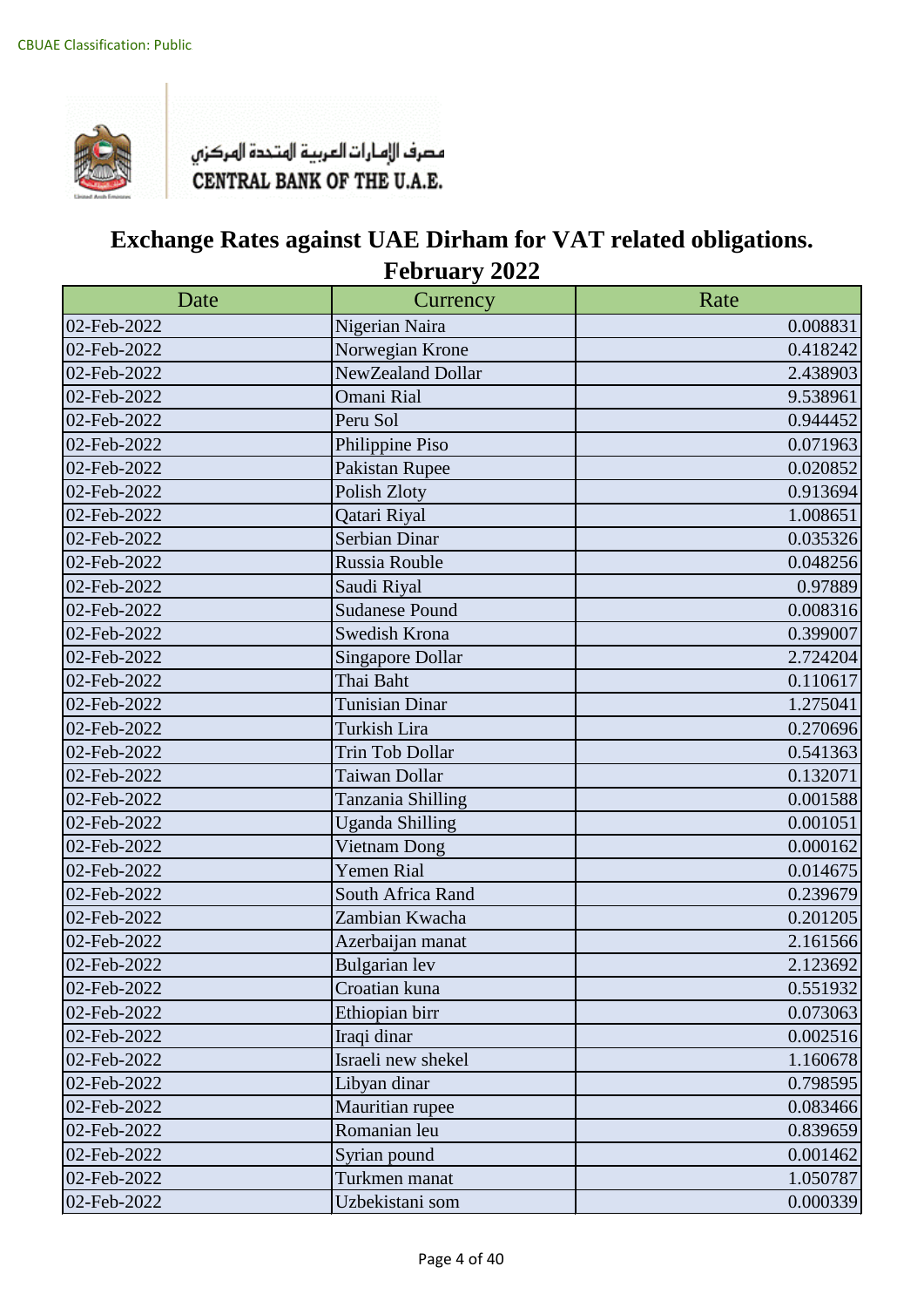CBUAE Classification: Public

مصرف الإمارات العربية المتحدة المركزي
CENTRAL BANK OF THE U.A.E.

# Exchange Rates against UAE Dirham for VAT related obligations.
## February 2022

| Date | Currency | Rate |
|---|---|---|
| 02-Feb-2022 | Nigerian Naira | 0.008831 |
| 02-Feb-2022 | Norwegian Krone | 0.418242 |
| 02-Feb-2022 | NewZealand Dollar | 2.438903 |
| 02-Feb-2022 | Omani Rial | 9.538961 |
| 02-Feb-2022 | Peru Sol | 0.944452 |
| 02-Feb-2022 | Philippine Piso | 0.071963 |
| 02-Feb-2022 | Pakistan Rupee | 0.020852 |
| 02-Feb-2022 | Polish Zloty | 0.913694 |
| 02-Feb-2022 | Qatari Riyal | 1.008651 |
| 02-Feb-2022 | Serbian Dinar | 0.035326 |
| 02-Feb-2022 | Russia Rouble | 0.048256 |
| 02-Feb-2022 | Saudi Riyal | 0.97889 |
| 02-Feb-2022 | Sudanese Pound | 0.008316 |
| 02-Feb-2022 | Swedish Krona | 0.399007 |
| 02-Feb-2022 | Singapore Dollar | 2.724204 |
| 02-Feb-2022 | Thai Baht | 0.110617 |
| 02-Feb-2022 | Tunisian Dinar | 1.275041 |
| 02-Feb-2022 | Turkish Lira | 0.270696 |
| 02-Feb-2022 | Trin Tob Dollar | 0.541363 |
| 02-Feb-2022 | Taiwan Dollar | 0.132071 |
| 02-Feb-2022 | Tanzania Shilling | 0.001588 |
| 02-Feb-2022 | Uganda Shilling | 0.001051 |
| 02-Feb-2022 | Vietnam Dong | 0.000162 |
| 02-Feb-2022 | Yemen Rial | 0.014675 |
| 02-Feb-2022 | South Africa Rand | 0.239679 |
| 02-Feb-2022 | Zambian Kwacha | 0.201205 |
| 02-Feb-2022 | Azerbaijan manat | 2.161566 |
| 02-Feb-2022 | Bulgarian lev | 2.123692 |
| 02-Feb-2022 | Croatian kuna | 0.551932 |
| 02-Feb-2022 | Ethiopian birr | 0.073063 |
| 02-Feb-2022 | Iraqi dinar | 0.002516 |
| 02-Feb-2022 | Israeli new shekel | 1.160678 |
| 02-Feb-2022 | Libyan dinar | 0.798595 |
| 02-Feb-2022 | Mauritian rupee | 0.083466 |
| 02-Feb-2022 | Romanian leu | 0.839659 |
| 02-Feb-2022 | Syrian pound | 0.001462 |
| 02-Feb-2022 | Turkmen manat | 1.050787 |
| 02-Feb-2022 | Uzbekistani som | 0.000339 |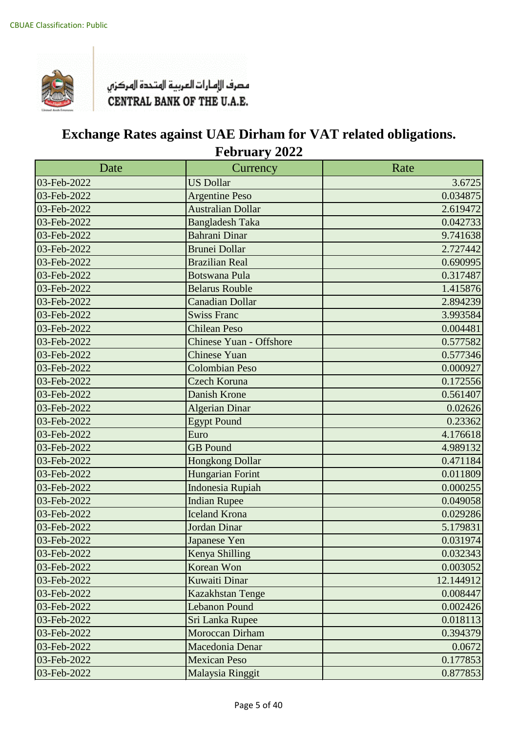CBUAE Classification: Public

مصرف الإمارات العربية المتحدة المركزي
CENTRAL BANK OF THE U.A.E.

# Exchange Rates against UAE Dirham for VAT related obligations.
## February 2022

| Date | Currency | Rate |
|---|---|---|
| 03-Feb-2022 | US Dollar | 3.6725 |
| 03-Feb-2022 | Argentine Peso | 0.034875 |
| 03-Feb-2022 | Australian Dollar | 2.619472 |
| 03-Feb-2022 | Bangladesh Taka | 0.042733 |
| 03-Feb-2022 | Bahrani Dinar | 9.741638 |
| 03-Feb-2022 | Brunei Dollar | 2.727442 |
| 03-Feb-2022 | Brazilian Real | 0.690995 |
| 03-Feb-2022 | Botswana Pula | 0.317487 |
| 03-Feb-2022 | Belarus Rouble | 1.415876 |
| 03-Feb-2022 | Canadian Dollar | 2.894239 |
| 03-Feb-2022 | Swiss Franc | 3.993584 |
| 03-Feb-2022 | Chilean Peso | 0.004481 |
| 03-Feb-2022 | Chinese Yuan - Offshore | 0.577582 |
| 03-Feb-2022 | Chinese Yuan | 0.577346 |
| 03-Feb-2022 | Colombian Peso | 0.000927 |
| 03-Feb-2022 | Czech Koruna | 0.172556 |
| 03-Feb-2022 | Danish Krone | 0.561407 |
| 03-Feb-2022 | Algerian Dinar | 0.02626 |
| 03-Feb-2022 | Egypt Pound | 0.23362 |
| 03-Feb-2022 | Euro | 4.176618 |
| 03-Feb-2022 | GB Pound | 4.989132 |
| 03-Feb-2022 | Hongkong Dollar | 0.471184 |
| 03-Feb-2022 | Hungarian Forint | 0.011809 |
| 03-Feb-2022 | Indonesia Rupiah | 0.000255 |
| 03-Feb-2022 | Indian Rupee | 0.049058 |
| 03-Feb-2022 | Iceland Krona | 0.029286 |
| 03-Feb-2022 | Jordan Dinar | 5.179831 |
| 03-Feb-2022 | Japanese Yen | 0.031974 |
| 03-Feb-2022 | Kenya Shilling | 0.032343 |
| 03-Feb-2022 | Korean Won | 0.003052 |
| 03-Feb-2022 | Kuwaiti Dinar | 12.144912 |
| 03-Feb-2022 | Kazakhstan Tenge | 0.008447 |
| 03-Feb-2022 | Lebanon Pound | 0.002426 |
| 03-Feb-2022 | Sri Lanka Rupee | 0.018113 |
| 03-Feb-2022 | Moroccan Dirham | 0.394379 |
| 03-Feb-2022 | Macedonia Denar | 0.0672 |
| 03-Feb-2022 | Mexican Peso | 0.177853 |
| 03-Feb-2022 | Malaysia Ringgit | 0.877853 |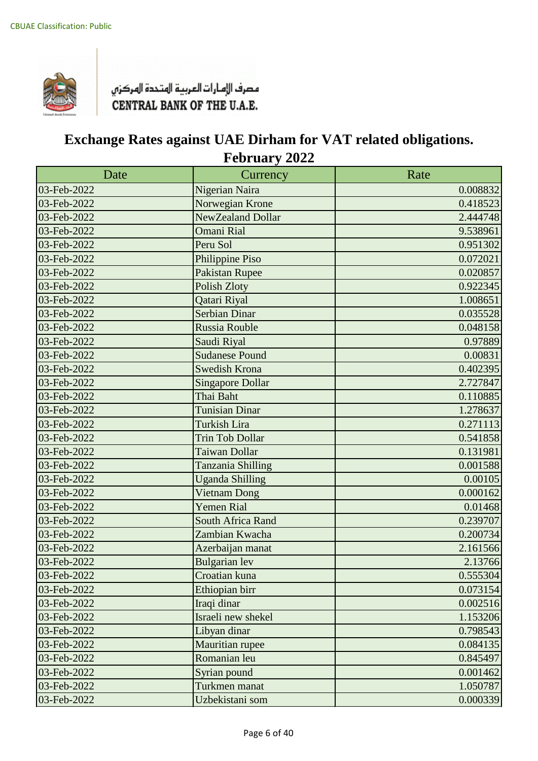CBUAE Classification: Public

مصرف الإمارات العربية المتحدة المركزي
CENTRAL BANK OF THE U.A.E.

# Exchange Rates against UAE Dirham for VAT related obligations. February 2022

| Date | Currency | Rate |
|---|---|---|
| 03-Feb-2022 | Nigerian Naira | 0.008832 |
| 03-Feb-2022 | Norwegian Krone | 0.418523 |
| 03-Feb-2022 | NewZealand Dollar | 2.444748 |
| 03-Feb-2022 | Omani Rial | 9.538961 |
| 03-Feb-2022 | Peru Sol | 0.951302 |
| 03-Feb-2022 | Philippine Piso | 0.072021 |
| 03-Feb-2022 | Pakistan Rupee | 0.020857 |
| 03-Feb-2022 | Polish Zloty | 0.922345 |
| 03-Feb-2022 | Qatari Riyal | 1.008651 |
| 03-Feb-2022 | Serbian Dinar | 0.035528 |
| 03-Feb-2022 | Russia Rouble | 0.048158 |
| 03-Feb-2022 | Saudi Riyal | 0.97889 |
| 03-Feb-2022 | Sudanese Pound | 0.00831 |
| 03-Feb-2022 | Swedish Krona | 0.402395 |
| 03-Feb-2022 | Singapore Dollar | 2.727847 |
| 03-Feb-2022 | Thai Baht | 0.110885 |
| 03-Feb-2022 | Tunisian Dinar | 1.278637 |
| 03-Feb-2022 | Turkish Lira | 0.271113 |
| 03-Feb-2022 | Trin Tob Dollar | 0.541858 |
| 03-Feb-2022 | Taiwan Dollar | 0.131981 |
| 03-Feb-2022 | Tanzania Shilling | 0.001588 |
| 03-Feb-2022 | Uganda Shilling | 0.00105 |
| 03-Feb-2022 | Vietnam Dong | 0.000162 |
| 03-Feb-2022 | Yemen Rial | 0.01468 |
| 03-Feb-2022 | South Africa Rand | 0.239707 |
| 03-Feb-2022 | Zambian Kwacha | 0.200734 |
| 03-Feb-2022 | Azerbaijan manat | 2.161566 |
| 03-Feb-2022 | Bulgarian lev | 2.13766 |
| 03-Feb-2022 | Croatian kuna | 0.555304 |
| 03-Feb-2022 | Ethiopian birr | 0.073154 |
| 03-Feb-2022 | Iraqi dinar | 0.002516 |
| 03-Feb-2022 | Israeli new shekel | 1.153206 |
| 03-Feb-2022 | Libyan dinar | 0.798543 |
| 03-Feb-2022 | Mauritian rupee | 0.084135 |
| 03-Feb-2022 | Romanian leu | 0.845497 |
| 03-Feb-2022 | Syrian pound | 0.001462 |
| 03-Feb-2022 | Turkmen manat | 1.050787 |
| 03-Feb-2022 | Uzbekistani som | 0.000339 |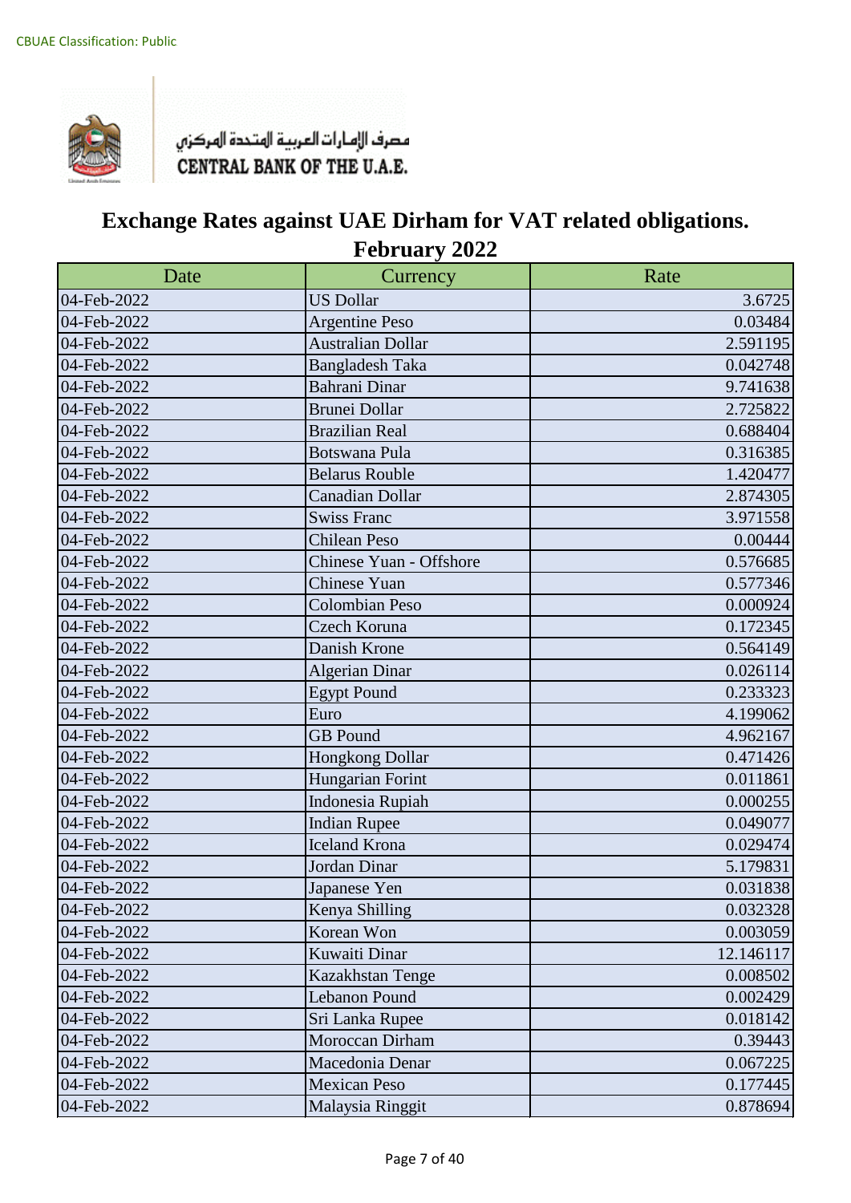CBUAE Classification: Public

مصرف الإمارات العربية المتحدة المركزي
CENTRAL BANK OF THE U.A.E.

# Exchange Rates against UAE Dirham for VAT related obligations.
# February 2022

| Date | Currency | Rate |
|---|---|---|
| 04-Feb-2022 | US Dollar | 3.6725 |
| 04-Feb-2022 | Argentine Peso | 0.03484 |
| 04-Feb-2022 | Australian Dollar | 2.591195 |
| 04-Feb-2022 | Bangladesh Taka | 0.042748 |
| 04-Feb-2022 | Bahrani Dinar | 9.741638 |
| 04-Feb-2022 | Brunei Dollar | 2.725822 |
| 04-Feb-2022 | Brazilian Real | 0.688404 |
| 04-Feb-2022 | Botswana Pula | 0.316385 |
| 04-Feb-2022 | Belarus Rouble | 1.420477 |
| 04-Feb-2022 | Canadian Dollar | 2.874305 |
| 04-Feb-2022 | Swiss Franc | 3.971558 |
| 04-Feb-2022 | Chilean Peso | 0.00444 |
| 04-Feb-2022 | Chinese Yuan - Offshore | 0.576685 |
| 04-Feb-2022 | Chinese Yuan | 0.577346 |
| 04-Feb-2022 | Colombian Peso | 0.000924 |
| 04-Feb-2022 | Czech Koruna | 0.172345 |
| 04-Feb-2022 | Danish Krone | 0.564149 |
| 04-Feb-2022 | Algerian Dinar | 0.026114 |
| 04-Feb-2022 | Egypt Pound | 0.233323 |
| 04-Feb-2022 | Euro | 4.199062 |
| 04-Feb-2022 | GB Pound | 4.962167 |
| 04-Feb-2022 | Hongkong Dollar | 0.471426 |
| 04-Feb-2022 | Hungarian Forint | 0.011861 |
| 04-Feb-2022 | Indonesia Rupiah | 0.000255 |
| 04-Feb-2022 | Indian Rupee | 0.049077 |
| 04-Feb-2022 | Iceland Krona | 0.029474 |
| 04-Feb-2022 | Jordan Dinar | 5.179831 |
| 04-Feb-2022 | Japanese Yen | 0.031838 |
| 04-Feb-2022 | Kenya Shilling | 0.032328 |
| 04-Feb-2022 | Korean Won | 0.003059 |
| 04-Feb-2022 | Kuwaiti Dinar | 12.146117 |
| 04-Feb-2022 | Kazakhstan Tenge | 0.008502 |
| 04-Feb-2022 | Lebanon Pound | 0.002429 |
| 04-Feb-2022 | Sri Lanka Rupee | 0.018142 |
| 04-Feb-2022 | Moroccan Dirham | 0.39443 |
| 04-Feb-2022 | Macedonia Denar | 0.067225 |
| 04-Feb-2022 | Mexican Peso | 0.177445 |
| 04-Feb-2022 | Malaysia Ringgit | 0.878694 |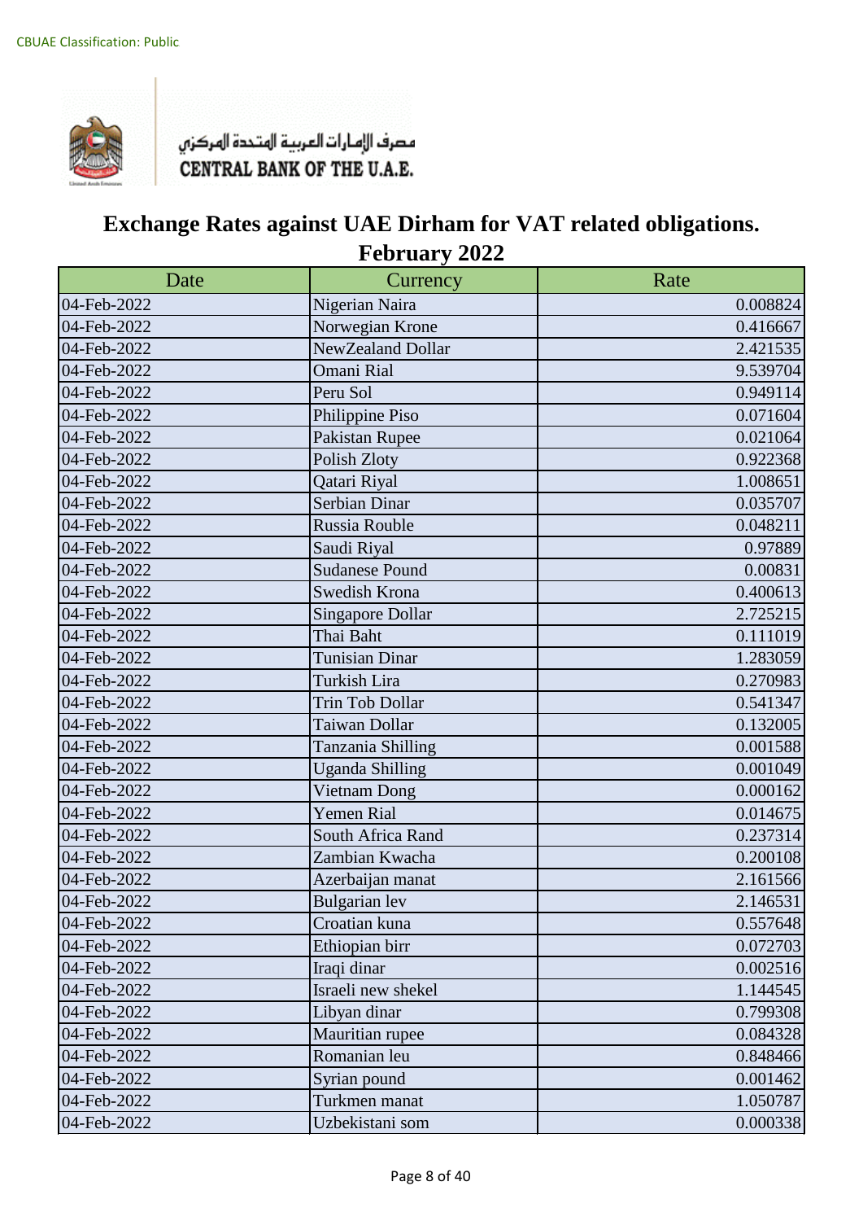CBUAE Classification: Public

مصرف الإمارات العربية المتحدة المركزي
CENTRAL BANK OF THE U.A.E.

# Exchange Rates against UAE Dirham for VAT related obligations.
## February 2022

| Date | Currency | Rate |
|---|---|---|
| 04-Feb-2022 | Nigerian Naira | 0.008824 |
| 04-Feb-2022 | Norwegian Krone | 0.416667 |
| 04-Feb-2022 | NewZealand Dollar | 2.421535 |
| 04-Feb-2022 | Omani Rial | 9.539704 |
| 04-Feb-2022 | Peru Sol | 0.949114 |
| 04-Feb-2022 | Philippine Piso | 0.071604 |
| 04-Feb-2022 | Pakistan Rupee | 0.021064 |
| 04-Feb-2022 | Polish Zloty | 0.922368 |
| 04-Feb-2022 | Qatari Riyal | 1.008651 |
| 04-Feb-2022 | Serbian Dinar | 0.035707 |
| 04-Feb-2022 | Russia Rouble | 0.048211 |
| 04-Feb-2022 | Saudi Riyal | 0.97889 |
| 04-Feb-2022 | Sudanese Pound | 0.00831 |
| 04-Feb-2022 | Swedish Krona | 0.400613 |
| 04-Feb-2022 | Singapore Dollar | 2.725215 |
| 04-Feb-2022 | Thai Baht | 0.111019 |
| 04-Feb-2022 | Tunisian Dinar | 1.283059 |
| 04-Feb-2022 | Turkish Lira | 0.270983 |
| 04-Feb-2022 | Trin Tob Dollar | 0.541347 |
| 04-Feb-2022 | Taiwan Dollar | 0.132005 |
| 04-Feb-2022 | Tanzania Shilling | 0.001588 |
| 04-Feb-2022 | Uganda Shilling | 0.001049 |
| 04-Feb-2022 | Vietnam Dong | 0.000162 |
| 04-Feb-2022 | Yemen Rial | 0.014675 |
| 04-Feb-2022 | South Africa Rand | 0.237314 |
| 04-Feb-2022 | Zambian Kwacha | 0.200108 |
| 04-Feb-2022 | Azerbaijan manat | 2.161566 |
| 04-Feb-2022 | Bulgarian lev | 2.146531 |
| 04-Feb-2022 | Croatian kuna | 0.557648 |
| 04-Feb-2022 | Ethiopian birr | 0.072703 |
| 04-Feb-2022 | Iraqi dinar | 0.002516 |
| 04-Feb-2022 | Israeli new shekel | 1.144545 |
| 04-Feb-2022 | Libyan dinar | 0.799308 |
| 04-Feb-2022 | Mauritian rupee | 0.084328 |
| 04-Feb-2022 | Romanian leu | 0.848466 |
| 04-Feb-2022 | Syrian pound | 0.001462 |
| 04-Feb-2022 | Turkmen manat | 1.050787 |
| 04-Feb-2022 | Uzbekistani som | 0.000338 |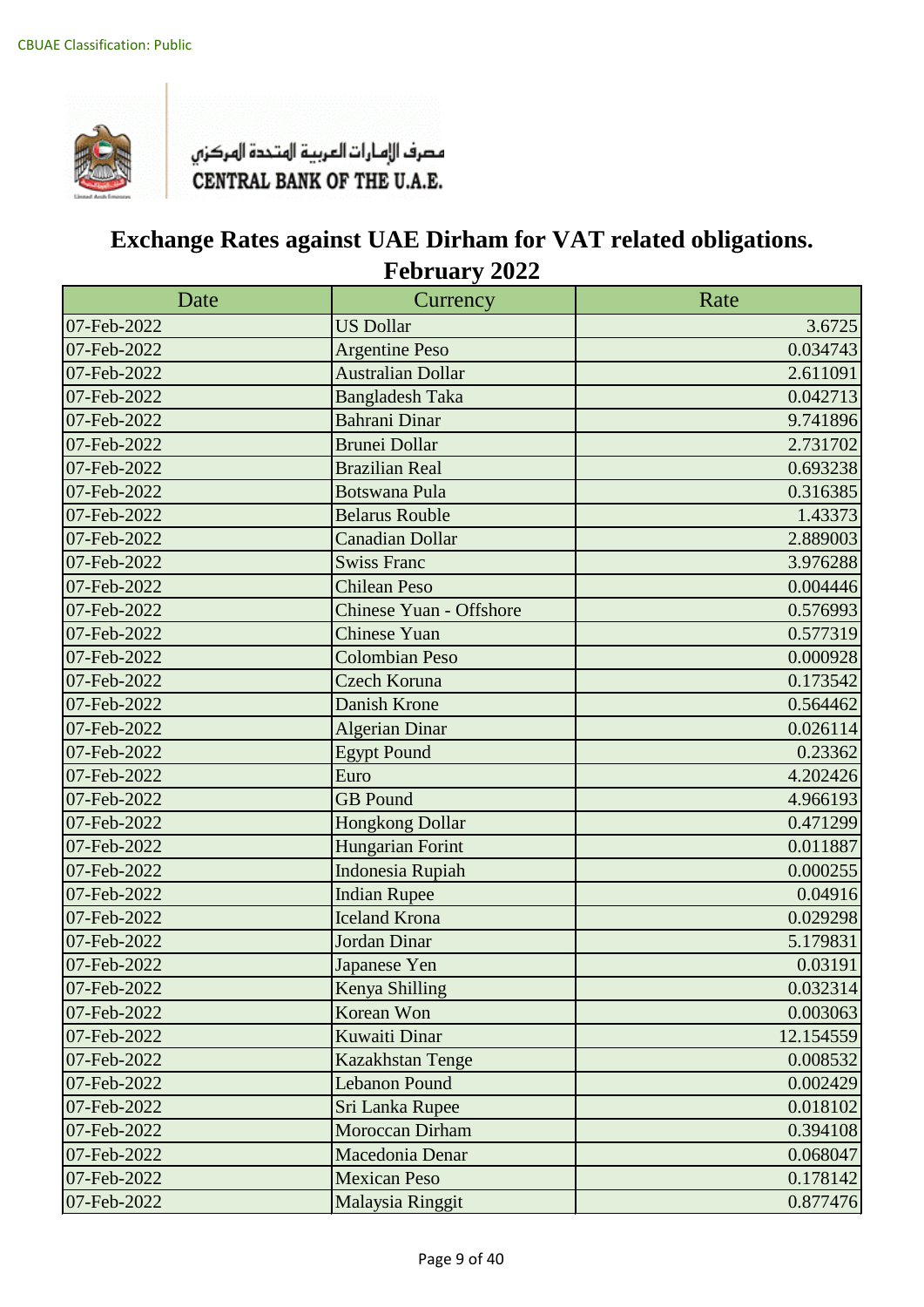CBUAE Classification: Public

مصرف الإمارات العربية المتحدة المركزي
CENTRAL BANK OF THE U.A.E.

# Exchange Rates against UAE Dirham for VAT related obligations.
## February 2022

| Date | Currency | Rate |
|---|---|---|
| 07-Feb-2022 | US Dollar | 3.6725 |
| 07-Feb-2022 | Argentine Peso | 0.034743 |
| 07-Feb-2022 | Australian Dollar | 2.611091 |
| 07-Feb-2022 | Bangladesh Taka | 0.042713 |
| 07-Feb-2022 | Bahrani Dinar | 9.741896 |
| 07-Feb-2022 | Brunei Dollar | 2.731702 |
| 07-Feb-2022 | Brazilian Real | 0.693238 |
| 07-Feb-2022 | Botswana Pula | 0.316385 |
| 07-Feb-2022 | Belarus Rouble | 1.43373 |
| 07-Feb-2022 | Canadian Dollar | 2.889003 |
| 07-Feb-2022 | Swiss Franc | 3.976288 |
| 07-Feb-2022 | Chilean Peso | 0.004446 |
| 07-Feb-2022 | Chinese Yuan - Offshore | 0.576993 |
| 07-Feb-2022 | Chinese Yuan | 0.577319 |
| 07-Feb-2022 | Colombian Peso | 0.000928 |
| 07-Feb-2022 | Czech Koruna | 0.173542 |
| 07-Feb-2022 | Danish Krone | 0.564462 |
| 07-Feb-2022 | Algerian Dinar | 0.026114 |
| 07-Feb-2022 | Egypt Pound | 0.23362 |
| 07-Feb-2022 | Euro | 4.202426 |
| 07-Feb-2022 | GB Pound | 4.966193 |
| 07-Feb-2022 | Hongkong Dollar | 0.471299 |
| 07-Feb-2022 | Hungarian Forint | 0.011887 |
| 07-Feb-2022 | Indonesia Rupiah | 0.000255 |
| 07-Feb-2022 | Indian Rupee | 0.04916 |
| 07-Feb-2022 | Iceland Krona | 0.029298 |
| 07-Feb-2022 | Jordan Dinar | 5.179831 |
| 07-Feb-2022 | Japanese Yen | 0.03191 |
| 07-Feb-2022 | Kenya Shilling | 0.032314 |
| 07-Feb-2022 | Korean Won | 0.003063 |
| 07-Feb-2022 | Kuwaiti Dinar | 12.154559 |
| 07-Feb-2022 | Kazakhstan Tenge | 0.008532 |
| 07-Feb-2022 | Lebanon Pound | 0.002429 |
| 07-Feb-2022 | Sri Lanka Rupee | 0.018102 |
| 07-Feb-2022 | Moroccan Dirham | 0.394108 |
| 07-Feb-2022 | Macedonia Denar | 0.068047 |
| 07-Feb-2022 | Mexican Peso | 0.178142 |
| 07-Feb-2022 | Malaysia Ringgit | 0.877476 |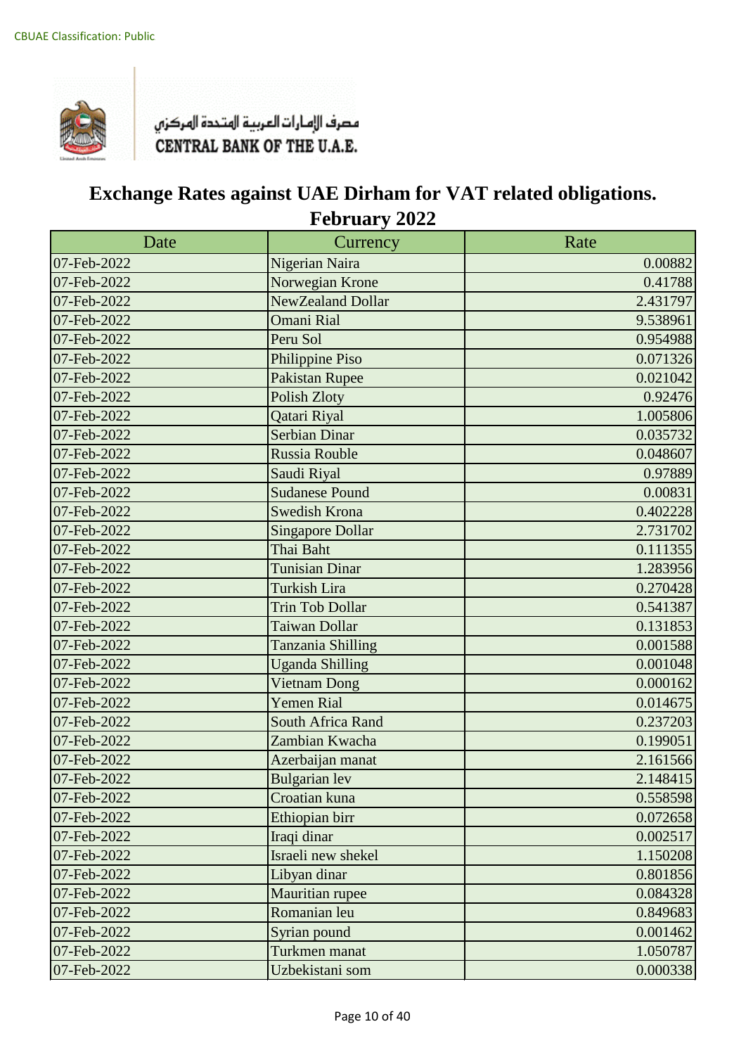CBUAE Classification: Public

مصرف الإمارات العربية المتحدة المركزي
CENTRAL BANK OF THE U.A.E.

# Exchange Rates against UAE Dirham for VAT related obligations. February 2022

| Date | Currency | Rate |
|---|---|---|
| 07-Feb-2022 | Nigerian Naira | 0.00882 |
| 07-Feb-2022 | Norwegian Krone | 0.41788 |
| 07-Feb-2022 | NewZealand Dollar | 2.431797 |
| 07-Feb-2022 | Omani Rial | 9.538961 |
| 07-Feb-2022 | Peru Sol | 0.954988 |
| 07-Feb-2022 | Philippine Piso | 0.071326 |
| 07-Feb-2022 | Pakistan Rupee | 0.021042 |
| 07-Feb-2022 | Polish Zloty | 0.92476 |
| 07-Feb-2022 | Qatari Riyal | 1.005806 |
| 07-Feb-2022 | Serbian Dinar | 0.035732 |
| 07-Feb-2022 | Russia Rouble | 0.048607 |
| 07-Feb-2022 | Saudi Riyal | 0.97889 |
| 07-Feb-2022 | Sudanese Pound | 0.00831 |
| 07-Feb-2022 | Swedish Krona | 0.402228 |
| 07-Feb-2022 | Singapore Dollar | 2.731702 |
| 07-Feb-2022 | Thai Baht | 0.111355 |
| 07-Feb-2022 | Tunisian Dinar | 1.283956 |
| 07-Feb-2022 | Turkish Lira | 0.270428 |
| 07-Feb-2022 | Trin Tob Dollar | 0.541387 |
| 07-Feb-2022 | Taiwan Dollar | 0.131853 |
| 07-Feb-2022 | Tanzania Shilling | 0.001588 |
| 07-Feb-2022 | Uganda Shilling | 0.001048 |
| 07-Feb-2022 | Vietnam Dong | 0.000162 |
| 07-Feb-2022 | Yemen Rial | 0.014675 |
| 07-Feb-2022 | South Africa Rand | 0.237203 |
| 07-Feb-2022 | Zambian Kwacha | 0.199051 |
| 07-Feb-2022 | Azerbaijan manat | 2.161566 |
| 07-Feb-2022 | Bulgarian lev | 2.148415 |
| 07-Feb-2022 | Croatian kuna | 0.558598 |
| 07-Feb-2022 | Ethiopian birr | 0.072658 |
| 07-Feb-2022 | Iraqi dinar | 0.002517 |
| 07-Feb-2022 | Israeli new shekel | 1.150208 |
| 07-Feb-2022 | Libyan dinar | 0.801856 |
| 07-Feb-2022 | Mauritian rupee | 0.084328 |
| 07-Feb-2022 | Romanian leu | 0.849683 |
| 07-Feb-2022 | Syrian pound | 0.001462 |
| 07-Feb-2022 | Turkmen manat | 1.050787 |
| 07-Feb-2022 | Uzbekistani som | 0.000338 |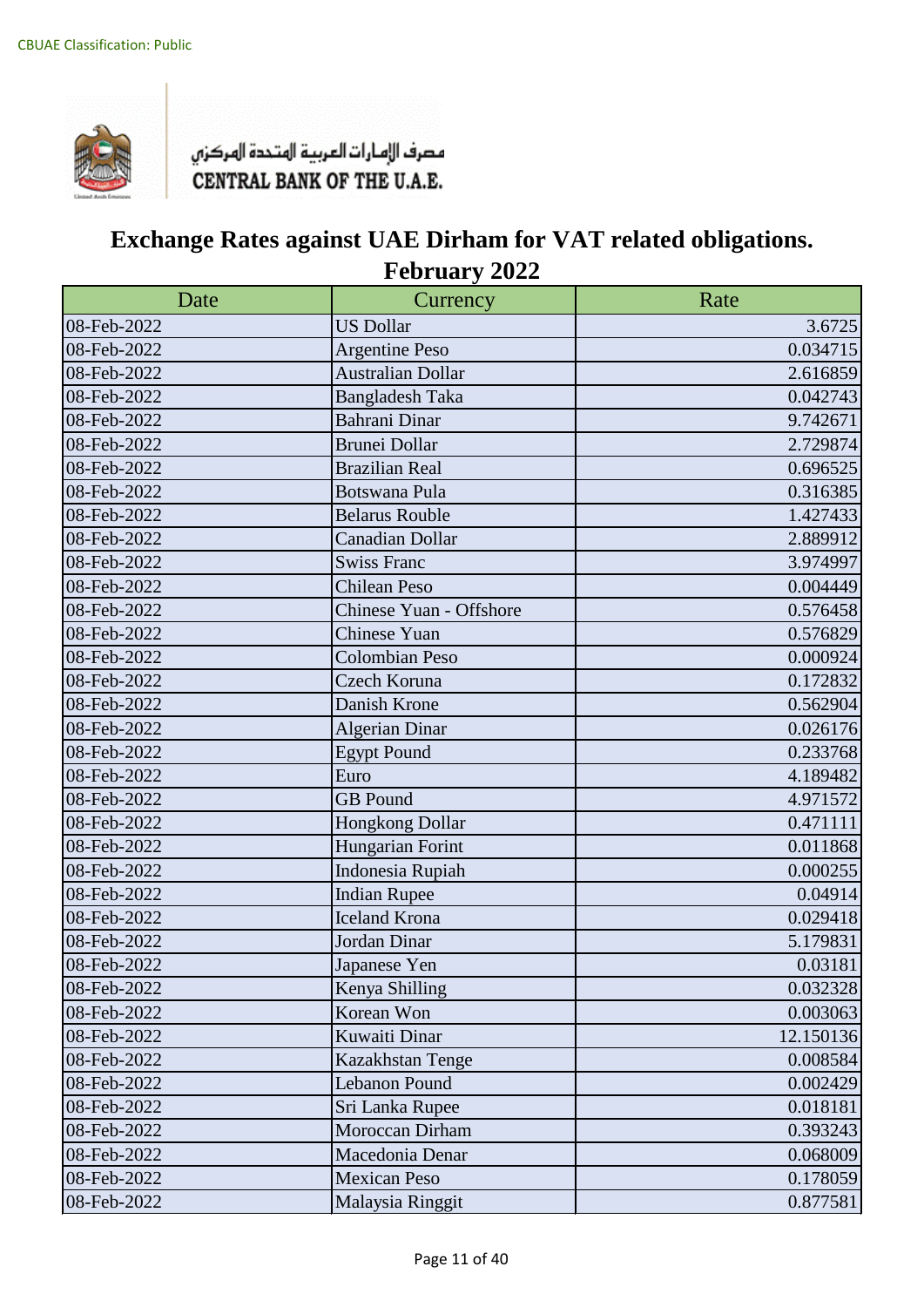CBUAE Classification: Public

مصرف الإمارات العربية المتحدة المركزي
CENTRAL BANK OF THE U.A.E.

# Exchange Rates against UAE Dirham for VAT related obligations.
## February 2022

| Date | Currency | Rate |
|---|---|---|
| 08-Feb-2022 | US Dollar | 3.6725 |
| 08-Feb-2022 | Argentine Peso | 0.034715 |
| 08-Feb-2022 | Australian Dollar | 2.616859 |
| 08-Feb-2022 | Bangladesh Taka | 0.042743 |
| 08-Feb-2022 | Bahrani Dinar | 9.742671 |
| 08-Feb-2022 | Brunei Dollar | 2.729874 |
| 08-Feb-2022 | Brazilian Real | 0.696525 |
| 08-Feb-2022 | Botswana Pula | 0.316385 |
| 08-Feb-2022 | Belarus Rouble | 1.427433 |
| 08-Feb-2022 | Canadian Dollar | 2.889912 |
| 08-Feb-2022 | Swiss Franc | 3.974997 |
| 08-Feb-2022 | Chilean Peso | 0.004449 |
| 08-Feb-2022 | Chinese Yuan - Offshore | 0.576458 |
| 08-Feb-2022 | Chinese Yuan | 0.576829 |
| 08-Feb-2022 | Colombian Peso | 0.000924 |
| 08-Feb-2022 | Czech Koruna | 0.172832 |
| 08-Feb-2022 | Danish Krone | 0.562904 |
| 08-Feb-2022 | Algerian Dinar | 0.026176 |
| 08-Feb-2022 | Egypt Pound | 0.233768 |
| 08-Feb-2022 | Euro | 4.189482 |
| 08-Feb-2022 | GB Pound | 4.971572 |
| 08-Feb-2022 | Hongkong Dollar | 0.471111 |
| 08-Feb-2022 | Hungarian Forint | 0.011868 |
| 08-Feb-2022 | Indonesia Rupiah | 0.000255 |
| 08-Feb-2022 | Indian Rupee | 0.04914 |
| 08-Feb-2022 | Iceland Krona | 0.029418 |
| 08-Feb-2022 | Jordan Dinar | 5.179831 |
| 08-Feb-2022 | Japanese Yen | 0.03181 |
| 08-Feb-2022 | Kenya Shilling | 0.032328 |
| 08-Feb-2022 | Korean Won | 0.003063 |
| 08-Feb-2022 | Kuwaiti Dinar | 12.150136 |
| 08-Feb-2022 | Kazakhstan Tenge | 0.008584 |
| 08-Feb-2022 | Lebanon Pound | 0.002429 |
| 08-Feb-2022 | Sri Lanka Rupee | 0.018181 |
| 08-Feb-2022 | Moroccan Dirham | 0.393243 |
| 08-Feb-2022 | Macedonia Denar | 0.068009 |
| 08-Feb-2022 | Mexican Peso | 0.178059 |
| 08-Feb-2022 | Malaysia Ringgit | 0.877581 |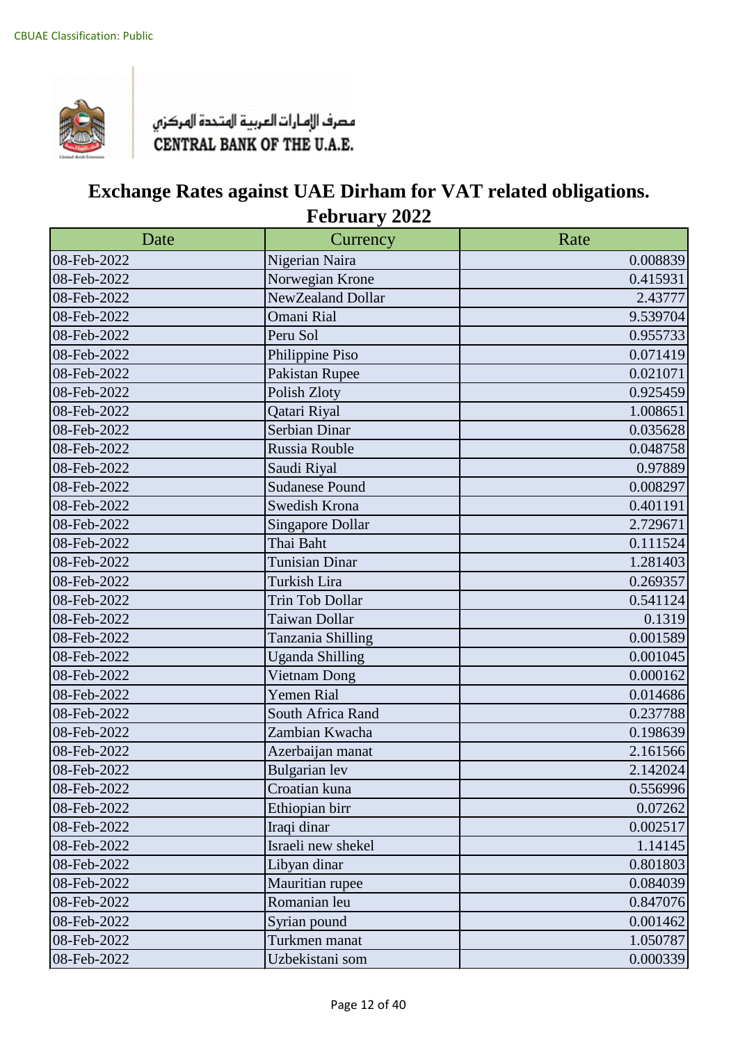CBUAE Classification: Public

مصرف الإمارات العربية المتحدة المركزي
CENTRAL BANK OF THE U.A.E.

# Exchange Rates against UAE Dirham for VAT related obligations.
## February 2022

| Date | Currency | Rate |
|---|---|---|
| 08-Feb-2022 | Nigerian Naira | 0.008839 |
| 08-Feb-2022 | Norwegian Krone | 0.415931 |
| 08-Feb-2022 | NewZealand Dollar | 2.43777 |
| 08-Feb-2022 | Omani Rial | 9.539704 |
| 08-Feb-2022 | Peru Sol | 0.955733 |
| 08-Feb-2022 | Philippine Piso | 0.071419 |
| 08-Feb-2022 | Pakistan Rupee | 0.021071 |
| 08-Feb-2022 | Polish Zloty | 0.925459 |
| 08-Feb-2022 | Qatari Riyal | 1.008651 |
| 08-Feb-2022 | Serbian Dinar | 0.035628 |
| 08-Feb-2022 | Russia Rouble | 0.048758 |
| 08-Feb-2022 | Saudi Riyal | 0.97889 |
| 08-Feb-2022 | Sudanese Pound | 0.008297 |
| 08-Feb-2022 | Swedish Krona | 0.401191 |
| 08-Feb-2022 | Singapore Dollar | 2.729671 |
| 08-Feb-2022 | Thai Baht | 0.111524 |
| 08-Feb-2022 | Tunisian Dinar | 1.281403 |
| 08-Feb-2022 | Turkish Lira | 0.269357 |
| 08-Feb-2022 | Trin Tob Dollar | 0.541124 |
| 08-Feb-2022 | Taiwan Dollar | 0.1319 |
| 08-Feb-2022 | Tanzania Shilling | 0.001589 |
| 08-Feb-2022 | Uganda Shilling | 0.001045 |
| 08-Feb-2022 | Vietnam Dong | 0.000162 |
| 08-Feb-2022 | Yemen Rial | 0.014686 |
| 08-Feb-2022 | South Africa Rand | 0.237788 |
| 08-Feb-2022 | Zambian Kwacha | 0.198639 |
| 08-Feb-2022 | Azerbaijan manat | 2.161566 |
| 08-Feb-2022 | Bulgarian lev | 2.142024 |
| 08-Feb-2022 | Croatian kuna | 0.556996 |
| 08-Feb-2022 | Ethiopian birr | 0.07262 |
| 08-Feb-2022 | Iraqi dinar | 0.002517 |
| 08-Feb-2022 | Israeli new shekel | 1.14145 |
| 08-Feb-2022 | Libyan dinar | 0.801803 |
| 08-Feb-2022 | Mauritian rupee | 0.084039 |
| 08-Feb-2022 | Romanian leu | 0.847076 |
| 08-Feb-2022 | Syrian pound | 0.001462 |
| 08-Feb-2022 | Turkmen manat | 1.050787 |
| 08-Feb-2022 | Uzbekistani som | 0.000339 |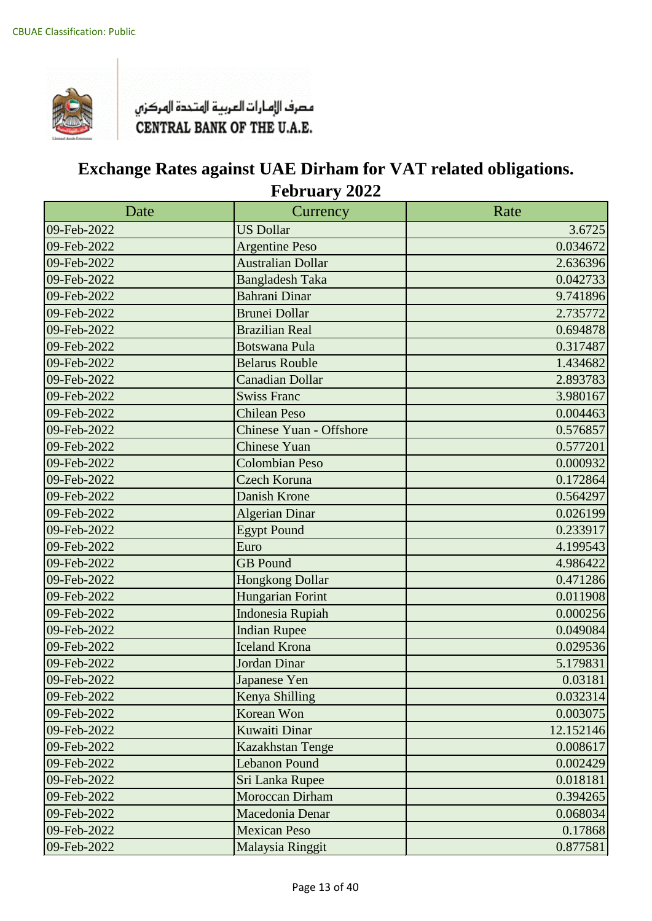CBUAE Classification: Public

مصرف الإمارات العربية المتحدة المركزي
CENTRAL BANK OF THE U.A.E.

# Exchange Rates against UAE Dirham for VAT related obligations.
## February 2022

| Date | Currency | Rate |
|---|---|---|
| 09-Feb-2022 | US Dollar | 3.6725 |
| 09-Feb-2022 | Argentine Peso | 0.034672 |
| 09-Feb-2022 | Australian Dollar | 2.636396 |
| 09-Feb-2022 | Bangladesh Taka | 0.042733 |
| 09-Feb-2022 | Bahrani Dinar | 9.741896 |
| 09-Feb-2022 | Brunei Dollar | 2.735772 |
| 09-Feb-2022 | Brazilian Real | 0.694878 |
| 09-Feb-2022 | Botswana Pula | 0.317487 |
| 09-Feb-2022 | Belarus Rouble | 1.434682 |
| 09-Feb-2022 | Canadian Dollar | 2.893783 |
| 09-Feb-2022 | Swiss Franc | 3.980167 |
| 09-Feb-2022 | Chilean Peso | 0.004463 |
| 09-Feb-2022 | Chinese Yuan - Offshore | 0.576857 |
| 09-Feb-2022 | Chinese Yuan | 0.577201 |
| 09-Feb-2022 | Colombian Peso | 0.000932 |
| 09-Feb-2022 | Czech Koruna | 0.172864 |
| 09-Feb-2022 | Danish Krone | 0.564297 |
| 09-Feb-2022 | Algerian Dinar | 0.026199 |
| 09-Feb-2022 | Egypt Pound | 0.233917 |
| 09-Feb-2022 | Euro | 4.199543 |
| 09-Feb-2022 | GB Pound | 4.986422 |
| 09-Feb-2022 | Hongkong Dollar | 0.471286 |
| 09-Feb-2022 | Hungarian Forint | 0.011908 |
| 09-Feb-2022 | Indonesia Rupiah | 0.000256 |
| 09-Feb-2022 | Indian Rupee | 0.049084 |
| 09-Feb-2022 | Iceland Krona | 0.029536 |
| 09-Feb-2022 | Jordan Dinar | 5.179831 |
| 09-Feb-2022 | Japanese Yen | 0.03181 |
| 09-Feb-2022 | Kenya Shilling | 0.032314 |
| 09-Feb-2022 | Korean Won | 0.003075 |
| 09-Feb-2022 | Kuwaiti Dinar | 12.152146 |
| 09-Feb-2022 | Kazakhstan Tenge | 0.008617 |
| 09-Feb-2022 | Lebanon Pound | 0.002429 |
| 09-Feb-2022 | Sri Lanka Rupee | 0.018181 |
| 09-Feb-2022 | Moroccan Dirham | 0.394265 |
| 09-Feb-2022 | Macedonia Denar | 0.068034 |
| 09-Feb-2022 | Mexican Peso | 0.17868 |
| 09-Feb-2022 | Malaysia Ringgit | 0.877581 |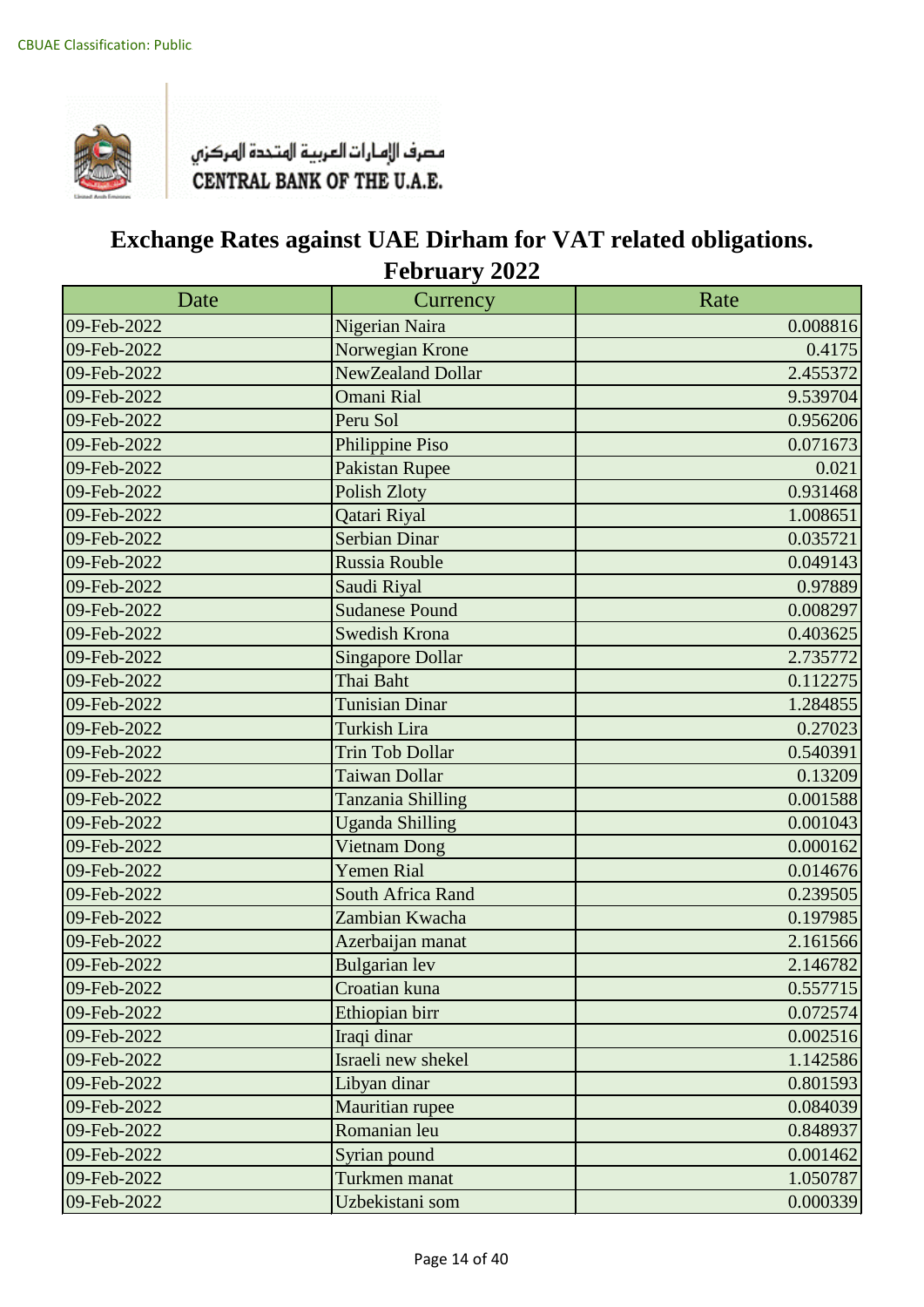CBUAE Classification: Public

مصرف الإمارات العربية المتحدة المركزي
CENTRAL BANK OF THE U.A.E.

# Exchange Rates against UAE Dirham for VAT related obligations.
## February 2022

| Date | Currency | Rate |
|---|---|---|
| 09-Feb-2022 | Nigerian Naira | 0.008816 |
| 09-Feb-2022 | Norwegian Krone | 0.4175 |
| 09-Feb-2022 | NewZealand Dollar | 2.455372 |
| 09-Feb-2022 | Omani Rial | 9.539704 |
| 09-Feb-2022 | Peru Sol | 0.956206 |
| 09-Feb-2022 | Philippine Piso | 0.071673 |
| 09-Feb-2022 | Pakistan Rupee | 0.021 |
| 09-Feb-2022 | Polish Zloty | 0.931468 |
| 09-Feb-2022 | Qatari Riyal | 1.008651 |
| 09-Feb-2022 | Serbian Dinar | 0.035721 |
| 09-Feb-2022 | Russia Rouble | 0.049143 |
| 09-Feb-2022 | Saudi Riyal | 0.97889 |
| 09-Feb-2022 | Sudanese Pound | 0.008297 |
| 09-Feb-2022 | Swedish Krona | 0.403625 |
| 09-Feb-2022 | Singapore Dollar | 2.735772 |
| 09-Feb-2022 | Thai Baht | 0.112275 |
| 09-Feb-2022 | Tunisian Dinar | 1.284855 |
| 09-Feb-2022 | Turkish Lira | 0.27023 |
| 09-Feb-2022 | Trin Tob Dollar | 0.540391 |
| 09-Feb-2022 | Taiwan Dollar | 0.13209 |
| 09-Feb-2022 | Tanzania Shilling | 0.001588 |
| 09-Feb-2022 | Uganda Shilling | 0.001043 |
| 09-Feb-2022 | Vietnam Dong | 0.000162 |
| 09-Feb-2022 | Yemen Rial | 0.014676 |
| 09-Feb-2022 | South Africa Rand | 0.239505 |
| 09-Feb-2022 | Zambian Kwacha | 0.197985 |
| 09-Feb-2022 | Azerbaijan manat | 2.161566 |
| 09-Feb-2022 | Bulgarian lev | 2.146782 |
| 09-Feb-2022 | Croatian kuna | 0.557715 |
| 09-Feb-2022 | Ethiopian birr | 0.072574 |
| 09-Feb-2022 | Iraqi dinar | 0.002516 |
| 09-Feb-2022 | Israeli new shekel | 1.142586 |
| 09-Feb-2022 | Libyan dinar | 0.801593 |
| 09-Feb-2022 | Mauritian rupee | 0.084039 |
| 09-Feb-2022 | Romanian leu | 0.848937 |
| 09-Feb-2022 | Syrian pound | 0.001462 |
| 09-Feb-2022 | Turkmen manat | 1.050787 |
| 09-Feb-2022 | Uzbekistani som | 0.000339 |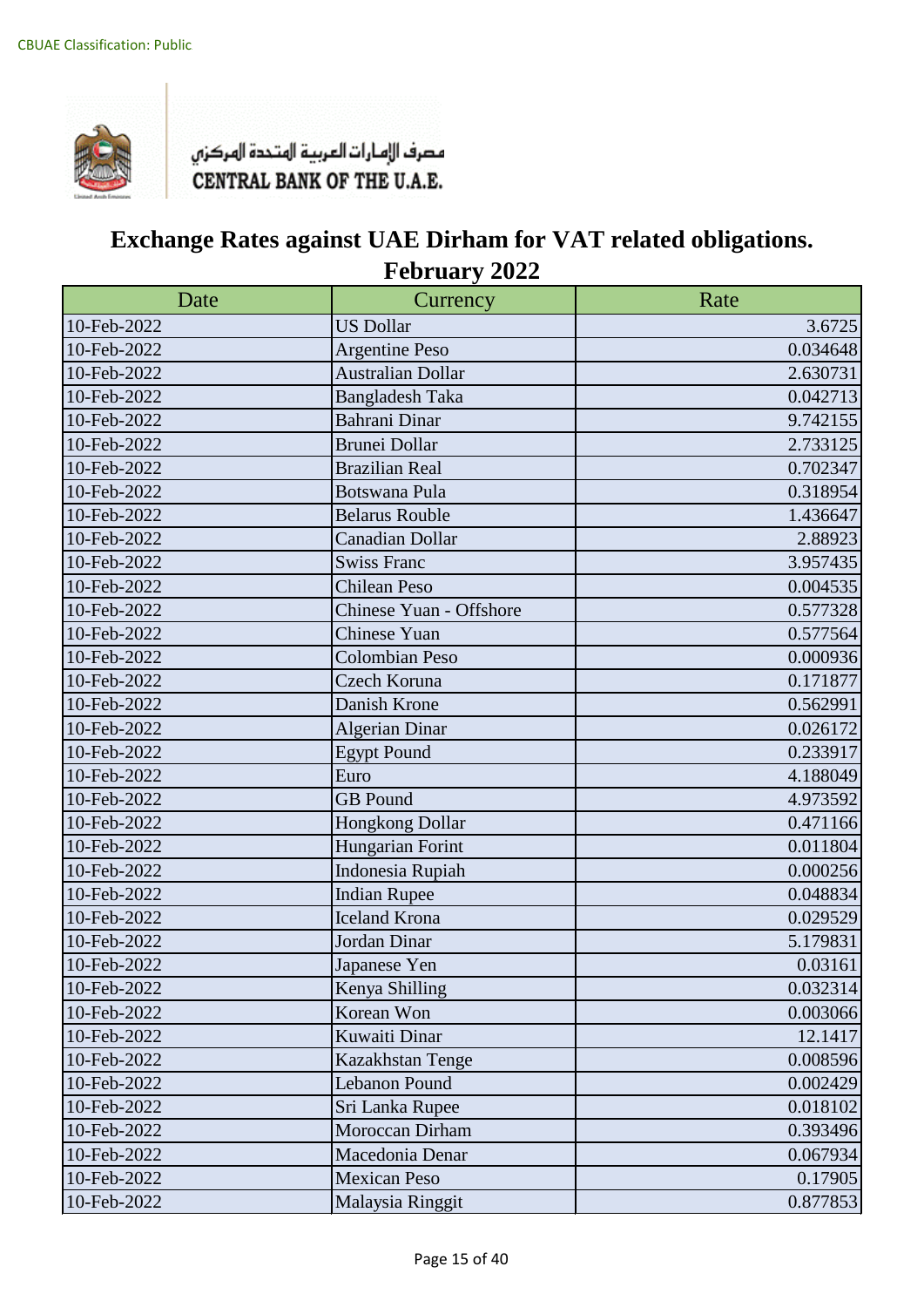CBUAE Classification: Public

مصرف الإمارات العربية المتحدة المركزي
CENTRAL BANK OF THE U.A.E.

# Exchange Rates against UAE Dirham for VAT related obligations.
## February 2022

| Date | Currency | Rate |
|---|---|---|
| 10-Feb-2022 | US Dollar | 3.6725 |
| 10-Feb-2022 | Argentine Peso | 0.034648 |
| 10-Feb-2022 | Australian Dollar | 2.630731 |
| 10-Feb-2022 | Bangladesh Taka | 0.042713 |
| 10-Feb-2022 | Bahrani Dinar | 9.742155 |
| 10-Feb-2022 | Brunei Dollar | 2.733125 |
| 10-Feb-2022 | Brazilian Real | 0.702347 |
| 10-Feb-2022 | Botswana Pula | 0.318954 |
| 10-Feb-2022 | Belarus Rouble | 1.436647 |
| 10-Feb-2022 | Canadian Dollar | 2.88923 |
| 10-Feb-2022 | Swiss Franc | 3.957435 |
| 10-Feb-2022 | Chilean Peso | 0.004535 |
| 10-Feb-2022 | Chinese Yuan - Offshore | 0.577328 |
| 10-Feb-2022 | Chinese Yuan | 0.577564 |
| 10-Feb-2022 | Colombian Peso | 0.000936 |
| 10-Feb-2022 | Czech Koruna | 0.171877 |
| 10-Feb-2022 | Danish Krone | 0.562991 |
| 10-Feb-2022 | Algerian Dinar | 0.026172 |
| 10-Feb-2022 | Egypt Pound | 0.233917 |
| 10-Feb-2022 | Euro | 4.188049 |
| 10-Feb-2022 | GB Pound | 4.973592 |
| 10-Feb-2022 | Hongkong Dollar | 0.471166 |
| 10-Feb-2022 | Hungarian Forint | 0.011804 |
| 10-Feb-2022 | Indonesia Rupiah | 0.000256 |
| 10-Feb-2022 | Indian Rupee | 0.048834 |
| 10-Feb-2022 | Iceland Krona | 0.029529 |
| 10-Feb-2022 | Jordan Dinar | 5.179831 |
| 10-Feb-2022 | Japanese Yen | 0.03161 |
| 10-Feb-2022 | Kenya Shilling | 0.032314 |
| 10-Feb-2022 | Korean Won | 0.003066 |
| 10-Feb-2022 | Kuwaiti Dinar | 12.1417 |
| 10-Feb-2022 | Kazakhstan Tenge | 0.008596 |
| 10-Feb-2022 | Lebanon Pound | 0.002429 |
| 10-Feb-2022 | Sri Lanka Rupee | 0.018102 |
| 10-Feb-2022 | Moroccan Dirham | 0.393496 |
| 10-Feb-2022 | Macedonia Denar | 0.067934 |
| 10-Feb-2022 | Mexican Peso | 0.17905 |
| 10-Feb-2022 | Malaysia Ringgit | 0.877853 |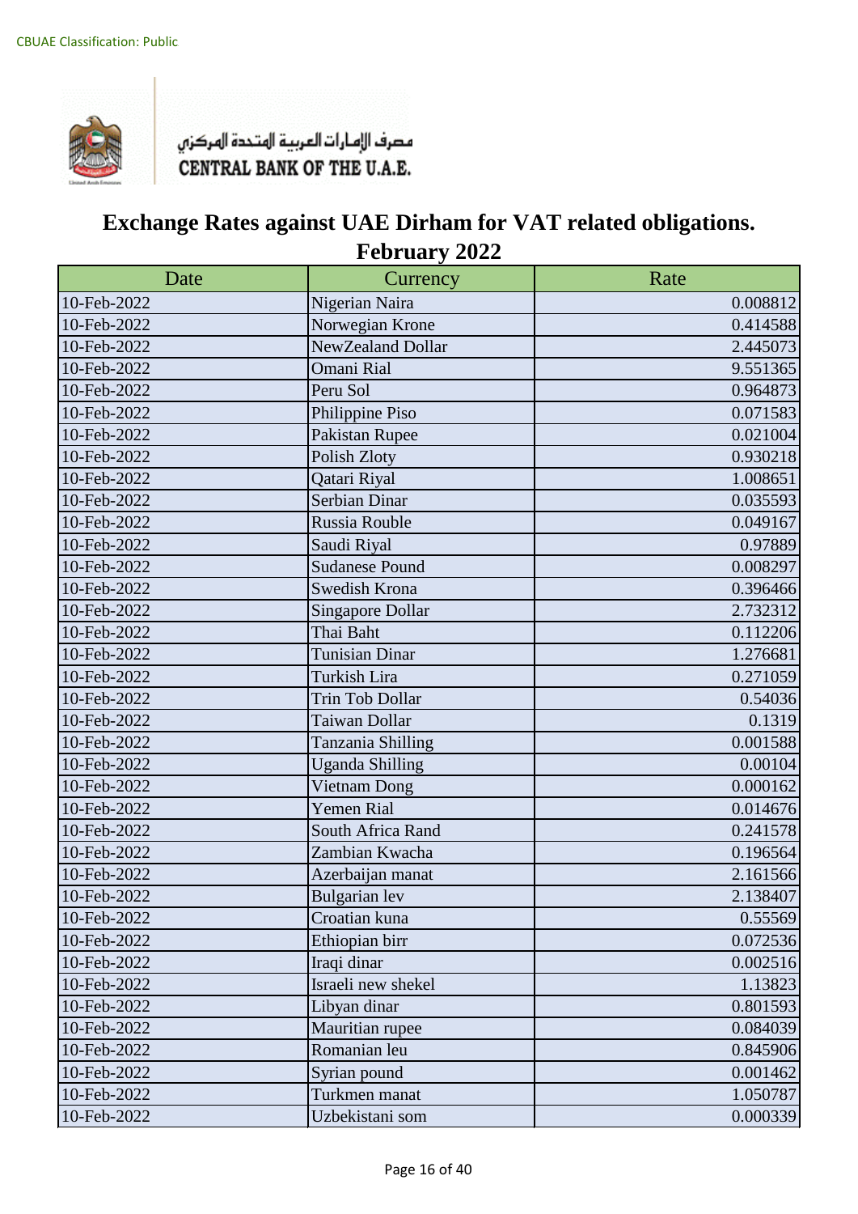CBUAE Classification: Public

مصرف الإمارات العربية المتحدة المركزي
CENTRAL BANK OF THE U.A.E.

# Exchange Rates against UAE Dirham for VAT related obligations. February 2022

| Date | Currency | Rate |
|---|---|---|
| 10-Feb-2022 | Nigerian Naira | 0.008812 |
| 10-Feb-2022 | Norwegian Krone | 0.414588 |
| 10-Feb-2022 | NewZealand Dollar | 2.445073 |
| 10-Feb-2022 | Omani Rial | 9.551365 |
| 10-Feb-2022 | Peru Sol | 0.964873 |
| 10-Feb-2022 | Philippine Piso | 0.071583 |
| 10-Feb-2022 | Pakistan Rupee | 0.021004 |
| 10-Feb-2022 | Polish Zloty | 0.930218 |
| 10-Feb-2022 | Qatari Riyal | 1.008651 |
| 10-Feb-2022 | Serbian Dinar | 0.035593 |
| 10-Feb-2022 | Russia Rouble | 0.049167 |
| 10-Feb-2022 | Saudi Riyal | 0.97889 |
| 10-Feb-2022 | Sudanese Pound | 0.008297 |
| 10-Feb-2022 | Swedish Krona | 0.396466 |
| 10-Feb-2022 | Singapore Dollar | 2.732312 |
| 10-Feb-2022 | Thai Baht | 0.112206 |
| 10-Feb-2022 | Tunisian Dinar | 1.276681 |
| 10-Feb-2022 | Turkish Lira | 0.271059 |
| 10-Feb-2022 | Trin Tob Dollar | 0.54036 |
| 10-Feb-2022 | Taiwan Dollar | 0.1319 |
| 10-Feb-2022 | Tanzania Shilling | 0.001588 |
| 10-Feb-2022 | Uganda Shilling | 0.00104 |
| 10-Feb-2022 | Vietnam Dong | 0.000162 |
| 10-Feb-2022 | Yemen Rial | 0.014676 |
| 10-Feb-2022 | South Africa Rand | 0.241578 |
| 10-Feb-2022 | Zambian Kwacha | 0.196564 |
| 10-Feb-2022 | Azerbaijan manat | 2.161566 |
| 10-Feb-2022 | Bulgarian lev | 2.138407 |
| 10-Feb-2022 | Croatian kuna | 0.55569 |
| 10-Feb-2022 | Ethiopian birr | 0.072536 |
| 10-Feb-2022 | Iraqi dinar | 0.002516 |
| 10-Feb-2022 | Israeli new shekel | 1.13823 |
| 10-Feb-2022 | Libyan dinar | 0.801593 |
| 10-Feb-2022 | Mauritian rupee | 0.084039 |
| 10-Feb-2022 | Romanian leu | 0.845906 |
| 10-Feb-2022 | Syrian pound | 0.001462 |
| 10-Feb-2022 | Turkmen manat | 1.050787 |
| 10-Feb-2022 | Uzbekistani som | 0.000339 |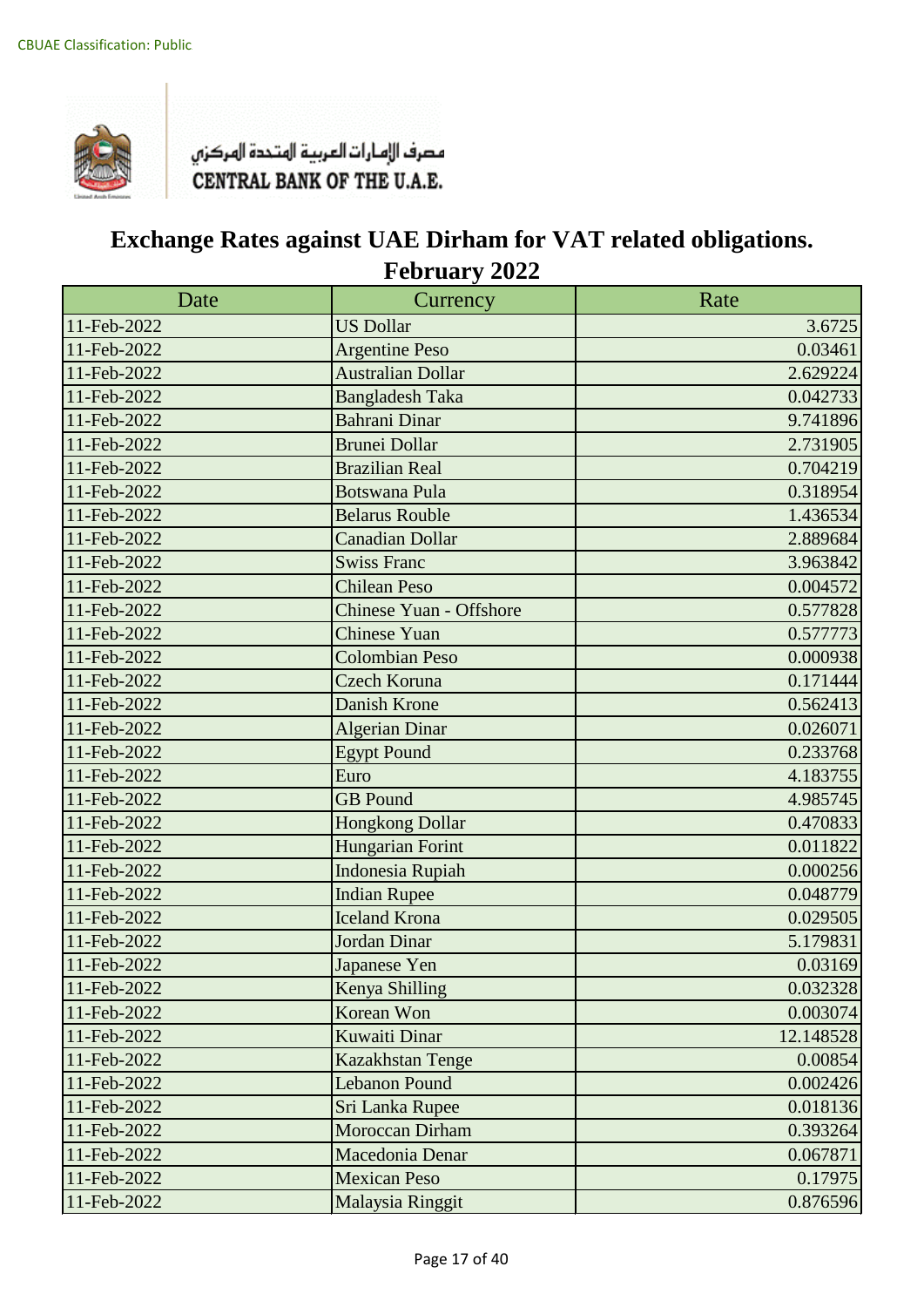CBUAE Classification: Public

مصرف الإمارات العربية المتحدة المركزي
CENTRAL BANK OF THE U.A.E.

# Exchange Rates against UAE Dirham for VAT related obligations.
## February 2022

| Date | Currency | Rate |
|---|---|---|
| 11-Feb-2022 | US Dollar | 3.6725 |
| 11-Feb-2022 | Argentine Peso | 0.03461 |
| 11-Feb-2022 | Australian Dollar | 2.629224 |
| 11-Feb-2022 | Bangladesh Taka | 0.042733 |
| 11-Feb-2022 | Bahrani Dinar | 9.741896 |
| 11-Feb-2022 | Brunei Dollar | 2.731905 |
| 11-Feb-2022 | Brazilian Real | 0.704219 |
| 11-Feb-2022 | Botswana Pula | 0.318954 |
| 11-Feb-2022 | Belarus Rouble | 1.436534 |
| 11-Feb-2022 | Canadian Dollar | 2.889684 |
| 11-Feb-2022 | Swiss Franc | 3.963842 |
| 11-Feb-2022 | Chilean Peso | 0.004572 |
| 11-Feb-2022 | Chinese Yuan - Offshore | 0.577828 |
| 11-Feb-2022 | Chinese Yuan | 0.577773 |
| 11-Feb-2022 | Colombian Peso | 0.000938 |
| 11-Feb-2022 | Czech Koruna | 0.171444 |
| 11-Feb-2022 | Danish Krone | 0.562413 |
| 11-Feb-2022 | Algerian Dinar | 0.026071 |
| 11-Feb-2022 | Egypt Pound | 0.233768 |
| 11-Feb-2022 | Euro | 4.183755 |
| 11-Feb-2022 | GB Pound | 4.985745 |
| 11-Feb-2022 | Hongkong Dollar | 0.470833 |
| 11-Feb-2022 | Hungarian Forint | 0.011822 |
| 11-Feb-2022 | Indonesia Rupiah | 0.000256 |
| 11-Feb-2022 | Indian Rupee | 0.048779 |
| 11-Feb-2022 | Iceland Krona | 0.029505 |
| 11-Feb-2022 | Jordan Dinar | 5.179831 |
| 11-Feb-2022 | Japanese Yen | 0.03169 |
| 11-Feb-2022 | Kenya Shilling | 0.032328 |
| 11-Feb-2022 | Korean Won | 0.003074 |
| 11-Feb-2022 | Kuwaiti Dinar | 12.148528 |
| 11-Feb-2022 | Kazakhstan Tenge | 0.00854 |
| 11-Feb-2022 | Lebanon Pound | 0.002426 |
| 11-Feb-2022 | Sri Lanka Rupee | 0.018136 |
| 11-Feb-2022 | Moroccan Dirham | 0.393264 |
| 11-Feb-2022 | Macedonia Denar | 0.067871 |
| 11-Feb-2022 | Mexican Peso | 0.17975 |
| 11-Feb-2022 | Malaysia Ringgit | 0.876596 |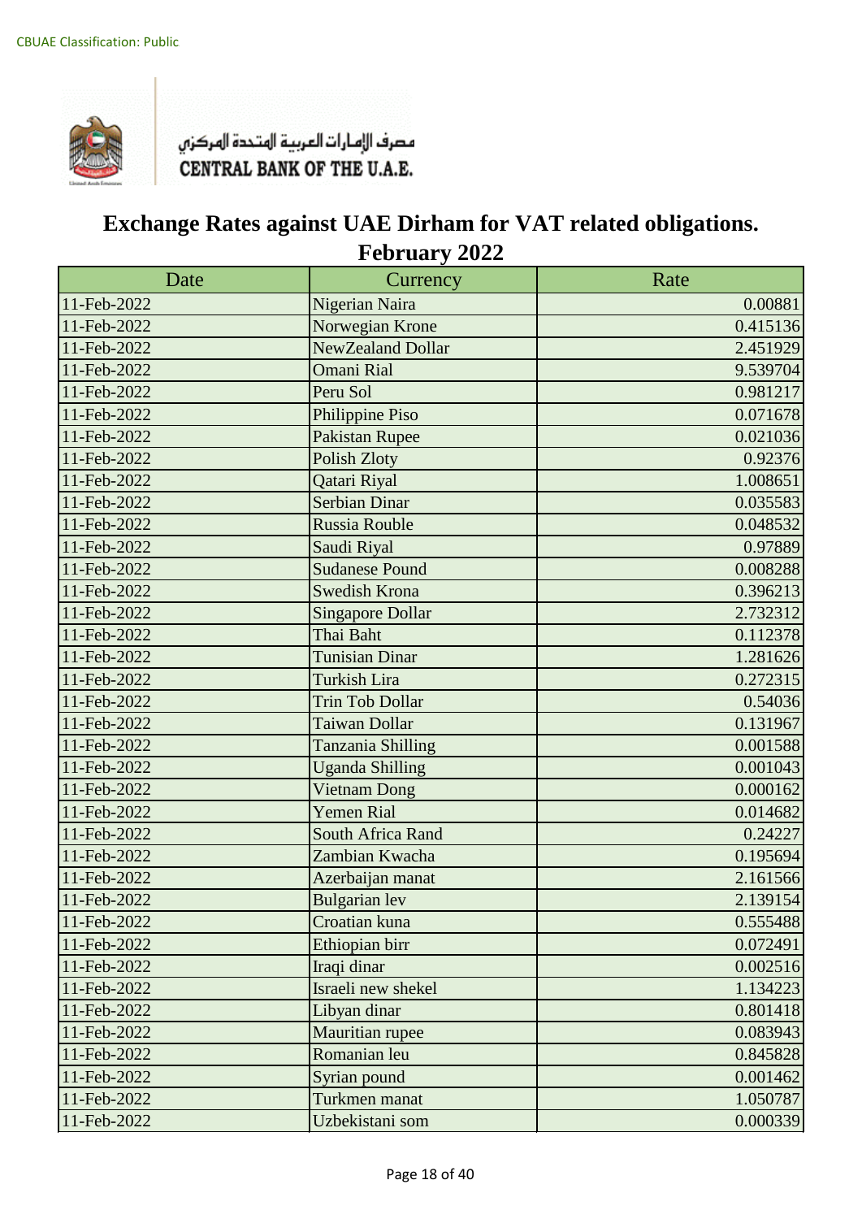CBUAE Classification: Public

مصرف الإمارات العربية المتحدة المركزي
CENTRAL BANK OF THE U.A.E.

# Exchange Rates against UAE Dirham for VAT related obligations.
## February 2022

| Date | Currency | Rate |
|---|---|---|
| 11-Feb-2022 | Nigerian Naira | 0.00881 |
| 11-Feb-2022 | Norwegian Krone | 0.415136 |
| 11-Feb-2022 | NewZealand Dollar | 2.451929 |
| 11-Feb-2022 | Omani Rial | 9.539704 |
| 11-Feb-2022 | Peru Sol | 0.981217 |
| 11-Feb-2022 | Philippine Piso | 0.071678 |
| 11-Feb-2022 | Pakistan Rupee | 0.021036 |
| 11-Feb-2022 | Polish Zloty | 0.92376 |
| 11-Feb-2022 | Qatari Riyal | 1.008651 |
| 11-Feb-2022 | Serbian Dinar | 0.035583 |
| 11-Feb-2022 | Russia Rouble | 0.048532 |
| 11-Feb-2022 | Saudi Riyal | 0.97889 |
| 11-Feb-2022 | Sudanese Pound | 0.008288 |
| 11-Feb-2022 | Swedish Krona | 0.396213 |
| 11-Feb-2022 | Singapore Dollar | 2.732312 |
| 11-Feb-2022 | Thai Baht | 0.112378 |
| 11-Feb-2022 | Tunisian Dinar | 1.281626 |
| 11-Feb-2022 | Turkish Lira | 0.272315 |
| 11-Feb-2022 | Trin Tob Dollar | 0.54036 |
| 11-Feb-2022 | Taiwan Dollar | 0.131967 |
| 11-Feb-2022 | Tanzania Shilling | 0.001588 |
| 11-Feb-2022 | Uganda Shilling | 0.001043 |
| 11-Feb-2022 | Vietnam Dong | 0.000162 |
| 11-Feb-2022 | Yemen Rial | 0.014682 |
| 11-Feb-2022 | South Africa Rand | 0.24227 |
| 11-Feb-2022 | Zambian Kwacha | 0.195694 |
| 11-Feb-2022 | Azerbaijan manat | 2.161566 |
| 11-Feb-2022 | Bulgarian lev | 2.139154 |
| 11-Feb-2022 | Croatian kuna | 0.555488 |
| 11-Feb-2022 | Ethiopian birr | 0.072491 |
| 11-Feb-2022 | Iraqi dinar | 0.002516 |
| 11-Feb-2022 | Israeli new shekel | 1.134223 |
| 11-Feb-2022 | Libyan dinar | 0.801418 |
| 11-Feb-2022 | Mauritian rupee | 0.083943 |
| 11-Feb-2022 | Romanian leu | 0.845828 |
| 11-Feb-2022 | Syrian pound | 0.001462 |
| 11-Feb-2022 | Turkmen manat | 1.050787 |
| 11-Feb-2022 | Uzbekistani som | 0.000339 |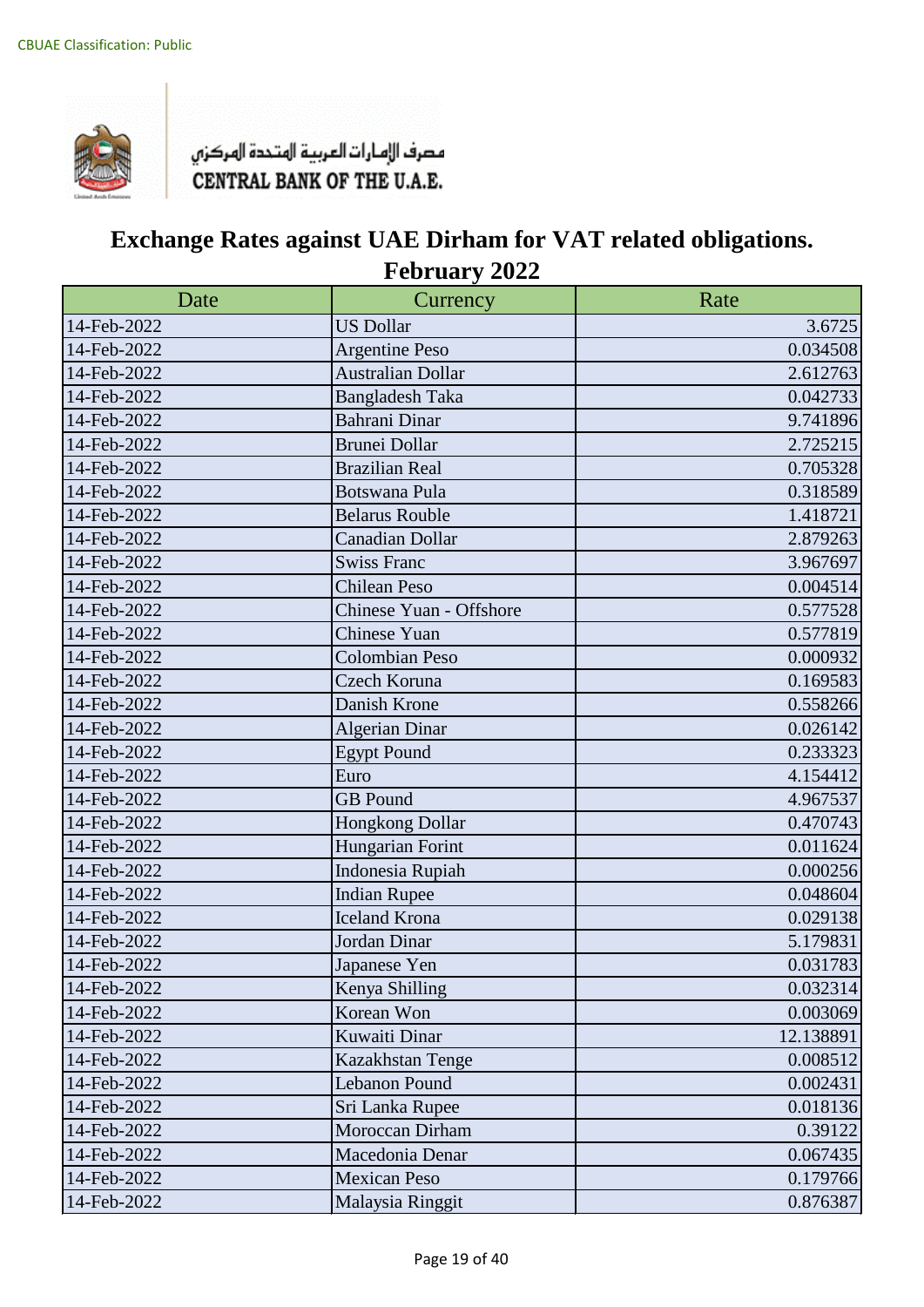CBUAE Classification: Public

مصرف الإمارات العربية المتحدة المركزي
CENTRAL BANK OF THE U.A.E.

# Exchange Rates against UAE Dirham for VAT related obligations. February 2022

| Date | Currency | Rate |
|---|---|---|
| 14-Feb-2022 | US Dollar | 3.6725 |
| 14-Feb-2022 | Argentine Peso | 0.034508 |
| 14-Feb-2022 | Australian Dollar | 2.612763 |
| 14-Feb-2022 | Bangladesh Taka | 0.042733 |
| 14-Feb-2022 | Bahrani Dinar | 9.741896 |
| 14-Feb-2022 | Brunei Dollar | 2.725215 |
| 14-Feb-2022 | Brazilian Real | 0.705328 |
| 14-Feb-2022 | Botswana Pula | 0.318589 |
| 14-Feb-2022 | Belarus Rouble | 1.418721 |
| 14-Feb-2022 | Canadian Dollar | 2.879263 |
| 14-Feb-2022 | Swiss Franc | 3.967697 |
| 14-Feb-2022 | Chilean Peso | 0.004514 |
| 14-Feb-2022 | Chinese Yuan - Offshore | 0.577528 |
| 14-Feb-2022 | Chinese Yuan | 0.577819 |
| 14-Feb-2022 | Colombian Peso | 0.000932 |
| 14-Feb-2022 | Czech Koruna | 0.169583 |
| 14-Feb-2022 | Danish Krone | 0.558266 |
| 14-Feb-2022 | Algerian Dinar | 0.026142 |
| 14-Feb-2022 | Egypt Pound | 0.233323 |
| 14-Feb-2022 | Euro | 4.154412 |
| 14-Feb-2022 | GB Pound | 4.967537 |
| 14-Feb-2022 | Hongkong Dollar | 0.470743 |
| 14-Feb-2022 | Hungarian Forint | 0.011624 |
| 14-Feb-2022 | Indonesia Rupiah | 0.000256 |
| 14-Feb-2022 | Indian Rupee | 0.048604 |
| 14-Feb-2022 | Iceland Krona | 0.029138 |
| 14-Feb-2022 | Jordan Dinar | 5.179831 |
| 14-Feb-2022 | Japanese Yen | 0.031783 |
| 14-Feb-2022 | Kenya Shilling | 0.032314 |
| 14-Feb-2022 | Korean Won | 0.003069 |
| 14-Feb-2022 | Kuwaiti Dinar | 12.138891 |
| 14-Feb-2022 | Kazakhstan Tenge | 0.008512 |
| 14-Feb-2022 | Lebanon Pound | 0.002431 |
| 14-Feb-2022 | Sri Lanka Rupee | 0.018136 |
| 14-Feb-2022 | Moroccan Dirham | 0.39122 |
| 14-Feb-2022 | Macedonia Denar | 0.067435 |
| 14-Feb-2022 | Mexican Peso | 0.179766 |
| 14-Feb-2022 | Malaysia Ringgit | 0.876387 |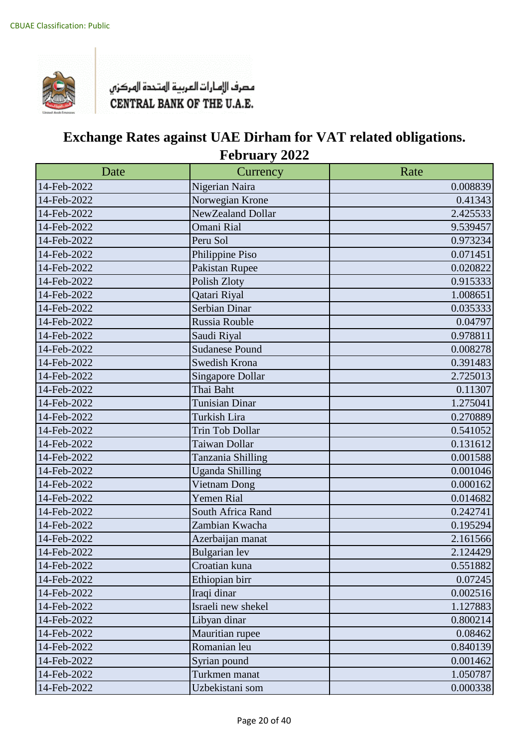CBUAE Classification: Public

مصرف الإمارات العربية المتحدة المركزي
CENTRAL BANK OF THE U.A.E.

# Exchange Rates against UAE Dirham for VAT related obligations. February 2022

| Date | Currency | Rate |
|---|---|---|
| 14-Feb-2022 | Nigerian Naira | 0.008839 |
| 14-Feb-2022 | Norwegian Krone | 0.41343 |
| 14-Feb-2022 | NewZealand Dollar | 2.425533 |
| 14-Feb-2022 | Omani Rial | 9.539457 |
| 14-Feb-2022 | Peru Sol | 0.973234 |
| 14-Feb-2022 | Philippine Piso | 0.071451 |
| 14-Feb-2022 | Pakistan Rupee | 0.020822 |
| 14-Feb-2022 | Polish Zloty | 0.915333 |
| 14-Feb-2022 | Qatari Riyal | 1.008651 |
| 14-Feb-2022 | Serbian Dinar | 0.035333 |
| 14-Feb-2022 | Russia Rouble | 0.04797 |
| 14-Feb-2022 | Saudi Riyal | 0.978811 |
| 14-Feb-2022 | Sudanese Pound | 0.008278 |
| 14-Feb-2022 | Swedish Krona | 0.391483 |
| 14-Feb-2022 | Singapore Dollar | 2.725013 |
| 14-Feb-2022 | Thai Baht | 0.11307 |
| 14-Feb-2022 | Tunisian Dinar | 1.275041 |
| 14-Feb-2022 | Turkish Lira | 0.270889 |
| 14-Feb-2022 | Trin Tob Dollar | 0.541052 |
| 14-Feb-2022 | Taiwan Dollar | 0.131612 |
| 14-Feb-2022 | Tanzania Shilling | 0.001588 |
| 14-Feb-2022 | Uganda Shilling | 0.001046 |
| 14-Feb-2022 | Vietnam Dong | 0.000162 |
| 14-Feb-2022 | Yemen Rial | 0.014682 |
| 14-Feb-2022 | South Africa Rand | 0.242741 |
| 14-Feb-2022 | Zambian Kwacha | 0.195294 |
| 14-Feb-2022 | Azerbaijan manat | 2.161566 |
| 14-Feb-2022 | Bulgarian lev | 2.124429 |
| 14-Feb-2022 | Croatian kuna | 0.551882 |
| 14-Feb-2022 | Ethiopian birr | 0.07245 |
| 14-Feb-2022 | Iraqi dinar | 0.002516 |
| 14-Feb-2022 | Israeli new shekel | 1.127883 |
| 14-Feb-2022 | Libyan dinar | 0.800214 |
| 14-Feb-2022 | Mauritian rupee | 0.08462 |
| 14-Feb-2022 | Romanian leu | 0.840139 |
| 14-Feb-2022 | Syrian pound | 0.001462 |
| 14-Feb-2022 | Turkmen manat | 1.050787 |
| 14-Feb-2022 | Uzbekistani som | 0.000338 |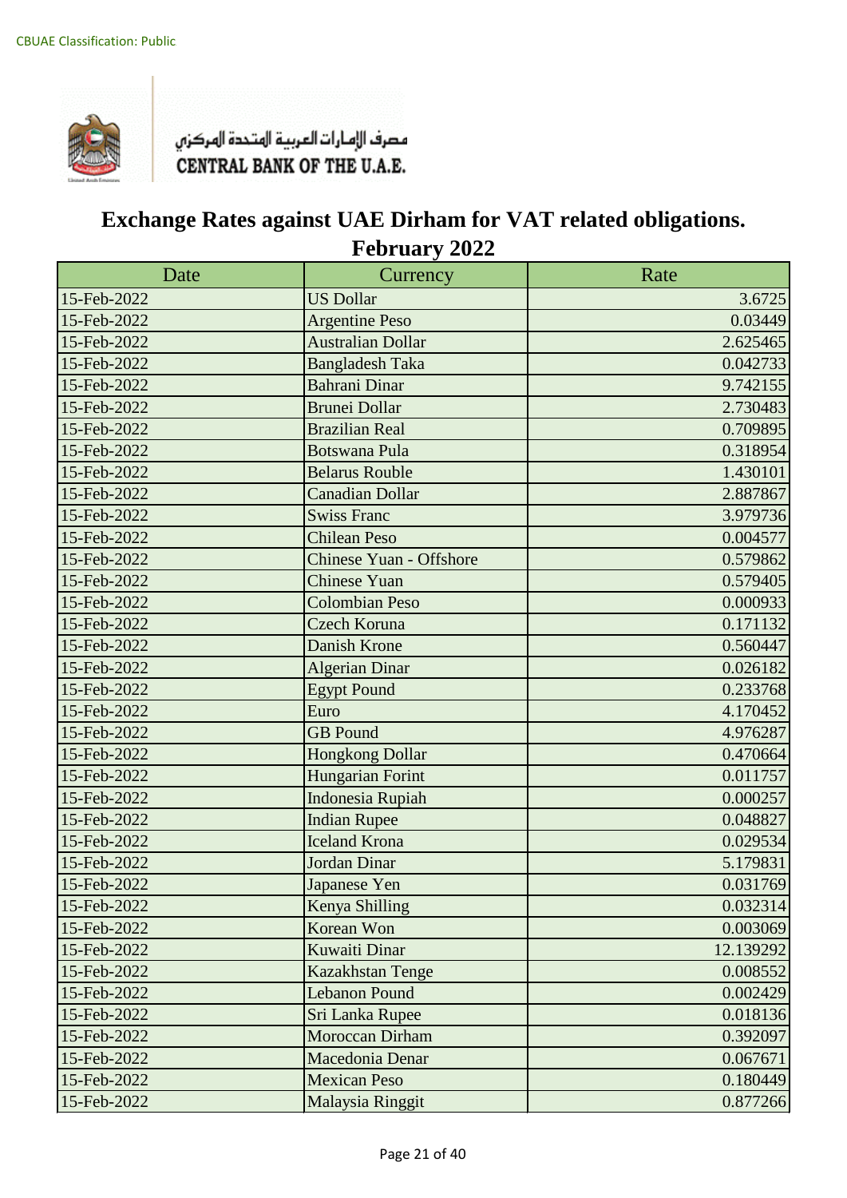CBUAE Classification: Public

مصرف الإمارات العربية المتحدة المركزي
CENTRAL BANK OF THE U.A.E.

# Exchange Rates against UAE Dirham for VAT related obligations.

## February 2022

| Date | Currency | Rate |
|---|---|---|
| 15-Feb-2022 | US Dollar | 3.6725 |
| 15-Feb-2022 | Argentine Peso | 0.03449 |
| 15-Feb-2022 | Australian Dollar | 2.625465 |
| 15-Feb-2022 | Bangladesh Taka | 0.042733 |
| 15-Feb-2022 | Bahrani Dinar | 9.742155 |
| 15-Feb-2022 | Brunei Dollar | 2.730483 |
| 15-Feb-2022 | Brazilian Real | 0.709895 |
| 15-Feb-2022 | Botswana Pula | 0.318954 |
| 15-Feb-2022 | Belarus Rouble | 1.430101 |
| 15-Feb-2022 | Canadian Dollar | 2.887867 |
| 15-Feb-2022 | Swiss Franc | 3.979736 |
| 15-Feb-2022 | Chilean Peso | 0.004577 |
| 15-Feb-2022 | Chinese Yuan - Offshore | 0.579862 |
| 15-Feb-2022 | Chinese Yuan | 0.579405 |
| 15-Feb-2022 | Colombian Peso | 0.000933 |
| 15-Feb-2022 | Czech Koruna | 0.171132 |
| 15-Feb-2022 | Danish Krone | 0.560447 |
| 15-Feb-2022 | Algerian Dinar | 0.026182 |
| 15-Feb-2022 | Egypt Pound | 0.233768 |
| 15-Feb-2022 | Euro | 4.170452 |
| 15-Feb-2022 | GB Pound | 4.976287 |
| 15-Feb-2022 | Hongkong Dollar | 0.470664 |
| 15-Feb-2022 | Hungarian Forint | 0.011757 |
| 15-Feb-2022 | Indonesia Rupiah | 0.000257 |
| 15-Feb-2022 | Indian Rupee | 0.048827 |
| 15-Feb-2022 | Iceland Krona | 0.029534 |
| 15-Feb-2022 | Jordan Dinar | 5.179831 |
| 15-Feb-2022 | Japanese Yen | 0.031769 |
| 15-Feb-2022 | Kenya Shilling | 0.032314 |
| 15-Feb-2022 | Korean Won | 0.003069 |
| 15-Feb-2022 | Kuwaiti Dinar | 12.139292 |
| 15-Feb-2022 | Kazakhstan Tenge | 0.008552 |
| 15-Feb-2022 | Lebanon Pound | 0.002429 |
| 15-Feb-2022 | Sri Lanka Rupee | 0.018136 |
| 15-Feb-2022 | Moroccan Dirham | 0.392097 |
| 15-Feb-2022 | Macedonia Denar | 0.067671 |
| 15-Feb-2022 | Mexican Peso | 0.180449 |
| 15-Feb-2022 | Malaysia Ringgit | 0.877266 |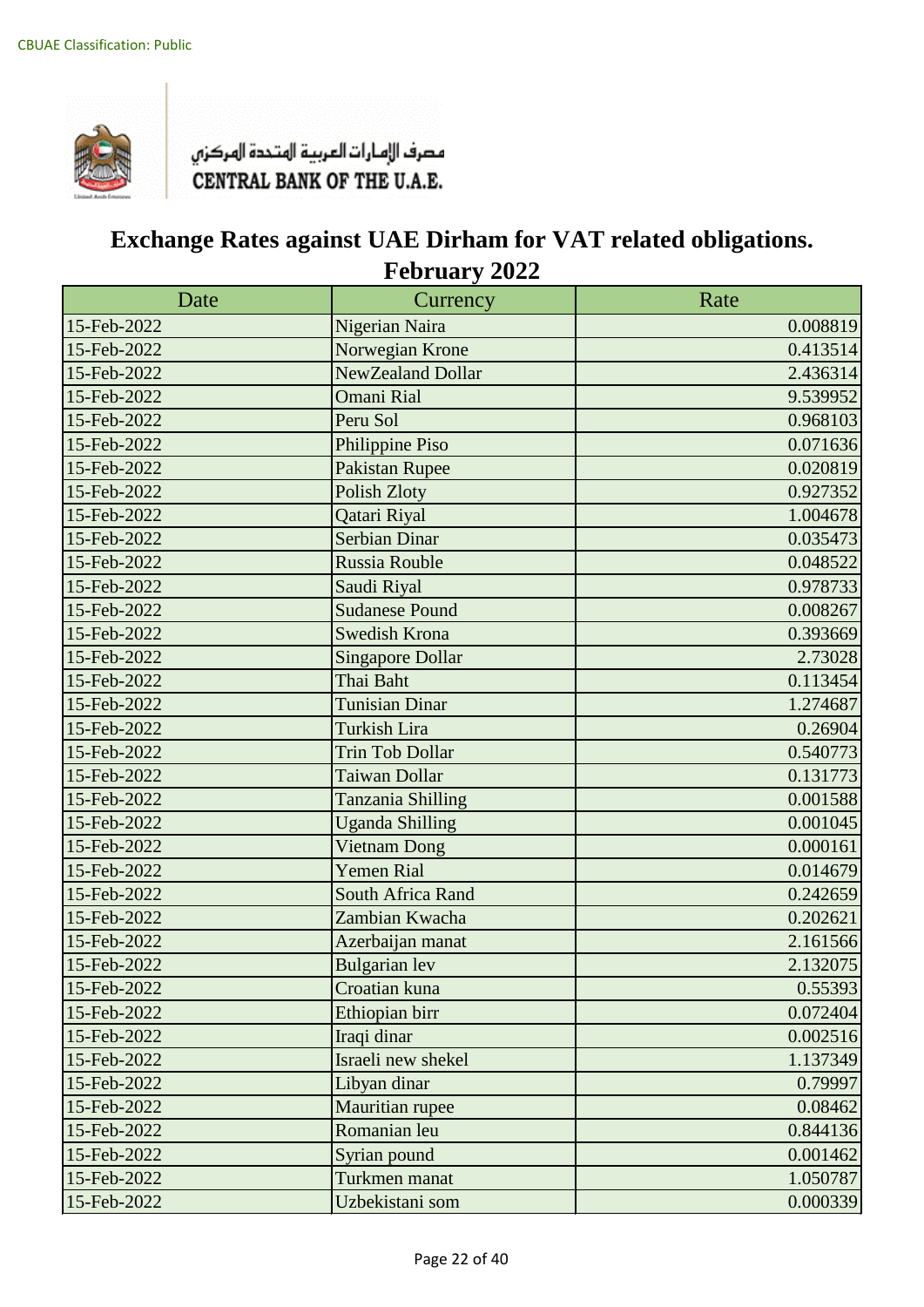CBUAE Classification: Public

مصرف الإمارات العربية المتحدة المركزي
CENTRAL BANK OF THE U.A.E.

# Exchange Rates against UAE Dirham for VAT related obligations.
## February 2022

| Date | Currency | Rate |
|---|---|---|
| 15-Feb-2022 | Nigerian Naira | 0.008819 |
| 15-Feb-2022 | Norwegian Krone | 0.413514 |
| 15-Feb-2022 | NewZealand Dollar | 2.436314 |
| 15-Feb-2022 | Omani Rial | 9.539952 |
| 15-Feb-2022 | Peru Sol | 0.968103 |
| 15-Feb-2022 | Philippine Piso | 0.071636 |
| 15-Feb-2022 | Pakistan Rupee | 0.020819 |
| 15-Feb-2022 | Polish Zloty | 0.927352 |
| 15-Feb-2022 | Qatari Riyal | 1.004678 |
| 15-Feb-2022 | Serbian Dinar | 0.035473 |
| 15-Feb-2022 | Russia Rouble | 0.048522 |
| 15-Feb-2022 | Saudi Riyal | 0.978733 |
| 15-Feb-2022 | Sudanese Pound | 0.008267 |
| 15-Feb-2022 | Swedish Krona | 0.393669 |
| 15-Feb-2022 | Singapore Dollar | 2.73028 |
| 15-Feb-2022 | Thai Baht | 0.113454 |
| 15-Feb-2022 | Tunisian Dinar | 1.274687 |
| 15-Feb-2022 | Turkish Lira | 0.26904 |
| 15-Feb-2022 | Trin Tob Dollar | 0.540773 |
| 15-Feb-2022 | Taiwan Dollar | 0.131773 |
| 15-Feb-2022 | Tanzania Shilling | 0.001588 |
| 15-Feb-2022 | Uganda Shilling | 0.001045 |
| 15-Feb-2022 | Vietnam Dong | 0.000161 |
| 15-Feb-2022 | Yemen Rial | 0.014679 |
| 15-Feb-2022 | South Africa Rand | 0.242659 |
| 15-Feb-2022 | Zambian Kwacha | 0.202621 |
| 15-Feb-2022 | Azerbaijan manat | 2.161566 |
| 15-Feb-2022 | Bulgarian lev | 2.132075 |
| 15-Feb-2022 | Croatian kuna | 0.55393 |
| 15-Feb-2022 | Ethiopian birr | 0.072404 |
| 15-Feb-2022 | Iraqi dinar | 0.002516 |
| 15-Feb-2022 | Israeli new shekel | 1.137349 |
| 15-Feb-2022 | Libyan dinar | 0.79997 |
| 15-Feb-2022 | Mauritian rupee | 0.08462 |
| 15-Feb-2022 | Romanian leu | 0.844136 |
| 15-Feb-2022 | Syrian pound | 0.001462 |
| 15-Feb-2022 | Turkmen manat | 1.050787 |
| 15-Feb-2022 | Uzbekistani som | 0.000339 |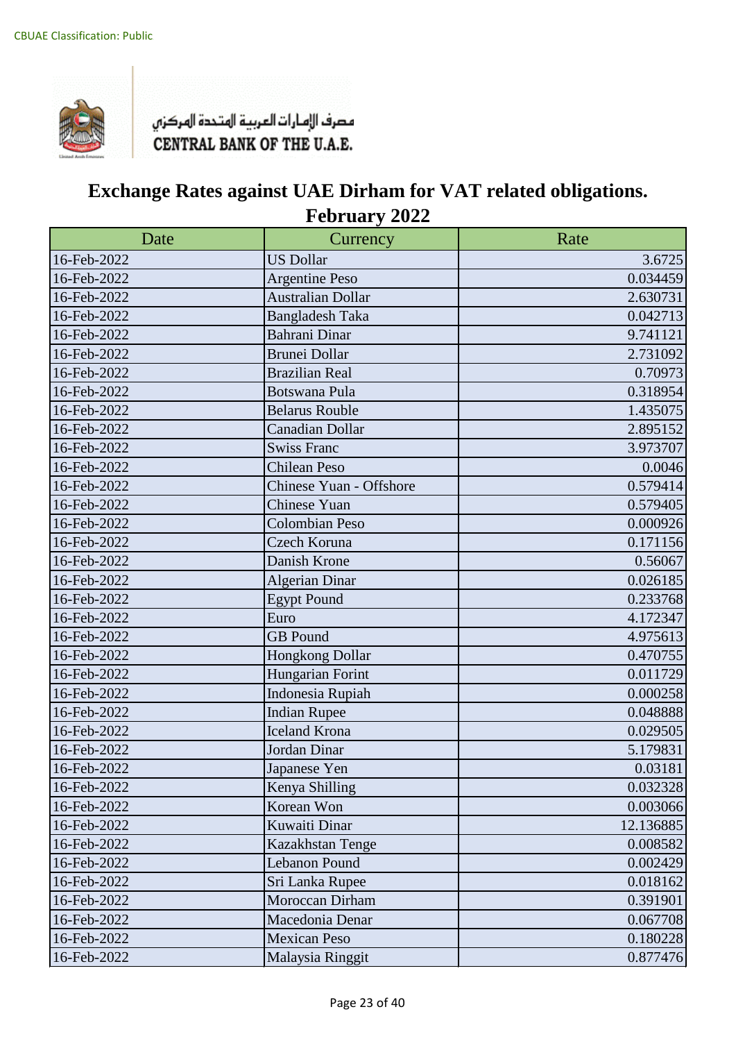CBUAE Classification: Public

مصرف الإمارات العربية المتحدة المركزي
CENTRAL BANK OF THE U.A.E.

# Exchange Rates against UAE Dirham for VAT related obligations.
## February 2022

| Date | Currency | Rate |
|---|---|---|
| 16-Feb-2022 | US Dollar | 3.6725 |
| 16-Feb-2022 | Argentine Peso | 0.034459 |
| 16-Feb-2022 | Australian Dollar | 2.630731 |
| 16-Feb-2022 | Bangladesh Taka | 0.042713 |
| 16-Feb-2022 | Bahrani Dinar | 9.741121 |
| 16-Feb-2022 | Brunei Dollar | 2.731092 |
| 16-Feb-2022 | Brazilian Real | 0.70973 |
| 16-Feb-2022 | Botswana Pula | 0.318954 |
| 16-Feb-2022 | Belarus Rouble | 1.435075 |
| 16-Feb-2022 | Canadian Dollar | 2.895152 |
| 16-Feb-2022 | Swiss Franc | 3.973707 |
| 16-Feb-2022 | Chilean Peso | 0.0046 |
| 16-Feb-2022 | Chinese Yuan - Offshore | 0.579414 |
| 16-Feb-2022 | Chinese Yuan | 0.579405 |
| 16-Feb-2022 | Colombian Peso | 0.000926 |
| 16-Feb-2022 | Czech Koruna | 0.171156 |
| 16-Feb-2022 | Danish Krone | 0.56067 |
| 16-Feb-2022 | Algerian Dinar | 0.026185 |
| 16-Feb-2022 | Egypt Pound | 0.233768 |
| 16-Feb-2022 | Euro | 4.172347 |
| 16-Feb-2022 | GB Pound | 4.975613 |
| 16-Feb-2022 | Hongkong Dollar | 0.470755 |
| 16-Feb-2022 | Hungarian Forint | 0.011729 |
| 16-Feb-2022 | Indonesia Rupiah | 0.000258 |
| 16-Feb-2022 | Indian Rupee | 0.048888 |
| 16-Feb-2022 | Iceland Krona | 0.029505 |
| 16-Feb-2022 | Jordan Dinar | 5.179831 |
| 16-Feb-2022 | Japanese Yen | 0.03181 |
| 16-Feb-2022 | Kenya Shilling | 0.032328 |
| 16-Feb-2022 | Korean Won | 0.003066 |
| 16-Feb-2022 | Kuwaiti Dinar | 12.136885 |
| 16-Feb-2022 | Kazakhstan Tenge | 0.008582 |
| 16-Feb-2022 | Lebanon Pound | 0.002429 |
| 16-Feb-2022 | Sri Lanka Rupee | 0.018162 |
| 16-Feb-2022 | Moroccan Dirham | 0.391901 |
| 16-Feb-2022 | Macedonia Denar | 0.067708 |
| 16-Feb-2022 | Mexican Peso | 0.180228 |
| 16-Feb-2022 | Malaysia Ringgit | 0.877476 |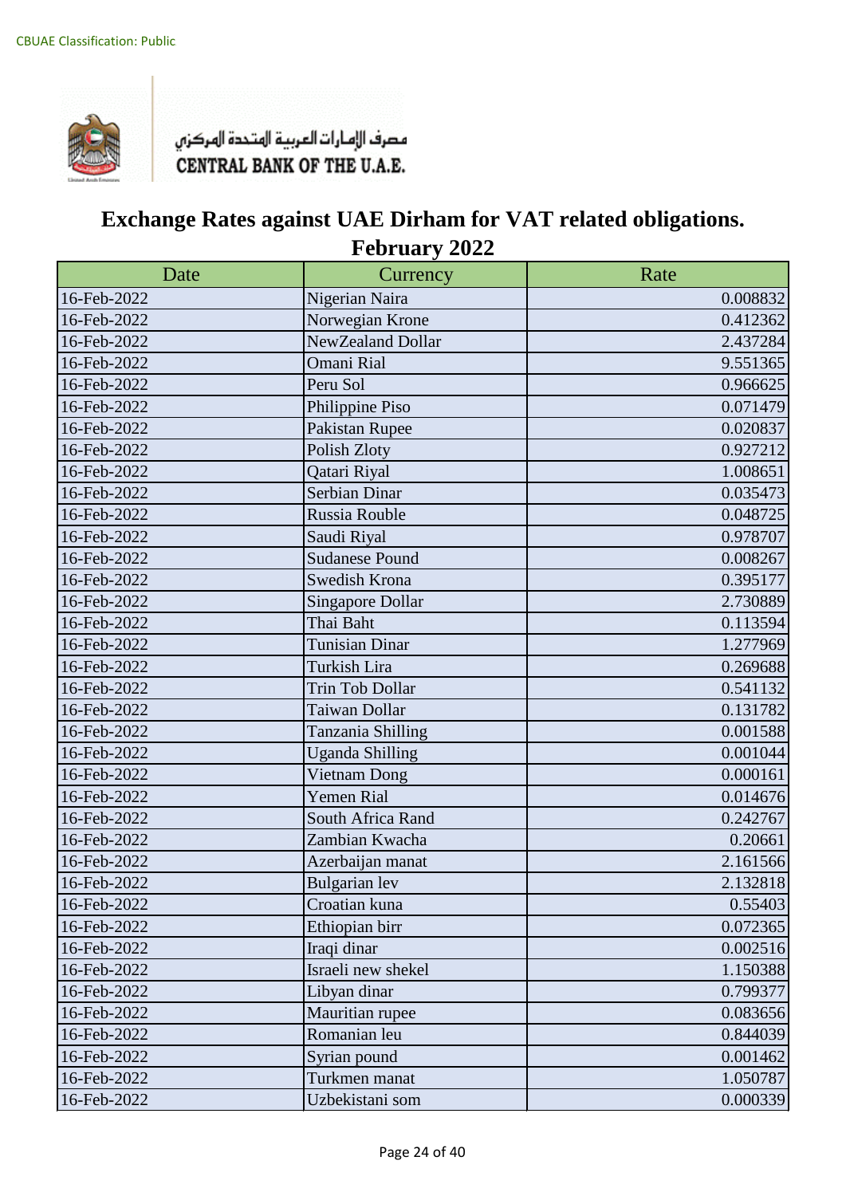CBUAE Classification: Public

مصرف الإمارات العربية المتحدة المركزي
CENTRAL BANK OF THE U.A.E.

# Exchange Rates against UAE Dirham for VAT related obligations. February 2022

| Date | Currency | Rate |
|---|---|---|
| 16-Feb-2022 | Nigerian Naira | 0.008832 |
| 16-Feb-2022 | Norwegian Krone | 0.412362 |
| 16-Feb-2022 | NewZealand Dollar | 2.437284 |
| 16-Feb-2022 | Omani Rial | 9.551365 |
| 16-Feb-2022 | Peru Sol | 0.966625 |
| 16-Feb-2022 | Philippine Piso | 0.071479 |
| 16-Feb-2022 | Pakistan Rupee | 0.020837 |
| 16-Feb-2022 | Polish Zloty | 0.927212 |
| 16-Feb-2022 | Qatari Riyal | 1.008651 |
| 16-Feb-2022 | Serbian Dinar | 0.035473 |
| 16-Feb-2022 | Russia Rouble | 0.048725 |
| 16-Feb-2022 | Saudi Riyal | 0.978707 |
| 16-Feb-2022 | Sudanese Pound | 0.008267 |
| 16-Feb-2022 | Swedish Krona | 0.395177 |
| 16-Feb-2022 | Singapore Dollar | 2.730889 |
| 16-Feb-2022 | Thai Baht | 0.113594 |
| 16-Feb-2022 | Tunisian Dinar | 1.277969 |
| 16-Feb-2022 | Turkish Lira | 0.269688 |
| 16-Feb-2022 | Trin Tob Dollar | 0.541132 |
| 16-Feb-2022 | Taiwan Dollar | 0.131782 |
| 16-Feb-2022 | Tanzania Shilling | 0.001588 |
| 16-Feb-2022 | Uganda Shilling | 0.001044 |
| 16-Feb-2022 | Vietnam Dong | 0.000161 |
| 16-Feb-2022 | Yemen Rial | 0.014676 |
| 16-Feb-2022 | South Africa Rand | 0.242767 |
| 16-Feb-2022 | Zambian Kwacha | 0.20661 |
| 16-Feb-2022 | Azerbaijan manat | 2.161566 |
| 16-Feb-2022 | Bulgarian lev | 2.132818 |
| 16-Feb-2022 | Croatian kuna | 0.55403 |
| 16-Feb-2022 | Ethiopian birr | 0.072365 |
| 16-Feb-2022 | Iraqi dinar | 0.002516 |
| 16-Feb-2022 | Israeli new shekel | 1.150388 |
| 16-Feb-2022 | Libyan dinar | 0.799377 |
| 16-Feb-2022 | Mauritian rupee | 0.083656 |
| 16-Feb-2022 | Romanian leu | 0.844039 |
| 16-Feb-2022 | Syrian pound | 0.001462 |
| 16-Feb-2022 | Turkmen manat | 1.050787 |
| 16-Feb-2022 | Uzbekistani som | 0.000339 |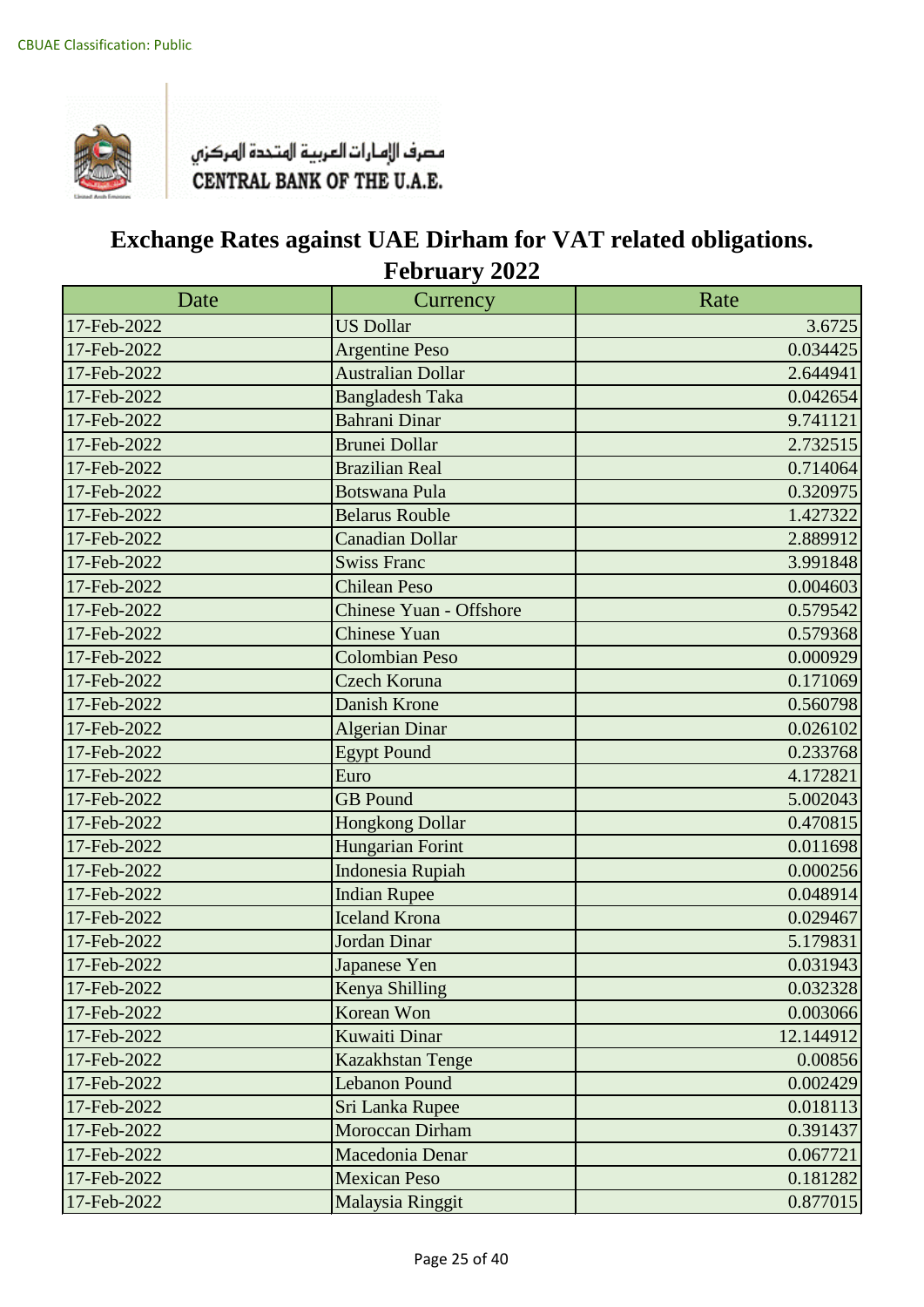CBUAE Classification: Public

مصرف الإمارات العربية المتحدة المركزي
CENTRAL BANK OF THE U.A.E.

# Exchange Rates against UAE Dirham for VAT related obligations.
## February 2022

| Date | Currency | Rate |
|---|---|---|
| 17-Feb-2022 | US Dollar | 3.6725 |
| 17-Feb-2022 | Argentine Peso | 0.034425 |
| 17-Feb-2022 | Australian Dollar | 2.644941 |
| 17-Feb-2022 | Bangladesh Taka | 0.042654 |
| 17-Feb-2022 | Bahrani Dinar | 9.741121 |
| 17-Feb-2022 | Brunei Dollar | 2.732515 |
| 17-Feb-2022 | Brazilian Real | 0.714064 |
| 17-Feb-2022 | Botswana Pula | 0.320975 |
| 17-Feb-2022 | Belarus Rouble | 1.427322 |
| 17-Feb-2022 | Canadian Dollar | 2.889912 |
| 17-Feb-2022 | Swiss Franc | 3.991848 |
| 17-Feb-2022 | Chilean Peso | 0.004603 |
| 17-Feb-2022 | Chinese Yuan - Offshore | 0.579542 |
| 17-Feb-2022 | Chinese Yuan | 0.579368 |
| 17-Feb-2022 | Colombian Peso | 0.000929 |
| 17-Feb-2022 | Czech Koruna | 0.171069 |
| 17-Feb-2022 | Danish Krone | 0.560798 |
| 17-Feb-2022 | Algerian Dinar | 0.026102 |
| 17-Feb-2022 | Egypt Pound | 0.233768 |
| 17-Feb-2022 | Euro | 4.172821 |
| 17-Feb-2022 | GB Pound | 5.002043 |
| 17-Feb-2022 | Hongkong Dollar | 0.470815 |
| 17-Feb-2022 | Hungarian Forint | 0.011698 |
| 17-Feb-2022 | Indonesia Rupiah | 0.000256 |
| 17-Feb-2022 | Indian Rupee | 0.048914 |
| 17-Feb-2022 | Iceland Krona | 0.029467 |
| 17-Feb-2022 | Jordan Dinar | 5.179831 |
| 17-Feb-2022 | Japanese Yen | 0.031943 |
| 17-Feb-2022 | Kenya Shilling | 0.032328 |
| 17-Feb-2022 | Korean Won | 0.003066 |
| 17-Feb-2022 | Kuwaiti Dinar | 12.144912 |
| 17-Feb-2022 | Kazakhstan Tenge | 0.00856 |
| 17-Feb-2022 | Lebanon Pound | 0.002429 |
| 17-Feb-2022 | Sri Lanka Rupee | 0.018113 |
| 17-Feb-2022 | Moroccan Dirham | 0.391437 |
| 17-Feb-2022 | Macedonia Denar | 0.067721 |
| 17-Feb-2022 | Mexican Peso | 0.181282 |
| 17-Feb-2022 | Malaysia Ringgit | 0.877015 |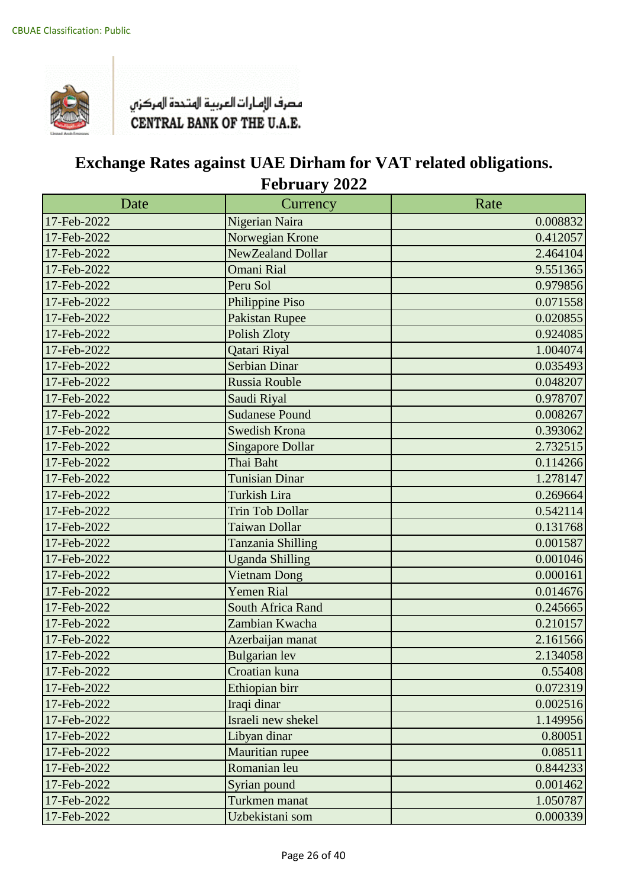CBUAE Classification: Public

مصرف الإمارات العربية المتحدة المركزي
CENTRAL BANK OF THE U.A.E.

# Exchange Rates against UAE Dirham for VAT related obligations.
## February 2022

| Date | Currency | Rate |
|---|---|---|
| 17-Feb-2022 | Nigerian Naira | 0.008832 |
| 17-Feb-2022 | Norwegian Krone | 0.412057 |
| 17-Feb-2022 | NewZealand Dollar | 2.464104 |
| 17-Feb-2022 | Omani Rial | 9.551365 |
| 17-Feb-2022 | Peru Sol | 0.979856 |
| 17-Feb-2022 | Philippine Piso | 0.071558 |
| 17-Feb-2022 | Pakistan Rupee | 0.020855 |
| 17-Feb-2022 | Polish Zloty | 0.924085 |
| 17-Feb-2022 | Qatari Riyal | 1.004074 |
| 17-Feb-2022 | Serbian Dinar | 0.035493 |
| 17-Feb-2022 | Russia Rouble | 0.048207 |
| 17-Feb-2022 | Saudi Riyal | 0.978707 |
| 17-Feb-2022 | Sudanese Pound | 0.008267 |
| 17-Feb-2022 | Swedish Krona | 0.393062 |
| 17-Feb-2022 | Singapore Dollar | 2.732515 |
| 17-Feb-2022 | Thai Baht | 0.114266 |
| 17-Feb-2022 | Tunisian Dinar | 1.278147 |
| 17-Feb-2022 | Turkish Lira | 0.269664 |
| 17-Feb-2022 | Trin Tob Dollar | 0.542114 |
| 17-Feb-2022 | Taiwan Dollar | 0.131768 |
| 17-Feb-2022 | Tanzania Shilling | 0.001587 |
| 17-Feb-2022 | Uganda Shilling | 0.001046 |
| 17-Feb-2022 | Vietnam Dong | 0.000161 |
| 17-Feb-2022 | Yemen Rial | 0.014676 |
| 17-Feb-2022 | South Africa Rand | 0.245665 |
| 17-Feb-2022 | Zambian Kwacha | 0.210157 |
| 17-Feb-2022 | Azerbaijan manat | 2.161566 |
| 17-Feb-2022 | Bulgarian lev | 2.134058 |
| 17-Feb-2022 | Croatian kuna | 0.55408 |
| 17-Feb-2022 | Ethiopian birr | 0.072319 |
| 17-Feb-2022 | Iraqi dinar | 0.002516 |
| 17-Feb-2022 | Israeli new shekel | 1.149956 |
| 17-Feb-2022 | Libyan dinar | 0.80051 |
| 17-Feb-2022 | Mauritian rupee | 0.08511 |
| 17-Feb-2022 | Romanian leu | 0.844233 |
| 17-Feb-2022 | Syrian pound | 0.001462 |
| 17-Feb-2022 | Turkmen manat | 1.050787 |
| 17-Feb-2022 | Uzbekistani som | 0.000339 |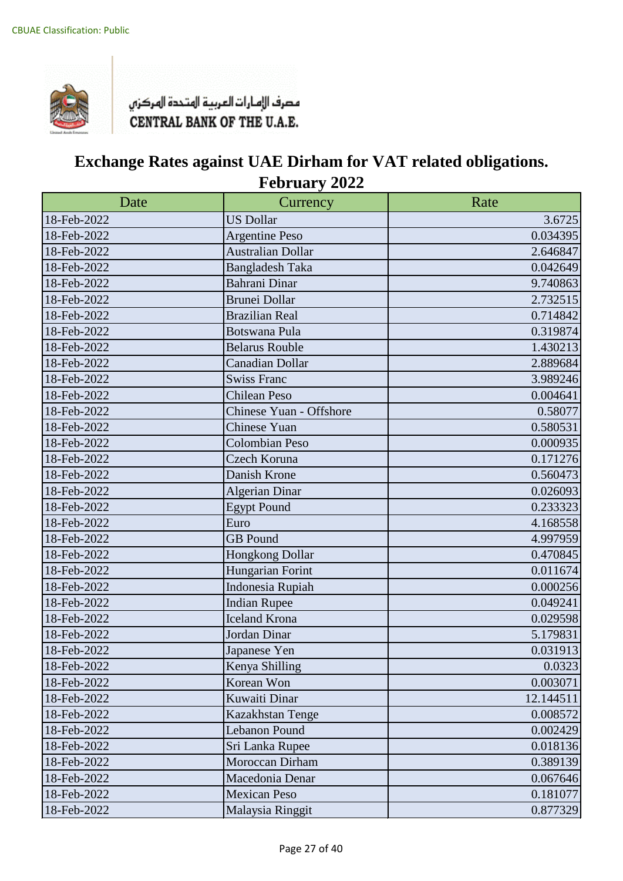CBUAE Classification: Public

مصرف الإمارات العربية المتحدة المركزي
CENTRAL BANK OF THE U.A.E.

# Exchange Rates against UAE Dirham for VAT related obligations. February 2022

| Date | Currency | Rate |
|---|---|---|
| 18-Feb-2022 | US Dollar | 3.6725 |
| 18-Feb-2022 | Argentine Peso | 0.034395 |
| 18-Feb-2022 | Australian Dollar | 2.646847 |
| 18-Feb-2022 | Bangladesh Taka | 0.042649 |
| 18-Feb-2022 | Bahrani Dinar | 9.740863 |
| 18-Feb-2022 | Brunei Dollar | 2.732515 |
| 18-Feb-2022 | Brazilian Real | 0.714842 |
| 18-Feb-2022 | Botswana Pula | 0.319874 |
| 18-Feb-2022 | Belarus Rouble | 1.430213 |
| 18-Feb-2022 | Canadian Dollar | 2.889684 |
| 18-Feb-2022 | Swiss Franc | 3.989246 |
| 18-Feb-2022 | Chilean Peso | 0.004641 |
| 18-Feb-2022 | Chinese Yuan - Offshore | 0.58077 |
| 18-Feb-2022 | Chinese Yuan | 0.580531 |
| 18-Feb-2022 | Colombian Peso | 0.000935 |
| 18-Feb-2022 | Czech Koruna | 0.171276 |
| 18-Feb-2022 | Danish Krone | 0.560473 |
| 18-Feb-2022 | Algerian Dinar | 0.026093 |
| 18-Feb-2022 | Egypt Pound | 0.233323 |
| 18-Feb-2022 | Euro | 4.168558 |
| 18-Feb-2022 | GB Pound | 4.997959 |
| 18-Feb-2022 | Hongkong Dollar | 0.470845 |
| 18-Feb-2022 | Hungarian Forint | 0.011674 |
| 18-Feb-2022 | Indonesia Rupiah | 0.000256 |
| 18-Feb-2022 | Indian Rupee | 0.049241 |
| 18-Feb-2022 | Iceland Krona | 0.029598 |
| 18-Feb-2022 | Jordan Dinar | 5.179831 |
| 18-Feb-2022 | Japanese Yen | 0.031913 |
| 18-Feb-2022 | Kenya Shilling | 0.0323 |
| 18-Feb-2022 | Korean Won | 0.003071 |
| 18-Feb-2022 | Kuwaiti Dinar | 12.144511 |
| 18-Feb-2022 | Kazakhstan Tenge | 0.008572 |
| 18-Feb-2022 | Lebanon Pound | 0.002429 |
| 18-Feb-2022 | Sri Lanka Rupee | 0.018136 |
| 18-Feb-2022 | Moroccan Dirham | 0.389139 |
| 18-Feb-2022 | Macedonia Denar | 0.067646 |
| 18-Feb-2022 | Mexican Peso | 0.181077 |
| 18-Feb-2022 | Malaysia Ringgit | 0.877329 |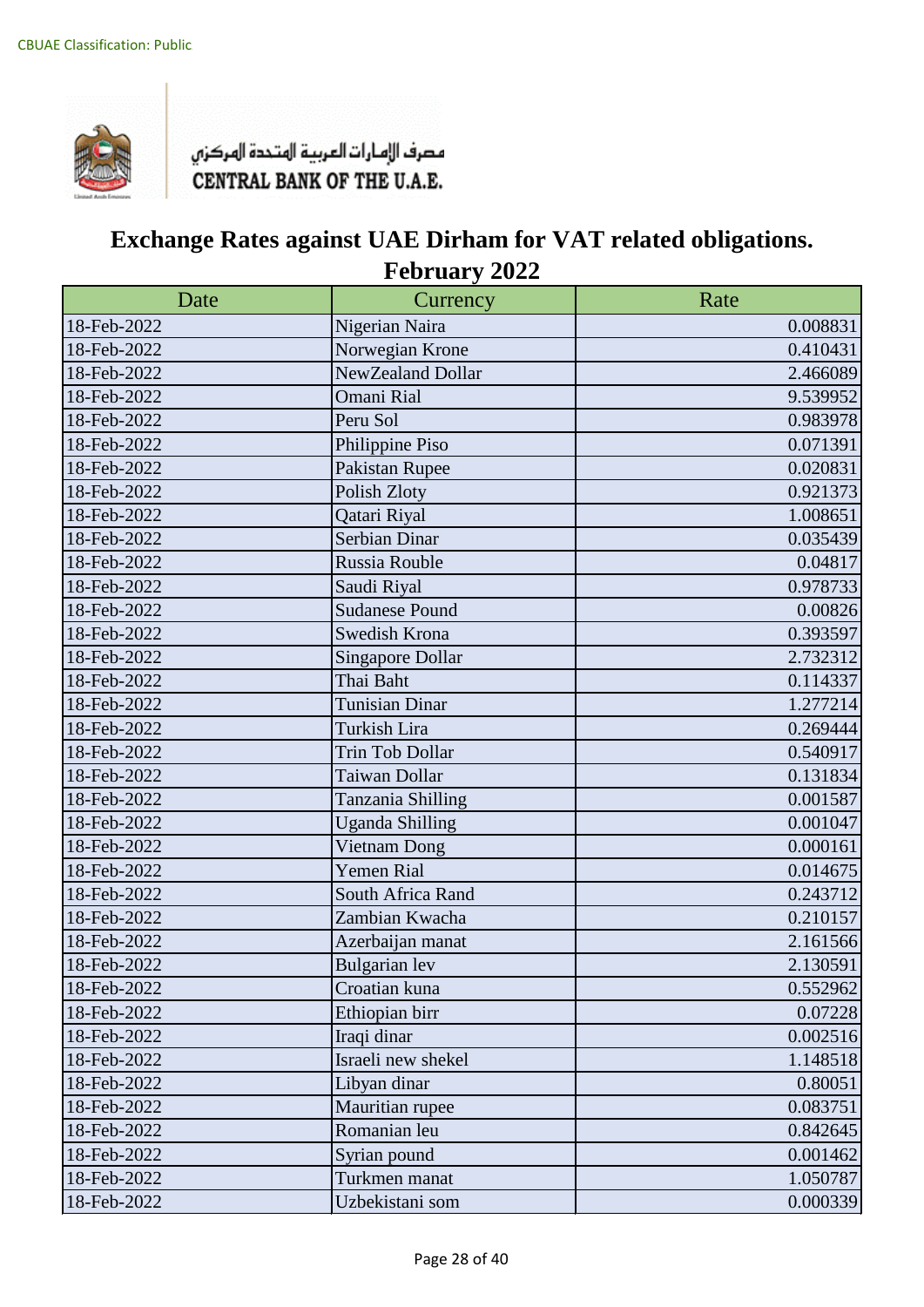CBUAE Classification: Public

مصرف الإمارات العربية المتحدة المركزي
CENTRAL BANK OF THE U.A.E.

# Exchange Rates against UAE Dirham for VAT related obligations.
## February 2022

| Date | Currency | Rate |
|---|---|---|
| 18-Feb-2022 | Nigerian Naira | 0.008831 |
| 18-Feb-2022 | Norwegian Krone | 0.410431 |
| 18-Feb-2022 | NewZealand Dollar | 2.466089 |
| 18-Feb-2022 | Omani Rial | 9.539952 |
| 18-Feb-2022 | Peru Sol | 0.983978 |
| 18-Feb-2022 | Philippine Piso | 0.071391 |
| 18-Feb-2022 | Pakistan Rupee | 0.020831 |
| 18-Feb-2022 | Polish Zloty | 0.921373 |
| 18-Feb-2022 | Qatari Riyal | 1.008651 |
| 18-Feb-2022 | Serbian Dinar | 0.035439 |
| 18-Feb-2022 | Russia Rouble | 0.04817 |
| 18-Feb-2022 | Saudi Riyal | 0.978733 |
| 18-Feb-2022 | Sudanese Pound | 0.00826 |
| 18-Feb-2022 | Swedish Krona | 0.393597 |
| 18-Feb-2022 | Singapore Dollar | 2.732312 |
| 18-Feb-2022 | Thai Baht | 0.114337 |
| 18-Feb-2022 | Tunisian Dinar | 1.277214 |
| 18-Feb-2022 | Turkish Lira | 0.269444 |
| 18-Feb-2022 | Trin Tob Dollar | 0.540917 |
| 18-Feb-2022 | Taiwan Dollar | 0.131834 |
| 18-Feb-2022 | Tanzania Shilling | 0.001587 |
| 18-Feb-2022 | Uganda Shilling | 0.001047 |
| 18-Feb-2022 | Vietnam Dong | 0.000161 |
| 18-Feb-2022 | Yemen Rial | 0.014675 |
| 18-Feb-2022 | South Africa Rand | 0.243712 |
| 18-Feb-2022 | Zambian Kwacha | 0.210157 |
| 18-Feb-2022 | Azerbaijan manat | 2.161566 |
| 18-Feb-2022 | Bulgarian lev | 2.130591 |
| 18-Feb-2022 | Croatian kuna | 0.552962 |
| 18-Feb-2022 | Ethiopian birr | 0.07228 |
| 18-Feb-2022 | Iraqi dinar | 0.002516 |
| 18-Feb-2022 | Israeli new shekel | 1.148518 |
| 18-Feb-2022 | Libyan dinar | 0.80051 |
| 18-Feb-2022 | Mauritian rupee | 0.083751 |
| 18-Feb-2022 | Romanian leu | 0.842645 |
| 18-Feb-2022 | Syrian pound | 0.001462 |
| 18-Feb-2022 | Turkmen manat | 1.050787 |
| 18-Feb-2022 | Uzbekistani som | 0.000339 |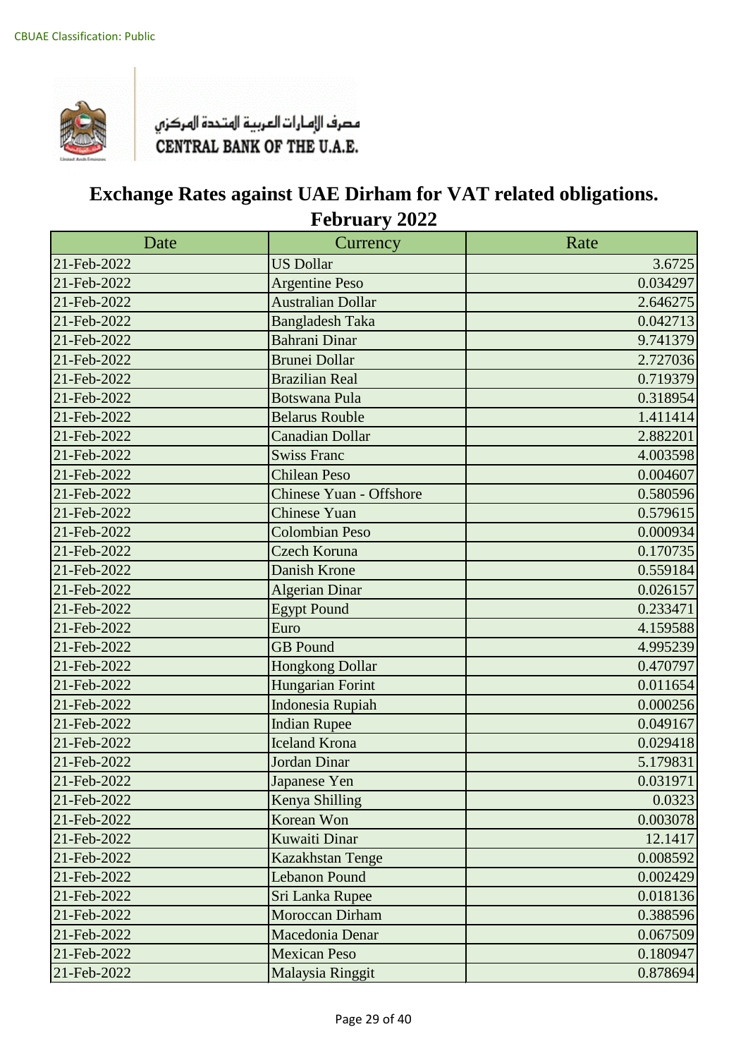CBUAE Classification: Public

مصرف الإمارات العربية المتحدة المركزي
CENTRAL BANK OF THE U.A.E.

# Exchange Rates against UAE Dirham for VAT related obligations. February 2022

| Date | Currency | Rate |
|---|---|---|
| 21-Feb-2022 | US Dollar | 3.6725 |
| 21-Feb-2022 | Argentine Peso | 0.034297 |
| 21-Feb-2022 | Australian Dollar | 2.646275 |
| 21-Feb-2022 | Bangladesh Taka | 0.042713 |
| 21-Feb-2022 | Bahrani Dinar | 9.741379 |
| 21-Feb-2022 | Brunei Dollar | 2.727036 |
| 21-Feb-2022 | Brazilian Real | 0.719379 |
| 21-Feb-2022 | Botswana Pula | 0.318954 |
| 21-Feb-2022 | Belarus Rouble | 1.411414 |
| 21-Feb-2022 | Canadian Dollar | 2.882201 |
| 21-Feb-2022 | Swiss Franc | 4.003598 |
| 21-Feb-2022 | Chilean Peso | 0.004607 |
| 21-Feb-2022 | Chinese Yuan - Offshore | 0.580596 |
| 21-Feb-2022 | Chinese Yuan | 0.579615 |
| 21-Feb-2022 | Colombian Peso | 0.000934 |
| 21-Feb-2022 | Czech Koruna | 0.170735 |
| 21-Feb-2022 | Danish Krone | 0.559184 |
| 21-Feb-2022 | Algerian Dinar | 0.026157 |
| 21-Feb-2022 | Egypt Pound | 0.233471 |
| 21-Feb-2022 | Euro | 4.159588 |
| 21-Feb-2022 | GB Pound | 4.995239 |
| 21-Feb-2022 | Hongkong Dollar | 0.470797 |
| 21-Feb-2022 | Hungarian Forint | 0.011654 |
| 21-Feb-2022 | Indonesia Rupiah | 0.000256 |
| 21-Feb-2022 | Indian Rupee | 0.049167 |
| 21-Feb-2022 | Iceland Krona | 0.029418 |
| 21-Feb-2022 | Jordan Dinar | 5.179831 |
| 21-Feb-2022 | Japanese Yen | 0.031971 |
| 21-Feb-2022 | Kenya Shilling | 0.0323 |
| 21-Feb-2022 | Korean Won | 0.003078 |
| 21-Feb-2022 | Kuwaiti Dinar | 12.1417 |
| 21-Feb-2022 | Kazakhstan Tenge | 0.008592 |
| 21-Feb-2022 | Lebanon Pound | 0.002429 |
| 21-Feb-2022 | Sri Lanka Rupee | 0.018136 |
| 21-Feb-2022 | Moroccan Dirham | 0.388596 |
| 21-Feb-2022 | Macedonia Denar | 0.067509 |
| 21-Feb-2022 | Mexican Peso | 0.180947 |
| 21-Feb-2022 | Malaysia Ringgit | 0.878694 |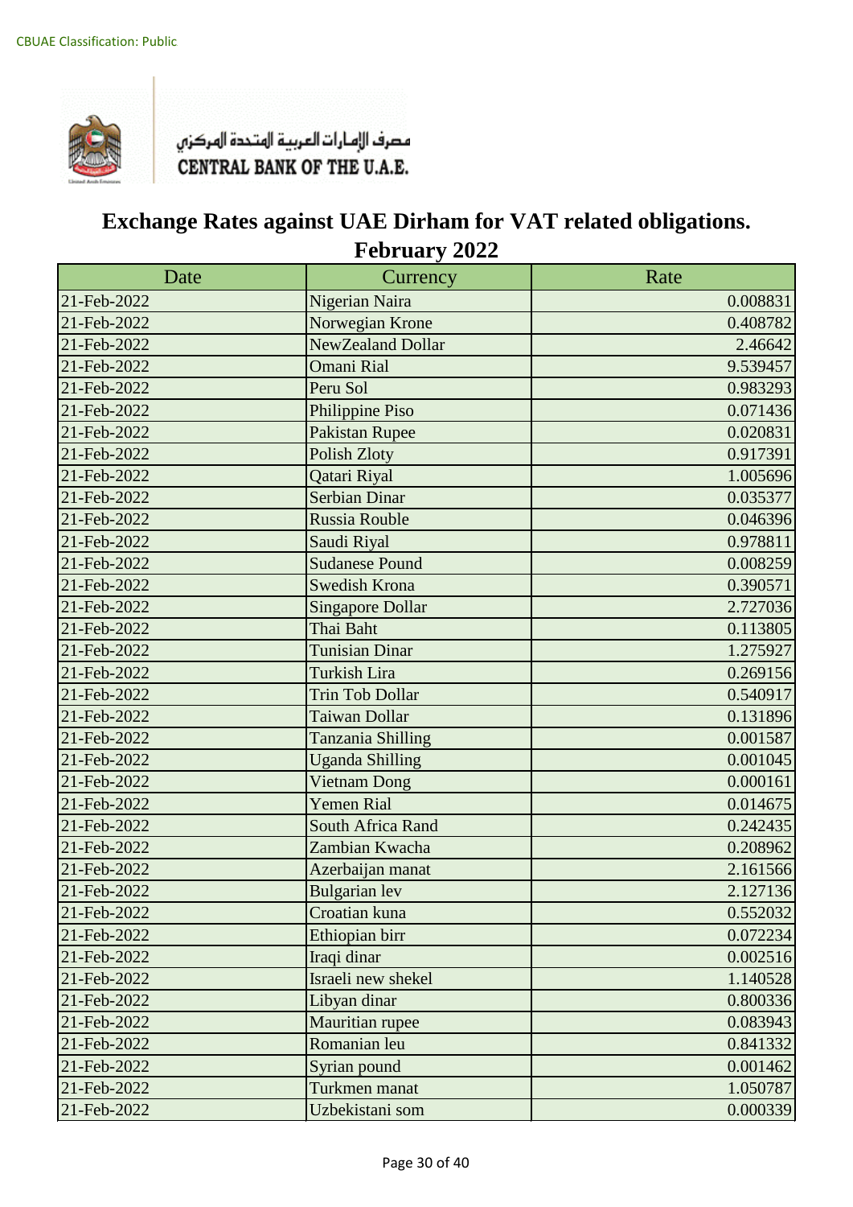CBUAE Classification: Public

مصرف الإمارات العربية المتحدة المركزي
CENTRAL BANK OF THE U.A.E.

# Exchange Rates against UAE Dirham for VAT related obligations.
## February 2022

| Date | Currency | Rate |
|---|---|---|
| 21-Feb-2022 | Nigerian Naira | 0.008831 |
| 21-Feb-2022 | Norwegian Krone | 0.408782 |
| 21-Feb-2022 | NewZealand Dollar | 2.46642 |
| 21-Feb-2022 | Omani Rial | 9.539457 |
| 21-Feb-2022 | Peru Sol | 0.983293 |
| 21-Feb-2022 | Philippine Piso | 0.071436 |
| 21-Feb-2022 | Pakistan Rupee | 0.020831 |
| 21-Feb-2022 | Polish Zloty | 0.917391 |
| 21-Feb-2022 | Qatari Riyal | 1.005696 |
| 21-Feb-2022 | Serbian Dinar | 0.035377 |
| 21-Feb-2022 | Russia Rouble | 0.046396 |
| 21-Feb-2022 | Saudi Riyal | 0.978811 |
| 21-Feb-2022 | Sudanese Pound | 0.008259 |
| 21-Feb-2022 | Swedish Krona | 0.390571 |
| 21-Feb-2022 | Singapore Dollar | 2.727036 |
| 21-Feb-2022 | Thai Baht | 0.113805 |
| 21-Feb-2022 | Tunisian Dinar | 1.275927 |
| 21-Feb-2022 | Turkish Lira | 0.269156 |
| 21-Feb-2022 | Trin Tob Dollar | 0.540917 |
| 21-Feb-2022 | Taiwan Dollar | 0.131896 |
| 21-Feb-2022 | Tanzania Shilling | 0.001587 |
| 21-Feb-2022 | Uganda Shilling | 0.001045 |
| 21-Feb-2022 | Vietnam Dong | 0.000161 |
| 21-Feb-2022 | Yemen Rial | 0.014675 |
| 21-Feb-2022 | South Africa Rand | 0.242435 |
| 21-Feb-2022 | Zambian Kwacha | 0.208962 |
| 21-Feb-2022 | Azerbaijan manat | 2.161566 |
| 21-Feb-2022 | Bulgarian lev | 2.127136 |
| 21-Feb-2022 | Croatian kuna | 0.552032 |
| 21-Feb-2022 | Ethiopian birr | 0.072234 |
| 21-Feb-2022 | Iraqi dinar | 0.002516 |
| 21-Feb-2022 | Israeli new shekel | 1.140528 |
| 21-Feb-2022 | Libyan dinar | 0.800336 |
| 21-Feb-2022 | Mauritian rupee | 0.083943 |
| 21-Feb-2022 | Romanian leu | 0.841332 |
| 21-Feb-2022 | Syrian pound | 0.001462 |
| 21-Feb-2022 | Turkmen manat | 1.050787 |
| 21-Feb-2022 | Uzbekistani som | 0.000339 |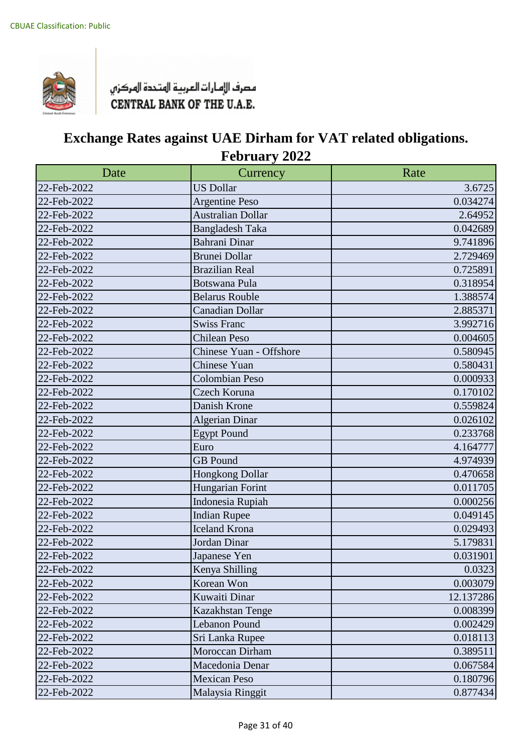CBUAE Classification: Public

مصرف الإمارات العربية المتحدة المركزي
CENTRAL BANK OF THE U.A.E.

# Exchange Rates against UAE Dirham for VAT related obligations.
## February 2022

| Date | Currency | Rate |
|---|---|---|
| 22-Feb-2022 | US Dollar | 3.6725 |
| 22-Feb-2022 | Argentine Peso | 0.034274 |
| 22-Feb-2022 | Australian Dollar | 2.64952 |
| 22-Feb-2022 | Bangladesh Taka | 0.042689 |
| 22-Feb-2022 | Bahrani Dinar | 9.741896 |
| 22-Feb-2022 | Brunei Dollar | 2.729469 |
| 22-Feb-2022 | Brazilian Real | 0.725891 |
| 22-Feb-2022 | Botswana Pula | 0.318954 |
| 22-Feb-2022 | Belarus Rouble | 1.388574 |
| 22-Feb-2022 | Canadian Dollar | 2.885371 |
| 22-Feb-2022 | Swiss Franc | 3.992716 |
| 22-Feb-2022 | Chilean Peso | 0.004605 |
| 22-Feb-2022 | Chinese Yuan - Offshore | 0.580945 |
| 22-Feb-2022 | Chinese Yuan | 0.580431 |
| 22-Feb-2022 | Colombian Peso | 0.000933 |
| 22-Feb-2022 | Czech Koruna | 0.170102 |
| 22-Feb-2022 | Danish Krone | 0.559824 |
| 22-Feb-2022 | Algerian Dinar | 0.026102 |
| 22-Feb-2022 | Egypt Pound | 0.233768 |
| 22-Feb-2022 | Euro | 4.164777 |
| 22-Feb-2022 | GB Pound | 4.974939 |
| 22-Feb-2022 | Hongkong Dollar | 0.470658 |
| 22-Feb-2022 | Hungarian Forint | 0.011705 |
| 22-Feb-2022 | Indonesia Rupiah | 0.000256 |
| 22-Feb-2022 | Indian Rupee | 0.049145 |
| 22-Feb-2022 | Iceland Krona | 0.029493 |
| 22-Feb-2022 | Jordan Dinar | 5.179831 |
| 22-Feb-2022 | Japanese Yen | 0.031901 |
| 22-Feb-2022 | Kenya Shilling | 0.0323 |
| 22-Feb-2022 | Korean Won | 0.003079 |
| 22-Feb-2022 | Kuwaiti Dinar | 12.137286 |
| 22-Feb-2022 | Kazakhstan Tenge | 0.008399 |
| 22-Feb-2022 | Lebanon Pound | 0.002429 |
| 22-Feb-2022 | Sri Lanka Rupee | 0.018113 |
| 22-Feb-2022 | Moroccan Dirham | 0.389511 |
| 22-Feb-2022 | Macedonia Denar | 0.067584 |
| 22-Feb-2022 | Mexican Peso | 0.180796 |
| 22-Feb-2022 | Malaysia Ringgit | 0.877434 |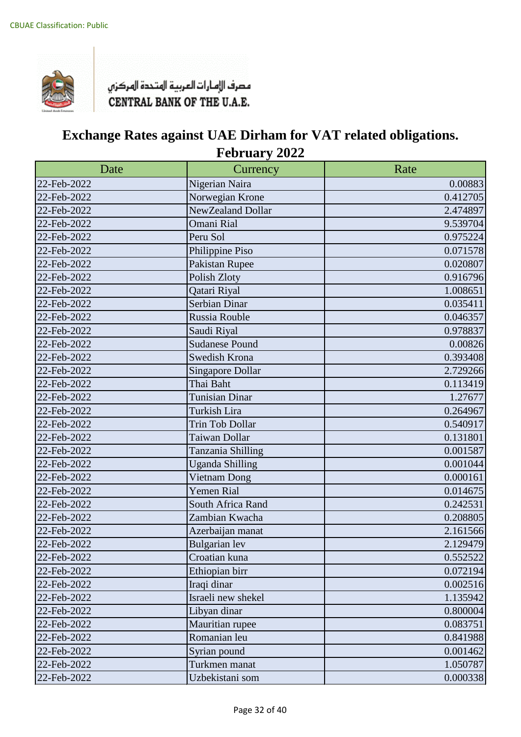CBUAE Classification: Public

مصرف الإمارات العربية المتحدة المركزي
CENTRAL BANK OF THE U.A.E.

# Exchange Rates against UAE Dirham for VAT related obligations.
## February 2022

| Date | Currency | Rate |
|---|---|---|
| 22-Feb-2022 | Nigerian Naira | 0.00883 |
| 22-Feb-2022 | Norwegian Krone | 0.412705 |
| 22-Feb-2022 | NewZealand Dollar | 2.474897 |
| 22-Feb-2022 | Omani Rial | 9.539704 |
| 22-Feb-2022 | Peru Sol | 0.975224 |
| 22-Feb-2022 | Philippine Piso | 0.071578 |
| 22-Feb-2022 | Pakistan Rupee | 0.020807 |
| 22-Feb-2022 | Polish Zloty | 0.916796 |
| 22-Feb-2022 | Qatari Riyal | 1.008651 |
| 22-Feb-2022 | Serbian Dinar | 0.035411 |
| 22-Feb-2022 | Russia Rouble | 0.046357 |
| 22-Feb-2022 | Saudi Riyal | 0.978837 |
| 22-Feb-2022 | Sudanese Pound | 0.00826 |
| 22-Feb-2022 | Swedish Krona | 0.393408 |
| 22-Feb-2022 | Singapore Dollar | 2.729266 |
| 22-Feb-2022 | Thai Baht | 0.113419 |
| 22-Feb-2022 | Tunisian Dinar | 1.27677 |
| 22-Feb-2022 | Turkish Lira | 0.264967 |
| 22-Feb-2022 | Trin Tob Dollar | 0.540917 |
| 22-Feb-2022 | Taiwan Dollar | 0.131801 |
| 22-Feb-2022 | Tanzania Shilling | 0.001587 |
| 22-Feb-2022 | Uganda Shilling | 0.001044 |
| 22-Feb-2022 | Vietnam Dong | 0.000161 |
| 22-Feb-2022 | Yemen Rial | 0.014675 |
| 22-Feb-2022 | South Africa Rand | 0.242531 |
| 22-Feb-2022 | Zambian Kwacha | 0.208805 |
| 22-Feb-2022 | Azerbaijan manat | 2.161566 |
| 22-Feb-2022 | Bulgarian lev | 2.129479 |
| 22-Feb-2022 | Croatian kuna | 0.552522 |
| 22-Feb-2022 | Ethiopian birr | 0.072194 |
| 22-Feb-2022 | Iraqi dinar | 0.002516 |
| 22-Feb-2022 | Israeli new shekel | 1.135942 |
| 22-Feb-2022 | Libyan dinar | 0.800004 |
| 22-Feb-2022 | Mauritian rupee | 0.083751 |
| 22-Feb-2022 | Romanian leu | 0.841988 |
| 22-Feb-2022 | Syrian pound | 0.001462 |
| 22-Feb-2022 | Turkmen manat | 1.050787 |
| 22-Feb-2022 | Uzbekistani som | 0.000338 |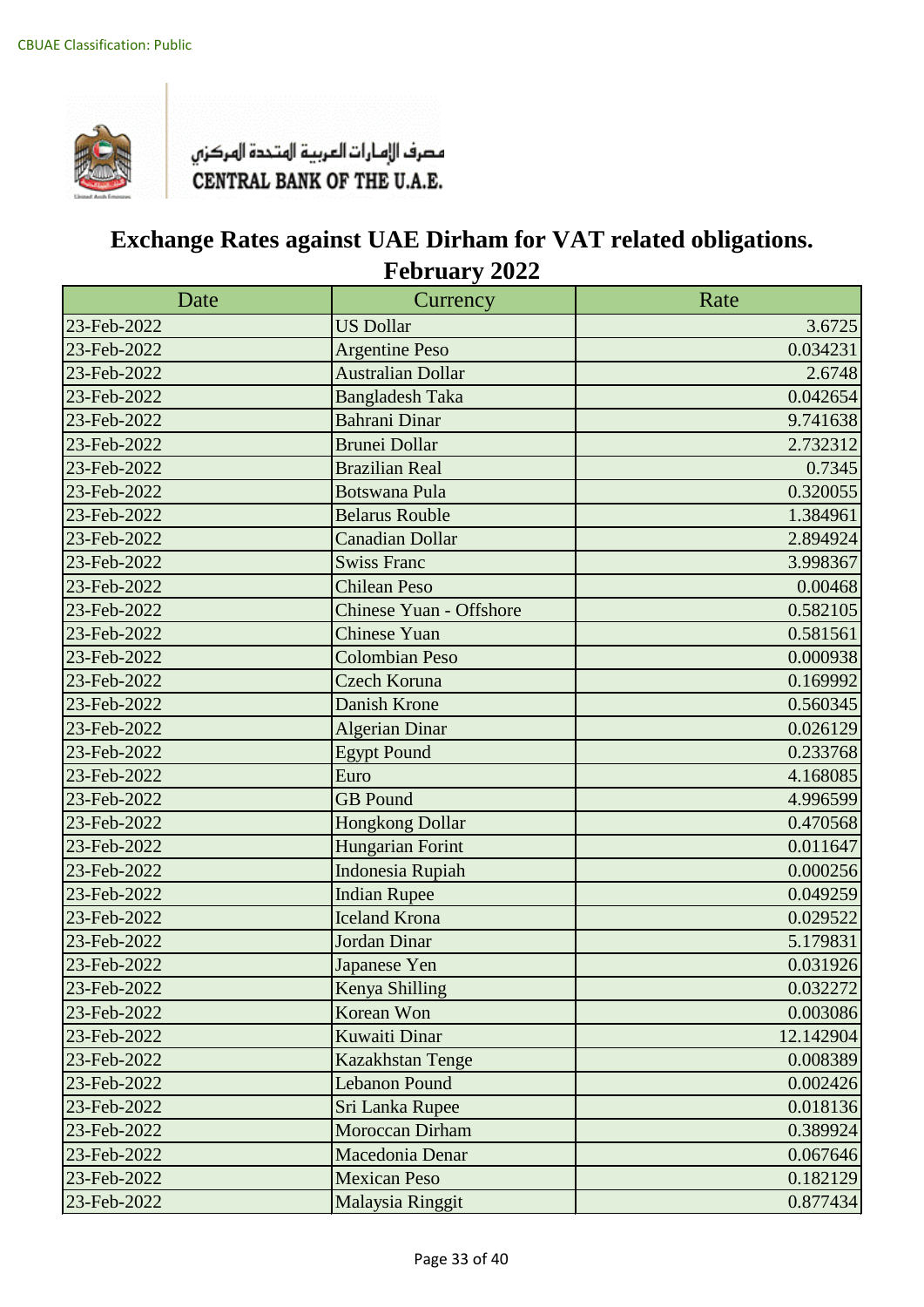CBUAE Classification: Public

مصرف الإمارات العربية المتحدة المركزي
CENTRAL BANK OF THE U.A.E.

# Exchange Rates against UAE Dirham for VAT related obligations.
## February 2022

| Date | Currency | Rate |
|---|---|---|
| 23-Feb-2022 | US Dollar | 3.6725 |
| 23-Feb-2022 | Argentine Peso | 0.034231 |
| 23-Feb-2022 | Australian Dollar | 2.6748 |
| 23-Feb-2022 | Bangladesh Taka | 0.042654 |
| 23-Feb-2022 | Bahrani Dinar | 9.741638 |
| 23-Feb-2022 | Brunei Dollar | 2.732312 |
| 23-Feb-2022 | Brazilian Real | 0.7345 |
| 23-Feb-2022 | Botswana Pula | 0.320055 |
| 23-Feb-2022 | Belarus Rouble | 1.384961 |
| 23-Feb-2022 | Canadian Dollar | 2.894924 |
| 23-Feb-2022 | Swiss Franc | 3.998367 |
| 23-Feb-2022 | Chilean Peso | 0.00468 |
| 23-Feb-2022 | Chinese Yuan - Offshore | 0.582105 |
| 23-Feb-2022 | Chinese Yuan | 0.581561 |
| 23-Feb-2022 | Colombian Peso | 0.000938 |
| 23-Feb-2022 | Czech Koruna | 0.169992 |
| 23-Feb-2022 | Danish Krone | 0.560345 |
| 23-Feb-2022 | Algerian Dinar | 0.026129 |
| 23-Feb-2022 | Egypt Pound | 0.233768 |
| 23-Feb-2022 | Euro | 4.168085 |
| 23-Feb-2022 | GB Pound | 4.996599 |
| 23-Feb-2022 | Hongkong Dollar | 0.470568 |
| 23-Feb-2022 | Hungarian Forint | 0.011647 |
| 23-Feb-2022 | Indonesia Rupiah | 0.000256 |
| 23-Feb-2022 | Indian Rupee | 0.049259 |
| 23-Feb-2022 | Iceland Krona | 0.029522 |
| 23-Feb-2022 | Jordan Dinar | 5.179831 |
| 23-Feb-2022 | Japanese Yen | 0.031926 |
| 23-Feb-2022 | Kenya Shilling | 0.032272 |
| 23-Feb-2022 | Korean Won | 0.003086 |
| 23-Feb-2022 | Kuwaiti Dinar | 12.142904 |
| 23-Feb-2022 | Kazakhstan Tenge | 0.008389 |
| 23-Feb-2022 | Lebanon Pound | 0.002426 |
| 23-Feb-2022 | Sri Lanka Rupee | 0.018136 |
| 23-Feb-2022 | Moroccan Dirham | 0.389924 |
| 23-Feb-2022 | Macedonia Denar | 0.067646 |
| 23-Feb-2022 | Mexican Peso | 0.182129 |
| 23-Feb-2022 | Malaysia Ringgit | 0.877434 |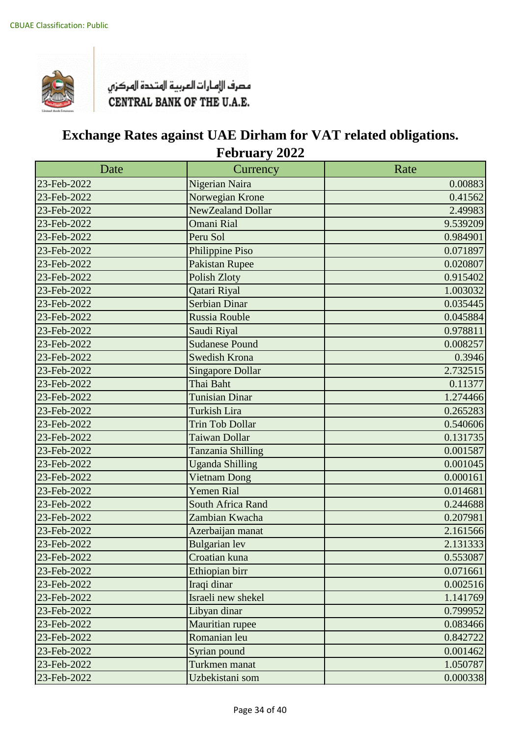CBUAE Classification: Public

مصرف الإمارات العربية المتحدة المركزي
CENTRAL BANK OF THE U.A.E.

# Exchange Rates against UAE Dirham for VAT related obligations. February 2022

| Date | Currency | Rate |
|---|---|---|
| 23-Feb-2022 | Nigerian Naira | 0.00883 |
| 23-Feb-2022 | Norwegian Krone | 0.41562 |
| 23-Feb-2022 | NewZealand Dollar | 2.49983 |
| 23-Feb-2022 | Omani Rial | 9.539209 |
| 23-Feb-2022 | Peru Sol | 0.984901 |
| 23-Feb-2022 | Philippine Piso | 0.071897 |
| 23-Feb-2022 | Pakistan Rupee | 0.020807 |
| 23-Feb-2022 | Polish Zloty | 0.915402 |
| 23-Feb-2022 | Qatari Riyal | 1.003032 |
| 23-Feb-2022 | Serbian Dinar | 0.035445 |
| 23-Feb-2022 | Russia Rouble | 0.045884 |
| 23-Feb-2022 | Saudi Riyal | 0.978811 |
| 23-Feb-2022 | Sudanese Pound | 0.008257 |
| 23-Feb-2022 | Swedish Krona | 0.3946 |
| 23-Feb-2022 | Singapore Dollar | 2.732515 |
| 23-Feb-2022 | Thai Baht | 0.11377 |
| 23-Feb-2022 | Tunisian Dinar | 1.274466 |
| 23-Feb-2022 | Turkish Lira | 0.265283 |
| 23-Feb-2022 | Trin Tob Dollar | 0.540606 |
| 23-Feb-2022 | Taiwan Dollar | 0.131735 |
| 23-Feb-2022 | Tanzania Shilling | 0.001587 |
| 23-Feb-2022 | Uganda Shilling | 0.001045 |
| 23-Feb-2022 | Vietnam Dong | 0.000161 |
| 23-Feb-2022 | Yemen Rial | 0.014681 |
| 23-Feb-2022 | South Africa Rand | 0.244688 |
| 23-Feb-2022 | Zambian Kwacha | 0.207981 |
| 23-Feb-2022 | Azerbaijan manat | 2.161566 |
| 23-Feb-2022 | Bulgarian lev | 2.131333 |
| 23-Feb-2022 | Croatian kuna | 0.553087 |
| 23-Feb-2022 | Ethiopian birr | 0.071661 |
| 23-Feb-2022 | Iraqi dinar | 0.002516 |
| 23-Feb-2022 | Israeli new shekel | 1.141769 |
| 23-Feb-2022 | Libyan dinar | 0.799952 |
| 23-Feb-2022 | Mauritian rupee | 0.083466 |
| 23-Feb-2022 | Romanian leu | 0.842722 |
| 23-Feb-2022 | Syrian pound | 0.001462 |
| 23-Feb-2022 | Turkmen manat | 1.050787 |
| 23-Feb-2022 | Uzbekistani som | 0.000338 |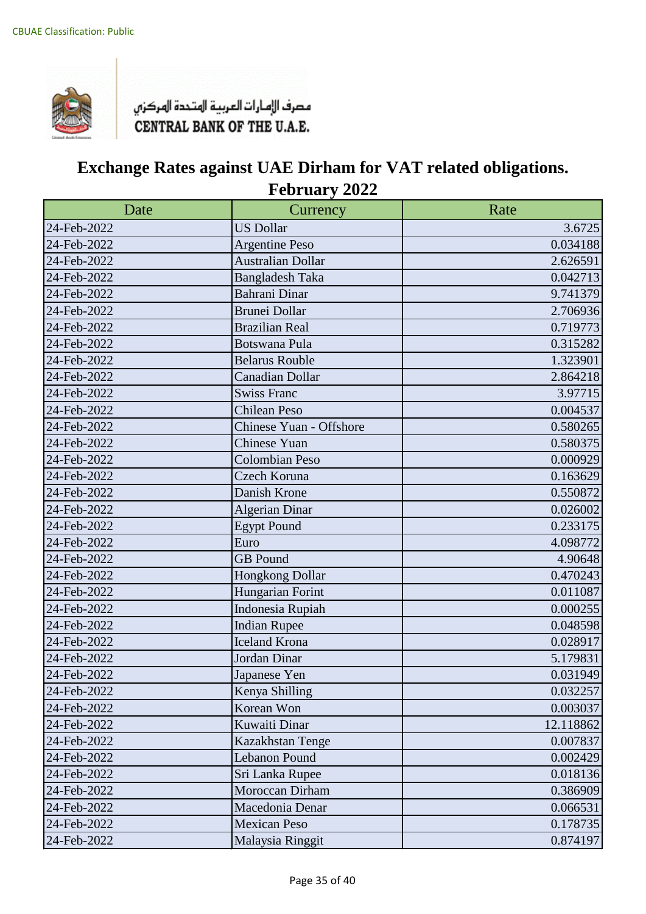CBUAE Classification: Public

مصرف الإمارات العربية المتحدة المركزي
CENTRAL BANK OF THE U.A.E.

# Exchange Rates against UAE Dirham for VAT related obligations. February 2022

| Date | Currency | Rate |
|---|---|---|
| 24-Feb-2022 | US Dollar | 3.6725 |
| 24-Feb-2022 | Argentine Peso | 0.034188 |
| 24-Feb-2022 | Australian Dollar | 2.626591 |
| 24-Feb-2022 | Bangladesh Taka | 0.042713 |
| 24-Feb-2022 | Bahrani Dinar | 9.741379 |
| 24-Feb-2022 | Brunei Dollar | 2.706936 |
| 24-Feb-2022 | Brazilian Real | 0.719773 |
| 24-Feb-2022 | Botswana Pula | 0.315282 |
| 24-Feb-2022 | Belarus Rouble | 1.323901 |
| 24-Feb-2022 | Canadian Dollar | 2.864218 |
| 24-Feb-2022 | Swiss Franc | 3.97715 |
| 24-Feb-2022 | Chilean Peso | 0.004537 |
| 24-Feb-2022 | Chinese Yuan - Offshore | 0.580265 |
| 24-Feb-2022 | Chinese Yuan | 0.580375 |
| 24-Feb-2022 | Colombian Peso | 0.000929 |
| 24-Feb-2022 | Czech Koruna | 0.163629 |
| 24-Feb-2022 | Danish Krone | 0.550872 |
| 24-Feb-2022 | Algerian Dinar | 0.026002 |
| 24-Feb-2022 | Egypt Pound | 0.233175 |
| 24-Feb-2022 | Euro | 4.098772 |
| 24-Feb-2022 | GB Pound | 4.90648 |
| 24-Feb-2022 | Hongkong Dollar | 0.470243 |
| 24-Feb-2022 | Hungarian Forint | 0.011087 |
| 24-Feb-2022 | Indonesia Rupiah | 0.000255 |
| 24-Feb-2022 | Indian Rupee | 0.048598 |
| 24-Feb-2022 | Iceland Krona | 0.028917 |
| 24-Feb-2022 | Jordan Dinar | 5.179831 |
| 24-Feb-2022 | Japanese Yen | 0.031949 |
| 24-Feb-2022 | Kenya Shilling | 0.032257 |
| 24-Feb-2022 | Korean Won | 0.003037 |
| 24-Feb-2022 | Kuwaiti Dinar | 12.118862 |
| 24-Feb-2022 | Kazakhstan Tenge | 0.007837 |
| 24-Feb-2022 | Lebanon Pound | 0.002429 |
| 24-Feb-2022 | Sri Lanka Rupee | 0.018136 |
| 24-Feb-2022 | Moroccan Dirham | 0.386909 |
| 24-Feb-2022 | Macedonia Denar | 0.066531 |
| 24-Feb-2022 | Mexican Peso | 0.178735 |
| 24-Feb-2022 | Malaysia Ringgit | 0.874197 |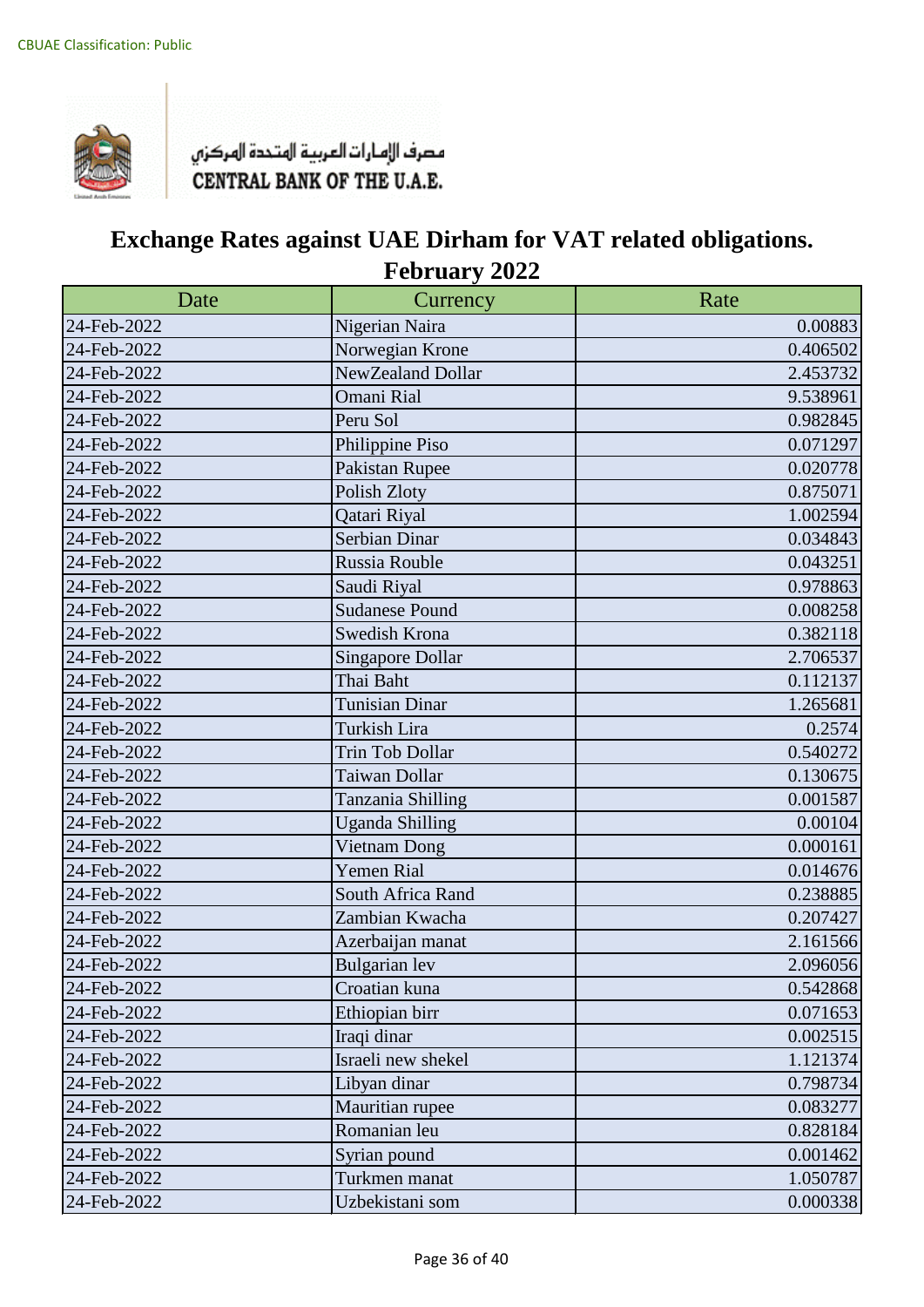CBUAE Classification: Public

مصرف الإمارات العربية المتحدة المركزي
CENTRAL BANK OF THE U.A.E.

# Exchange Rates against UAE Dirham for VAT related obligations.
## February 2022

| Date | Currency | Rate |
| --- | --- | --- |
| 24-Feb-2022 | Nigerian Naira | 0.00883 |
| 24-Feb-2022 | Norwegian Krone | 0.406502 |
| 24-Feb-2022 | NewZealand Dollar | 2.453732 |
| 24-Feb-2022 | Omani Rial | 9.538961 |
| 24-Feb-2022 | Peru Sol | 0.982845 |
| 24-Feb-2022 | Philippine Piso | 0.071297 |
| 24-Feb-2022 | Pakistan Rupee | 0.020778 |
| 24-Feb-2022 | Polish Zloty | 0.875071 |
| 24-Feb-2022 | Qatari Riyal | 1.002594 |
| 24-Feb-2022 | Serbian Dinar | 0.034843 |
| 24-Feb-2022 | Russia Rouble | 0.043251 |
| 24-Feb-2022 | Saudi Riyal | 0.978863 |
| 24-Feb-2022 | Sudanese Pound | 0.008258 |
| 24-Feb-2022 | Swedish Krona | 0.382118 |
| 24-Feb-2022 | Singapore Dollar | 2.706537 |
| 24-Feb-2022 | Thai Baht | 0.112137 |
| 24-Feb-2022 | Tunisian Dinar | 1.265681 |
| 24-Feb-2022 | Turkish Lira | 0.2574 |
| 24-Feb-2022 | Trin Tob Dollar | 0.540272 |
| 24-Feb-2022 | Taiwan Dollar | 0.130675 |
| 24-Feb-2022 | Tanzania Shilling | 0.001587 |
| 24-Feb-2022 | Uganda Shilling | 0.00104 |
| 24-Feb-2022 | Vietnam Dong | 0.000161 |
| 24-Feb-2022 | Yemen Rial | 0.014676 |
| 24-Feb-2022 | South Africa Rand | 0.238885 |
| 24-Feb-2022 | Zambian Kwacha | 0.207427 |
| 24-Feb-2022 | Azerbaijan manat | 2.161566 |
| 24-Feb-2022 | Bulgarian lev | 2.096056 |
| 24-Feb-2022 | Croatian kuna | 0.542868 |
| 24-Feb-2022 | Ethiopian birr | 0.071653 |
| 24-Feb-2022 | Iraqi dinar | 0.002515 |
| 24-Feb-2022 | Israeli new shekel | 1.121374 |
| 24-Feb-2022 | Libyan dinar | 0.798734 |
| 24-Feb-2022 | Mauritian rupee | 0.083277 |
| 24-Feb-2022 | Romanian leu | 0.828184 |
| 24-Feb-2022 | Syrian pound | 0.001462 |
| 24-Feb-2022 | Turkmen manat | 1.050787 |
| 24-Feb-2022 | Uzbekistani som | 0.000338 |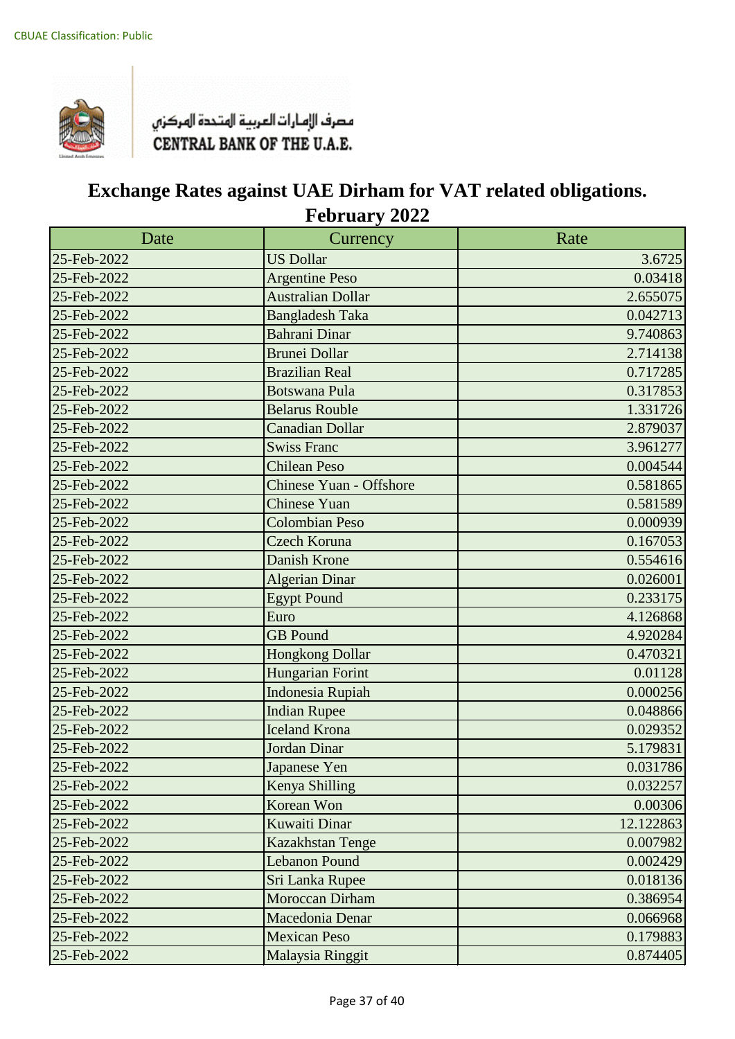CBUAE Classification: Public

مصرف الإمارات العربية المتحدة المركزي
CENTRAL BANK OF THE U.A.E.

# Exchange Rates against UAE Dirham for VAT related obligations. February 2022

| Date | Currency | Rate |
|---|---|---|
| 25-Feb-2022 | US Dollar | 3.6725 |
| 25-Feb-2022 | Argentine Peso | 0.03418 |
| 25-Feb-2022 | Australian Dollar | 2.655075 |
| 25-Feb-2022 | Bangladesh Taka | 0.042713 |
| 25-Feb-2022 | Bahrani Dinar | 9.740863 |
| 25-Feb-2022 | Brunei Dollar | 2.714138 |
| 25-Feb-2022 | Brazilian Real | 0.717285 |
| 25-Feb-2022 | Botswana Pula | 0.317853 |
| 25-Feb-2022 | Belarus Rouble | 1.331726 |
| 25-Feb-2022 | Canadian Dollar | 2.879037 |
| 25-Feb-2022 | Swiss Franc | 3.961277 |
| 25-Feb-2022 | Chilean Peso | 0.004544 |
| 25-Feb-2022 | Chinese Yuan - Offshore | 0.581865 |
| 25-Feb-2022 | Chinese Yuan | 0.581589 |
| 25-Feb-2022 | Colombian Peso | 0.000939 |
| 25-Feb-2022 | Czech Koruna | 0.167053 |
| 25-Feb-2022 | Danish Krone | 0.554616 |
| 25-Feb-2022 | Algerian Dinar | 0.026001 |
| 25-Feb-2022 | Egypt Pound | 0.233175 |
| 25-Feb-2022 | Euro | 4.126868 |
| 25-Feb-2022 | GB Pound | 4.920284 |
| 25-Feb-2022 | Hongkong Dollar | 0.470321 |
| 25-Feb-2022 | Hungarian Forint | 0.01128 |
| 25-Feb-2022 | Indonesia Rupiah | 0.000256 |
| 25-Feb-2022 | Indian Rupee | 0.048866 |
| 25-Feb-2022 | Iceland Krona | 0.029352 |
| 25-Feb-2022 | Jordan Dinar | 5.179831 |
| 25-Feb-2022 | Japanese Yen | 0.031786 |
| 25-Feb-2022 | Kenya Shilling | 0.032257 |
| 25-Feb-2022 | Korean Won | 0.00306 |
| 25-Feb-2022 | Kuwaiti Dinar | 12.122863 |
| 25-Feb-2022 | Kazakhstan Tenge | 0.007982 |
| 25-Feb-2022 | Lebanon Pound | 0.002429 |
| 25-Feb-2022 | Sri Lanka Rupee | 0.018136 |
| 25-Feb-2022 | Moroccan Dirham | 0.386954 |
| 25-Feb-2022 | Macedonia Denar | 0.066968 |
| 25-Feb-2022 | Mexican Peso | 0.179883 |
| 25-Feb-2022 | Malaysia Ringgit | 0.874405 |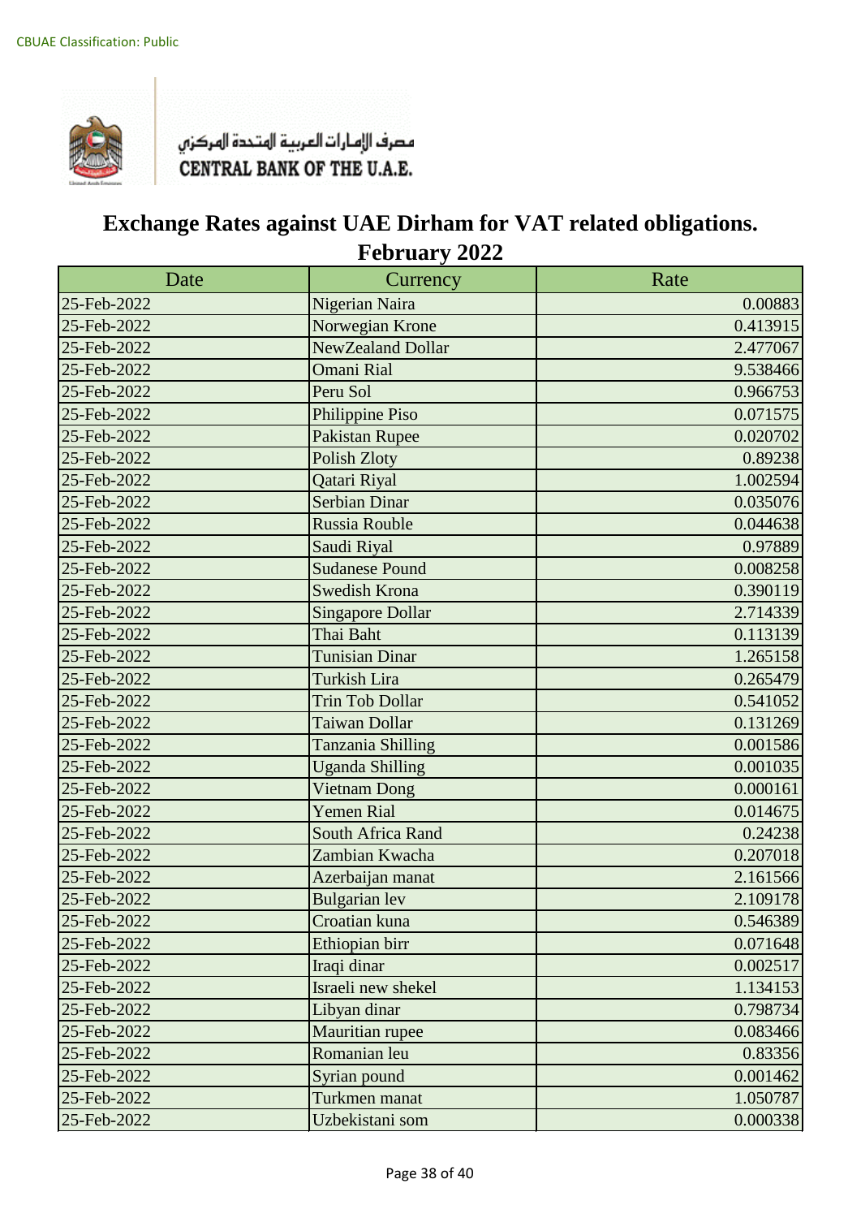CBUAE Classification: Public

مصرف الإمارات العربية المتحدة المركزي
CENTRAL BANK OF THE U.A.E.

# Exchange Rates against UAE Dirham for VAT related obligations. February 2022

| Date | Currency | Rate |
|---|---|---|
| 25-Feb-2022 | Nigerian Naira | 0.00883 |
| 25-Feb-2022 | Norwegian Krone | 0.413915 |
| 25-Feb-2022 | NewZealand Dollar | 2.477067 |
| 25-Feb-2022 | Omani Rial | 9.538466 |
| 25-Feb-2022 | Peru Sol | 0.966753 |
| 25-Feb-2022 | Philippine Piso | 0.071575 |
| 25-Feb-2022 | Pakistan Rupee | 0.020702 |
| 25-Feb-2022 | Polish Zloty | 0.89238 |
| 25-Feb-2022 | Qatari Riyal | 1.002594 |
| 25-Feb-2022 | Serbian Dinar | 0.035076 |
| 25-Feb-2022 | Russia Rouble | 0.044638 |
| 25-Feb-2022 | Saudi Riyal | 0.97889 |
| 25-Feb-2022 | Sudanese Pound | 0.008258 |
| 25-Feb-2022 | Swedish Krona | 0.390119 |
| 25-Feb-2022 | Singapore Dollar | 2.714339 |
| 25-Feb-2022 | Thai Baht | 0.113139 |
| 25-Feb-2022 | Tunisian Dinar | 1.265158 |
| 25-Feb-2022 | Turkish Lira | 0.265479 |
| 25-Feb-2022 | Trin Tob Dollar | 0.541052 |
| 25-Feb-2022 | Taiwan Dollar | 0.131269 |
| 25-Feb-2022 | Tanzania Shilling | 0.001586 |
| 25-Feb-2022 | Uganda Shilling | 0.001035 |
| 25-Feb-2022 | Vietnam Dong | 0.000161 |
| 25-Feb-2022 | Yemen Rial | 0.014675 |
| 25-Feb-2022 | South Africa Rand | 0.24238 |
| 25-Feb-2022 | Zambian Kwacha | 0.207018 |
| 25-Feb-2022 | Azerbaijan manat | 2.161566 |
| 25-Feb-2022 | Bulgarian lev | 2.109178 |
| 25-Feb-2022 | Croatian kuna | 0.546389 |
| 25-Feb-2022 | Ethiopian birr | 0.071648 |
| 25-Feb-2022 | Iraqi dinar | 0.002517 |
| 25-Feb-2022 | Israeli new shekel | 1.134153 |
| 25-Feb-2022 | Libyan dinar | 0.798734 |
| 25-Feb-2022 | Mauritian rupee | 0.083466 |
| 25-Feb-2022 | Romanian leu | 0.83356 |
| 25-Feb-2022 | Syrian pound | 0.001462 |
| 25-Feb-2022 | Turkmen manat | 1.050787 |
| 25-Feb-2022 | Uzbekistani som | 0.000338 |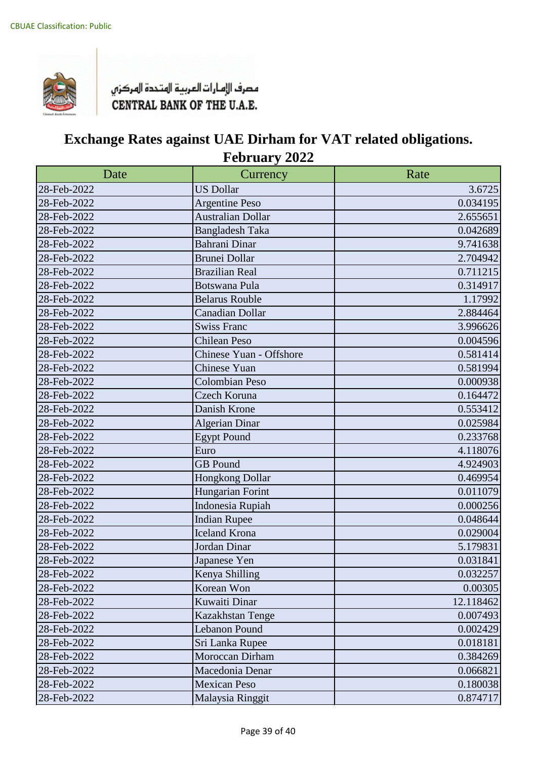CBUAE Classification: Public

مصرف الإمارات العربية المتحدة المركزي
CENTRAL BANK OF THE U.A.E.

# Exchange Rates against UAE Dirham for VAT related obligations.
## February 2022

| Date | Currency | Rate |
|---|---|---|
| 28-Feb-2022 | US Dollar | 3.6725 |
| 28-Feb-2022 | Argentine Peso | 0.034195 |
| 28-Feb-2022 | Australian Dollar | 2.655651 |
| 28-Feb-2022 | Bangladesh Taka | 0.042689 |
| 28-Feb-2022 | Bahrani Dinar | 9.741638 |
| 28-Feb-2022 | Brunei Dollar | 2.704942 |
| 28-Feb-2022 | Brazilian Real | 0.711215 |
| 28-Feb-2022 | Botswana Pula | 0.314917 |
| 28-Feb-2022 | Belarus Rouble | 1.17992 |
| 28-Feb-2022 | Canadian Dollar | 2.884464 |
| 28-Feb-2022 | Swiss Franc | 3.996626 |
| 28-Feb-2022 | Chilean Peso | 0.004596 |
| 28-Feb-2022 | Chinese Yuan - Offshore | 0.581414 |
| 28-Feb-2022 | Chinese Yuan | 0.581994 |
| 28-Feb-2022 | Colombian Peso | 0.000938 |
| 28-Feb-2022 | Czech Koruna | 0.164472 |
| 28-Feb-2022 | Danish Krone | 0.553412 |
| 28-Feb-2022 | Algerian Dinar | 0.025984 |
| 28-Feb-2022 | Egypt Pound | 0.233768 |
| 28-Feb-2022 | Euro | 4.118076 |
| 28-Feb-2022 | GB Pound | 4.924903 |
| 28-Feb-2022 | Hongkong Dollar | 0.469954 |
| 28-Feb-2022 | Hungarian Forint | 0.011079 |
| 28-Feb-2022 | Indonesia Rupiah | 0.000256 |
| 28-Feb-2022 | Indian Rupee | 0.048644 |
| 28-Feb-2022 | Iceland Krona | 0.029004 |
| 28-Feb-2022 | Jordan Dinar | 5.179831 |
| 28-Feb-2022 | Japanese Yen | 0.031841 |
| 28-Feb-2022 | Kenya Shilling | 0.032257 |
| 28-Feb-2022 | Korean Won | 0.00305 |
| 28-Feb-2022 | Kuwaiti Dinar | 12.118462 |
| 28-Feb-2022 | Kazakhstan Tenge | 0.007493 |
| 28-Feb-2022 | Lebanon Pound | 0.002429 |
| 28-Feb-2022 | Sri Lanka Rupee | 0.018181 |
| 28-Feb-2022 | Moroccan Dirham | 0.384269 |
| 28-Feb-2022 | Macedonia Denar | 0.066821 |
| 28-Feb-2022 | Mexican Peso | 0.180038 |
| 28-Feb-2022 | Malaysia Ringgit | 0.874717 |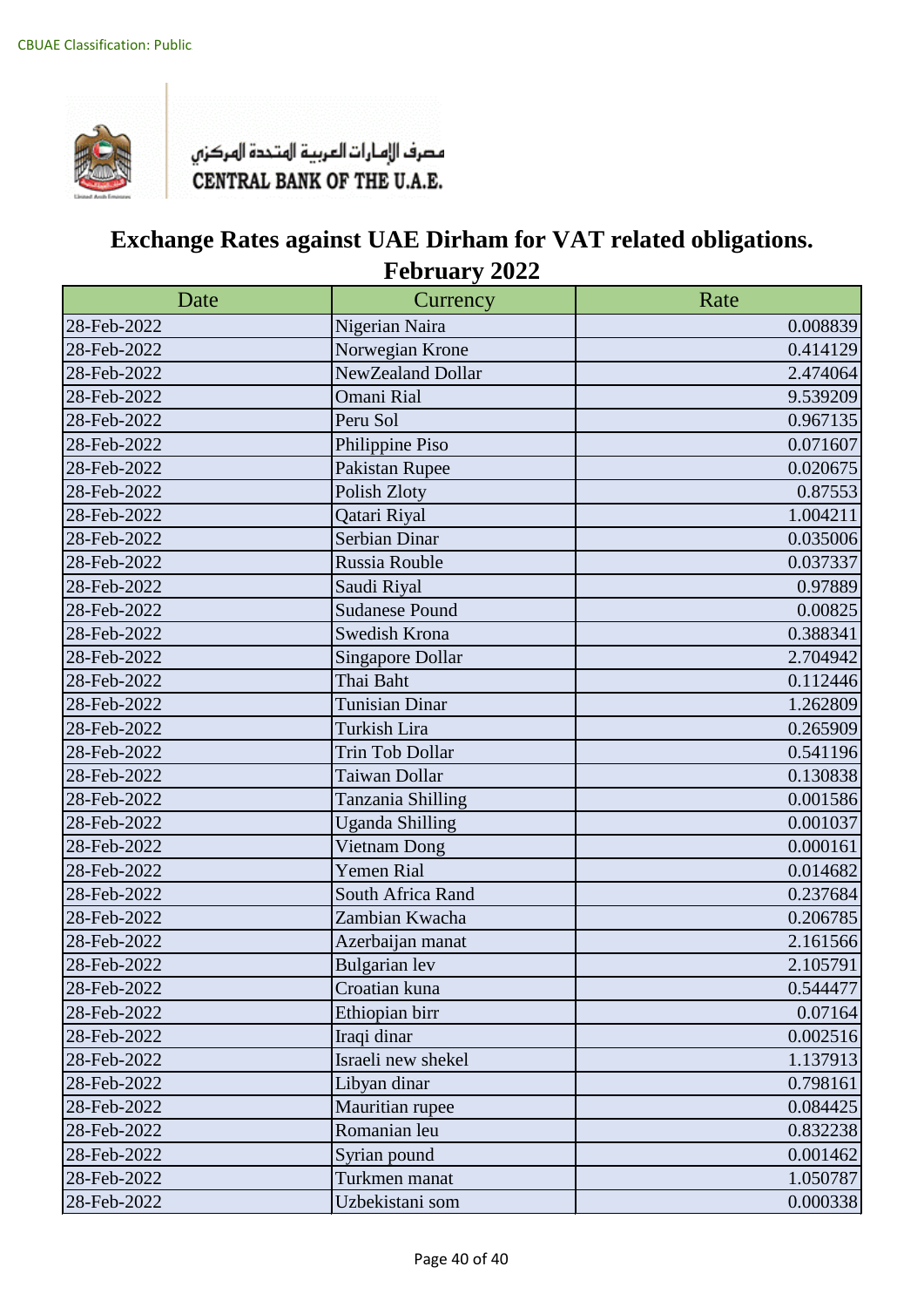CBUAE Classification: Public

مصرف الإمارات العربية المتحدة المركزي
CENTRAL BANK OF THE U.A.E.

# Exchange Rates against UAE Dirham for VAT related obligations.
## February 2022

| Date | Currency | Rate |
|---|---|---|
| 28-Feb-2022 | Nigerian Naira | 0.008839 |
| 28-Feb-2022 | Norwegian Krone | 0.414129 |
| 28-Feb-2022 | NewZealand Dollar | 2.474064 |
| 28-Feb-2022 | Omani Rial | 9.539209 |
| 28-Feb-2022 | Peru Sol | 0.967135 |
| 28-Feb-2022 | Philippine Piso | 0.071607 |
| 28-Feb-2022 | Pakistan Rupee | 0.020675 |
| 28-Feb-2022 | Polish Zloty | 0.87553 |
| 28-Feb-2022 | Qatari Riyal | 1.004211 |
| 28-Feb-2022 | Serbian Dinar | 0.035006 |
| 28-Feb-2022 | Russia Rouble | 0.037337 |
| 28-Feb-2022 | Saudi Riyal | 0.97889 |
| 28-Feb-2022 | Sudanese Pound | 0.00825 |
| 28-Feb-2022 | Swedish Krona | 0.388341 |
| 28-Feb-2022 | Singapore Dollar | 2.704942 |
| 28-Feb-2022 | Thai Baht | 0.112446 |
| 28-Feb-2022 | Tunisian Dinar | 1.262809 |
| 28-Feb-2022 | Turkish Lira | 0.265909 |
| 28-Feb-2022 | Trin Tob Dollar | 0.541196 |
| 28-Feb-2022 | Taiwan Dollar | 0.130838 |
| 28-Feb-2022 | Tanzania Shilling | 0.001586 |
| 28-Feb-2022 | Uganda Shilling | 0.001037 |
| 28-Feb-2022 | Vietnam Dong | 0.000161 |
| 28-Feb-2022 | Yemen Rial | 0.014682 |
| 28-Feb-2022 | South Africa Rand | 0.237684 |
| 28-Feb-2022 | Zambian Kwacha | 0.206785 |
| 28-Feb-2022 | Azerbaijan manat | 2.161566 |
| 28-Feb-2022 | Bulgarian lev | 2.105791 |
| 28-Feb-2022 | Croatian kuna | 0.544477 |
| 28-Feb-2022 | Ethiopian birr | 0.07164 |
| 28-Feb-2022 | Iraqi dinar | 0.002516 |
| 28-Feb-2022 | Israeli new shekel | 1.137913 |
| 28-Feb-2022 | Libyan dinar | 0.798161 |
| 28-Feb-2022 | Mauritian rupee | 0.084425 |
| 28-Feb-2022 | Romanian leu | 0.832238 |
| 28-Feb-2022 | Syrian pound | 0.001462 |
| 28-Feb-2022 | Turkmen manat | 1.050787 |
| 28-Feb-2022 | Uzbekistani som | 0.000338 |